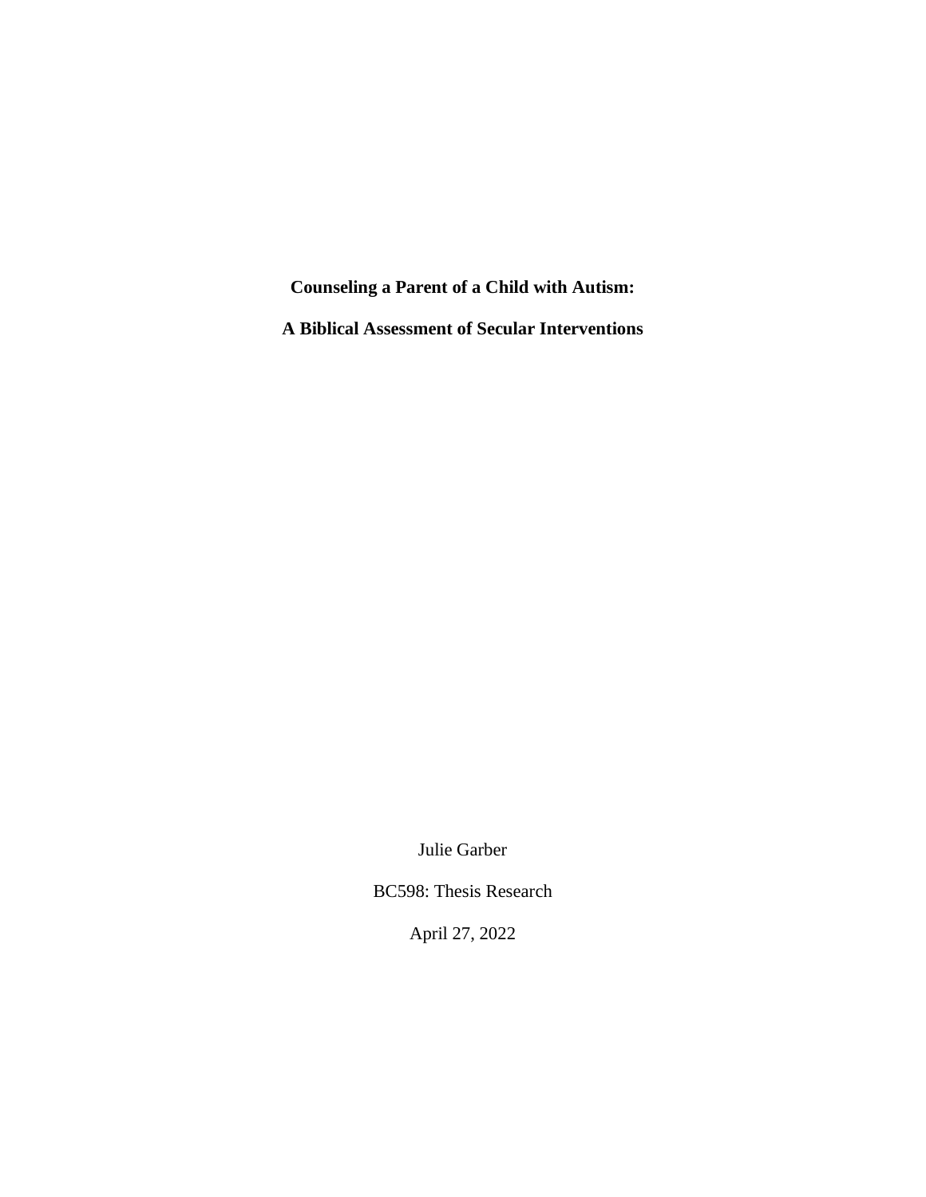# Counseling a Parent of a Child with Autism:

# A Biblical Assessment of Secular Interventions

Julie Garber

BC598: Thesis Research

April 27, 2022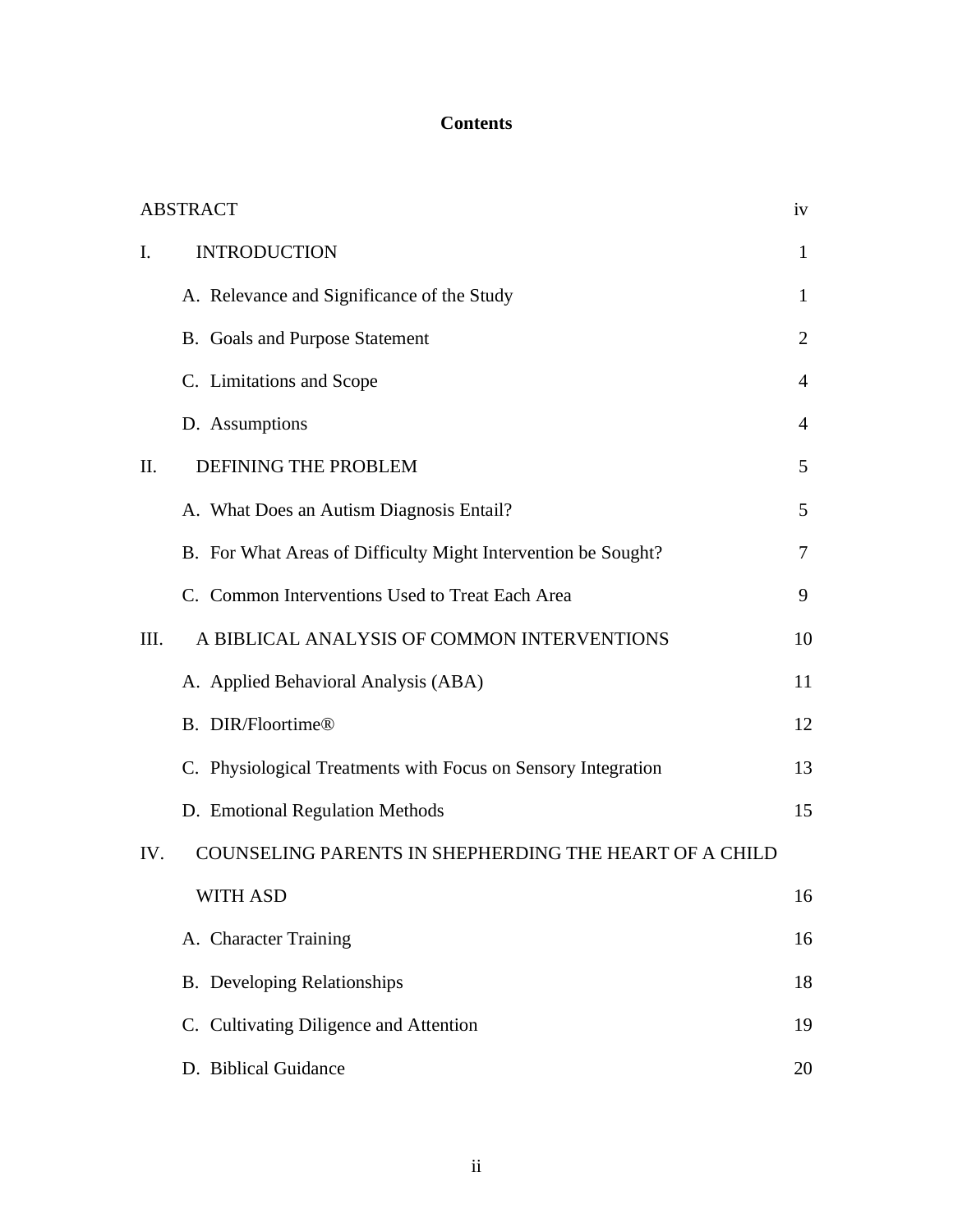# Contents

| | | |
|---|---|---|
| ABSTRACT | | iv |
| I. | INTRODUCTION | 1 |
| | A. Relevance and Significance of the Study | 1 |
| | B. Goals and Purpose Statement | 2 |
| | C. Limitations and Scope | 4 |
| | D. Assumptions | 4 |
| II. | DEFINING THE PROBLEM | 5 |
| | A. What Does an Autism Diagnosis Entail? | 5 |
| | B. For What Areas of Difficulty Might Intervention be Sought? | 7 |
| | C. Common Interventions Used to Treat Each Area | 9 |
| III. | A BIBLICAL ANALYSIS OF COMMON INTERVENTIONS | 10 |
| | A. Applied Behavioral Analysis (ABA) | 11 |
| | B. DIR/Floortime® | 12 |
| | C. Physiological Treatments with Focus on Sensory Integration | 13 |
| | D. Emotional Regulation Methods | 15 |
| IV. | COUNSELING PARENTS IN SHEPHERDING THE HEART OF A CHILD WITH ASD | 16 |
| | A. Character Training | 16 |
| | B. Developing Relationships | 18 |
| | C. Cultivating Diligence and Attention | 19 |
| | D. Biblical Guidance | 20 |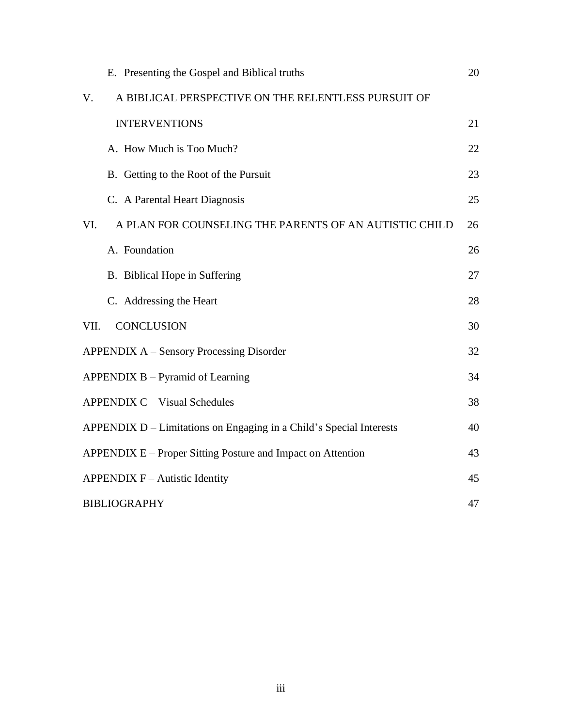| | |
|---|---|
| E. Presenting the Gospel and Biblical truths | 20 |
| V. A BIBLICAL PERSPECTIVE ON THE RELENTLESS PURSUIT OF INTERVENTIONS | 21 |
| A. How Much is Too Much? | 22 |
| B. Getting to the Root of the Pursuit | 23 |
| C. A Parental Heart Diagnosis | 25 |
| VI. A PLAN FOR COUNSELING THE PARENTS OF AN AUTISTIC CHILD | 26 |
| A. Foundation | 26 |
| B. Biblical Hope in Suffering | 27 |
| C. Addressing the Heart | 28 |
| VII. CONCLUSION | 30 |
| APPENDIX A – Sensory Processing Disorder | 32 |
| APPENDIX B – Pyramid of Learning | 34 |
| APPENDIX C – Visual Schedules | 38 |
| APPENDIX D – Limitations on Engaging in a Child's Special Interests | 40 |
| APPENDIX E – Proper Sitting Posture and Impact on Attention | 43 |
| APPENDIX F – Autistic Identity | 45 |
| BIBLIOGRAPHY | 47 |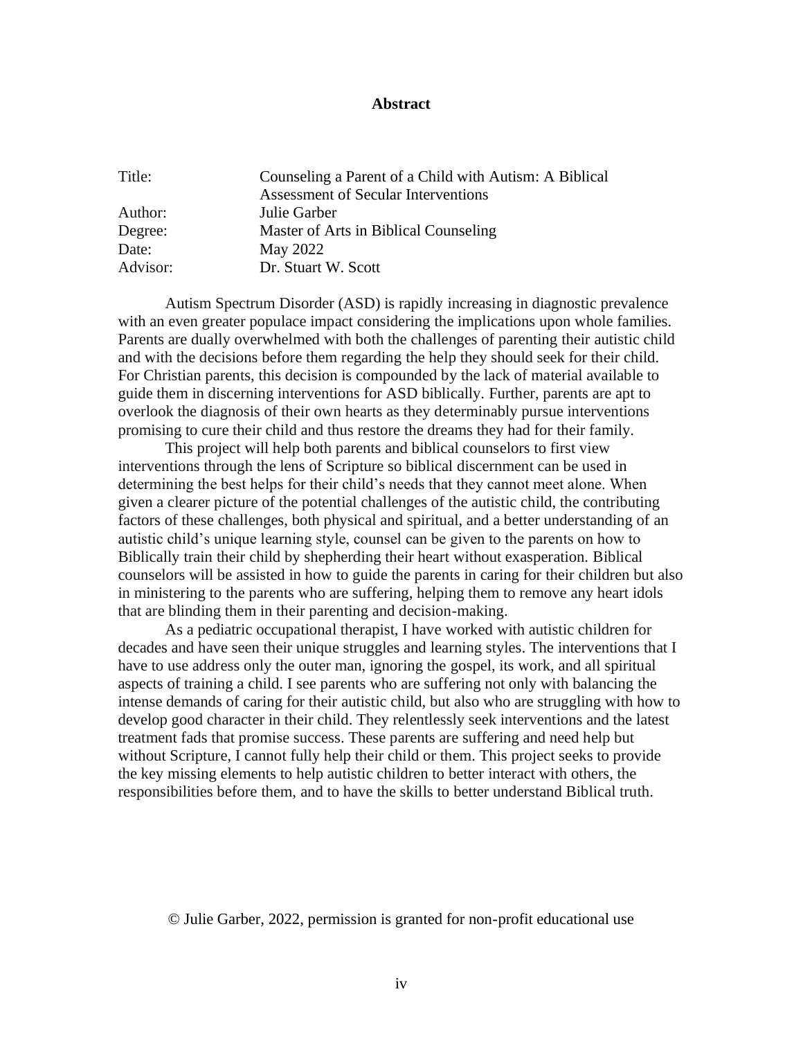# Abstract

| | |
|---|---|
| Title: | Counseling a Parent of a Child with Autism: A Biblical Assessment of Secular Interventions |
| Author: | Julie Garber |
| Degree: | Master of Arts in Biblical Counseling |
| Date: | May 2022 |
| Advisor: | Dr. Stuart W. Scott |

Autism Spectrum Disorder (ASD) is rapidly increasing in diagnostic prevalence with an even greater populace impact considering the implications upon whole families. Parents are dually overwhelmed with both the challenges of parenting their autistic child and with the decisions before them regarding the help they should seek for their child. For Christian parents, this decision is compounded by the lack of material available to guide them in discerning interventions for ASD biblically. Further, parents are apt to overlook the diagnosis of their own hearts as they determinably pursue interventions promising to cure their child and thus restore the dreams they had for their family.

This project will help both parents and biblical counselors to first view interventions through the lens of Scripture so biblical discernment can be used in determining the best helps for their child's needs that they cannot meet alone. When given a clearer picture of the potential challenges of the autistic child, the contributing factors of these challenges, both physical and spiritual, and a better understanding of an autistic child's unique learning style, counsel can be given to the parents on how to Biblically train their child by shepherding their heart without exasperation. Biblical counselors will be assisted in how to guide the parents in caring for their children but also in ministering to the parents who are suffering, helping them to remove any heart idols that are blinding them in their parenting and decision-making.

As a pediatric occupational therapist, I have worked with autistic children for decades and have seen their unique struggles and learning styles. The interventions that I have to use address only the outer man, ignoring the gospel, its work, and all spiritual aspects of training a child. I see parents who are suffering not only with balancing the intense demands of caring for their autistic child, but also who are struggling with how to develop good character in their child. They relentlessly seek interventions and the latest treatment fads that promise success. These parents are suffering and need help but without Scripture, I cannot fully help their child or them. This project seeks to provide the key missing elements to help autistic children to better interact with others, the responsibilities before them, and to have the skills to better understand Biblical truth.

© Julie Garber, 2022, permission is granted for non-profit educational use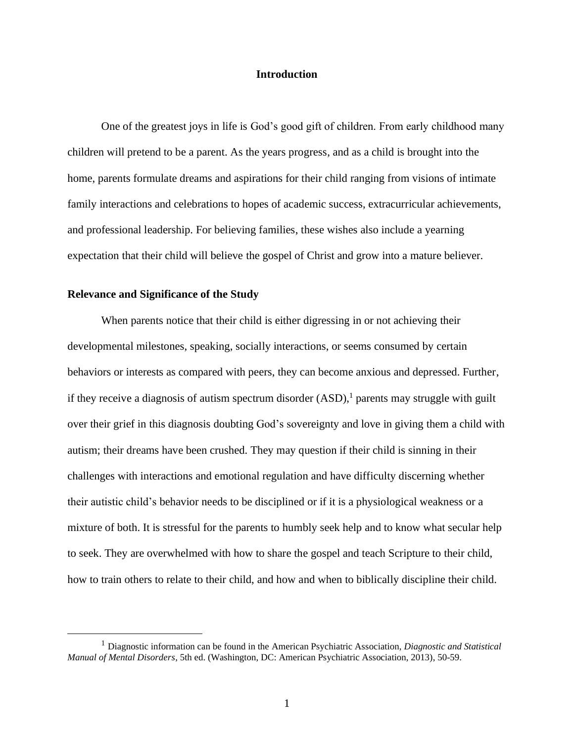# Introduction

One of the greatest joys in life is God's good gift of children. From early childhood many children will pretend to be a parent. As the years progress, and as a child is brought into the home, parents formulate dreams and aspirations for their child ranging from visions of intimate family interactions and celebrations to hopes of academic success, extracurricular achievements, and professional leadership. For believing families, these wishes also include a yearning expectation that their child will believe the gospel of Christ and grow into a mature believer.

## Relevance and Significance of the Study

When parents notice that their child is either digressing in or not achieving their developmental milestones, speaking, socially interactions, or seems consumed by certain behaviors or interests as compared with peers, they can become anxious and depressed. Further, if they receive a diagnosis of autism spectrum disorder (ASD),[1] parents may struggle with guilt over their grief in this diagnosis doubting God's sovereignty and love in giving them a child with autism; their dreams have been crushed. They may question if their child is sinning in their challenges with interactions and emotional regulation and have difficulty discerning whether their autistic child's behavior needs to be disciplined or if it is a physiological weakness or a mixture of both. It is stressful for the parents to humbly seek help and to know what secular help to seek. They are overwhelmed with how to share the gospel and teach Scripture to their child, how to train others to relate to their child, and how and when to biblically discipline their child.

[1] Diagnostic information can be found in the American Psychiatric Association, *Diagnostic and Statistical Manual of Mental Disorders*, 5th ed. (Washington, DC: American Psychiatric Association, 2013), 50-59.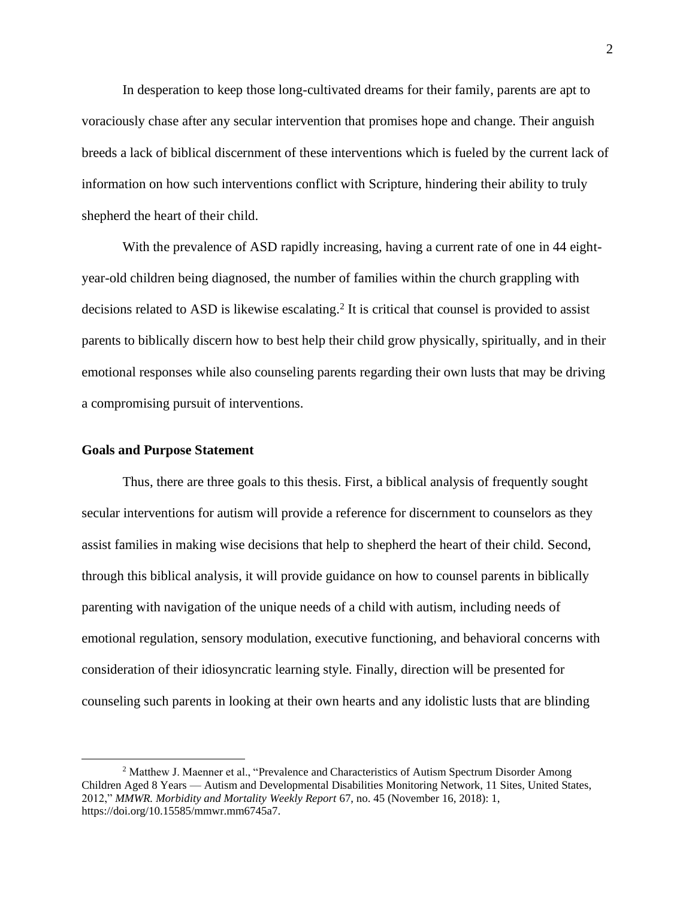In desperation to keep those long-cultivated dreams for their family, parents are apt to voraciously chase after any secular intervention that promises hope and change. Their anguish breeds a lack of biblical discernment of these interventions which is fueled by the current lack of information on how such interventions conflict with Scripture, hindering their ability to truly shepherd the heart of their child.

With the prevalence of ASD rapidly increasing, having a current rate of one in 44 eight-year-old children being diagnosed, the number of families within the church grappling with decisions related to ASD is likewise escalating.[2] It is critical that counsel is provided to assist parents to biblically discern how to best help their child grow physically, spiritually, and in their emotional responses while also counseling parents regarding their own lusts that may be driving a compromising pursuit of interventions.

**Goals and Purpose Statement**

Thus, there are three goals to this thesis. First, a biblical analysis of frequently sought secular interventions for autism will provide a reference for discernment to counselors as they assist families in making wise decisions that help to shepherd the heart of their child. Second, through this biblical analysis, it will provide guidance on how to counsel parents in biblically parenting with navigation of the unique needs of a child with autism, including needs of emotional regulation, sensory modulation, executive functioning, and behavioral concerns with consideration of their idiosyncratic learning style. Finally, direction will be presented for counseling such parents in looking at their own hearts and any idolistic lusts that are blinding

[2] Matthew J. Maenner et al., "Prevalence and Characteristics of Autism Spectrum Disorder Among Children Aged 8 Years — Autism and Developmental Disabilities Monitoring Network, 11 Sites, United States, 2012," *MMWR. Morbidity and Mortality Weekly Report* 67, no. 45 (November 16, 2018): 1, https://doi.org/10.15585/mmwr.mm6745a7.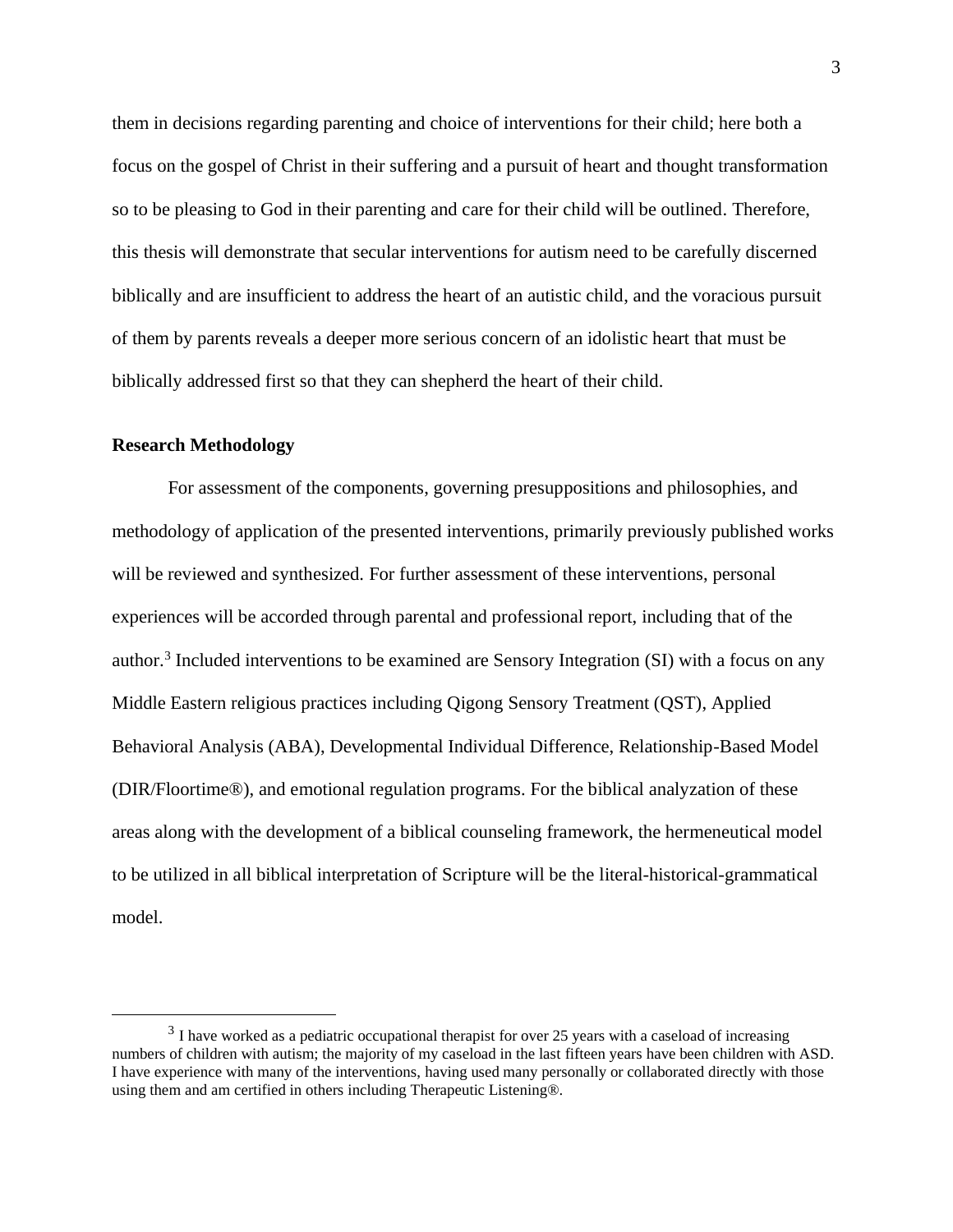them in decisions regarding parenting and choice of interventions for their child; here both a focus on the gospel of Christ in their suffering and a pursuit of heart and thought transformation so to be pleasing to God in their parenting and care for their child will be outlined. Therefore, this thesis will demonstrate that secular interventions for autism need to be carefully discerned biblically and are insufficient to address the heart of an autistic child, and the voracious pursuit of them by parents reveals a deeper more serious concern of an idolistic heart that must be biblically addressed first so that they can shepherd the heart of their child.

**Research Methodology**

For assessment of the components, governing presuppositions and philosophies, and methodology of application of the presented interventions, primarily previously published works will be reviewed and synthesized. For further assessment of these interventions, personal experiences will be accorded through parental and professional report, including that of the author.[3] Included interventions to be examined are Sensory Integration (SI) with a focus on any Middle Eastern religious practices including Qigong Sensory Treatment (QST), Applied Behavioral Analysis (ABA), Developmental Individual Difference, Relationship-Based Model (DIR/Floortime®), and emotional regulation programs. For the biblical analyzation of these areas along with the development of a biblical counseling framework, the hermeneutical model to be utilized in all biblical interpretation of Scripture will be the literal-historical-grammatical model.

---

[3] I have worked as a pediatric occupational therapist for over 25 years with a caseload of increasing numbers of children with autism; the majority of my caseload in the last fifteen years have been children with ASD. I have experience with many of the interventions, having used many personally or collaborated directly with those using them and am certified in others including Therapeutic Listening®.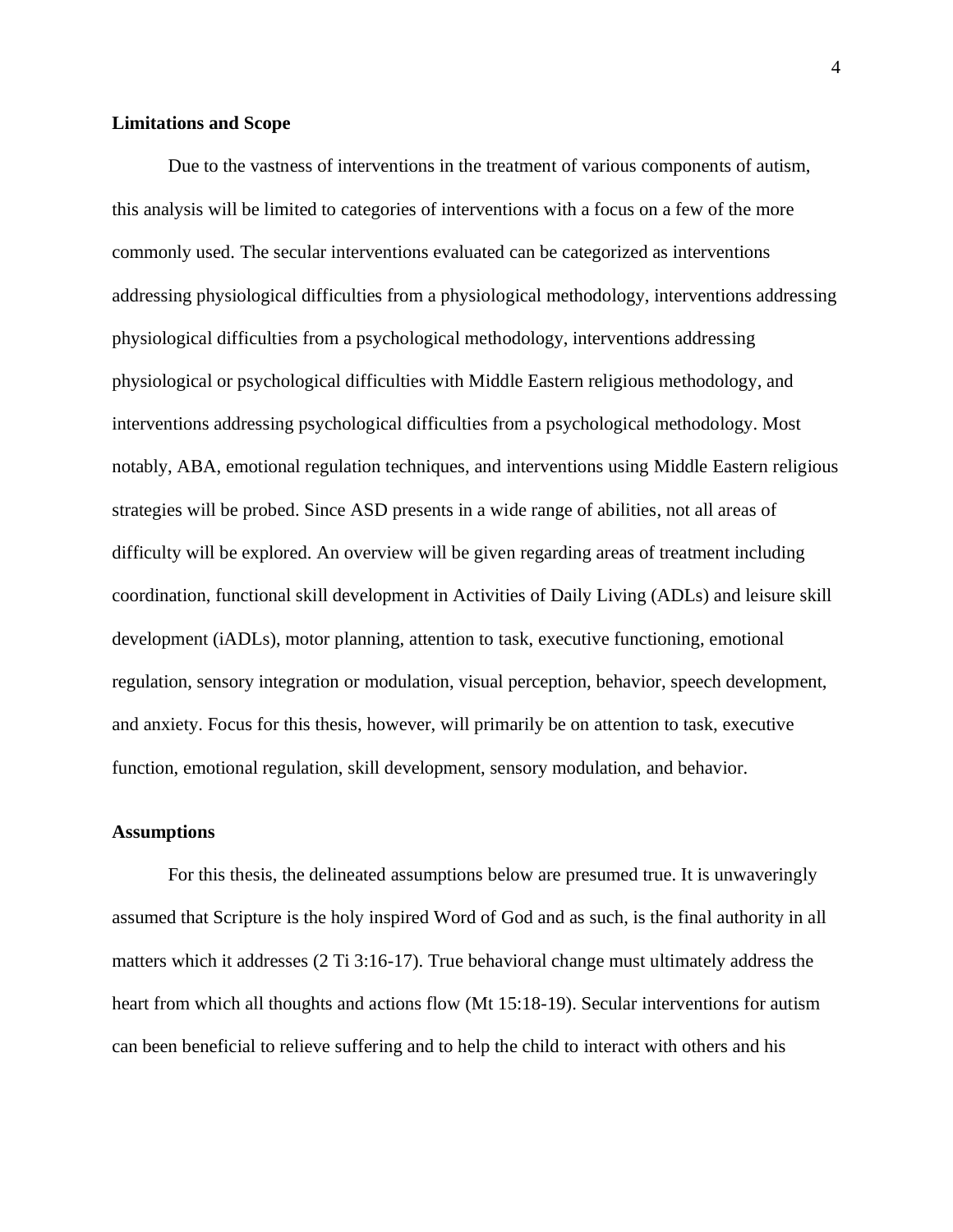**Limitations and Scope**

Due to the vastness of interventions in the treatment of various components of autism, this analysis will be limited to categories of interventions with a focus on a few of the more commonly used. The secular interventions evaluated can be categorized as interventions addressing physiological difficulties from a physiological methodology, interventions addressing physiological difficulties from a psychological methodology, interventions addressing physiological or psychological difficulties with Middle Eastern religious methodology, and interventions addressing psychological difficulties from a psychological methodology. Most notably, ABA, emotional regulation techniques, and interventions using Middle Eastern religious strategies will be probed. Since ASD presents in a wide range of abilities, not all areas of difficulty will be explored. An overview will be given regarding areas of treatment including coordination, functional skill development in Activities of Daily Living (ADLs) and leisure skill development (iADLs), motor planning, attention to task, executive functioning, emotional regulation, sensory integration or modulation, visual perception, behavior, speech development, and anxiety. Focus for this thesis, however, will primarily be on attention to task, executive function, emotional regulation, skill development, sensory modulation, and behavior.

**Assumptions**

For this thesis, the delineated assumptions below are presumed true. It is unwaveringly assumed that Scripture is the holy inspired Word of God and as such, is the final authority in all matters which it addresses (2 Ti 3:16-17). True behavioral change must ultimately address the heart from which all thoughts and actions flow (Mt 15:18-19). Secular interventions for autism can been beneficial to relieve suffering and to help the child to interact with others and his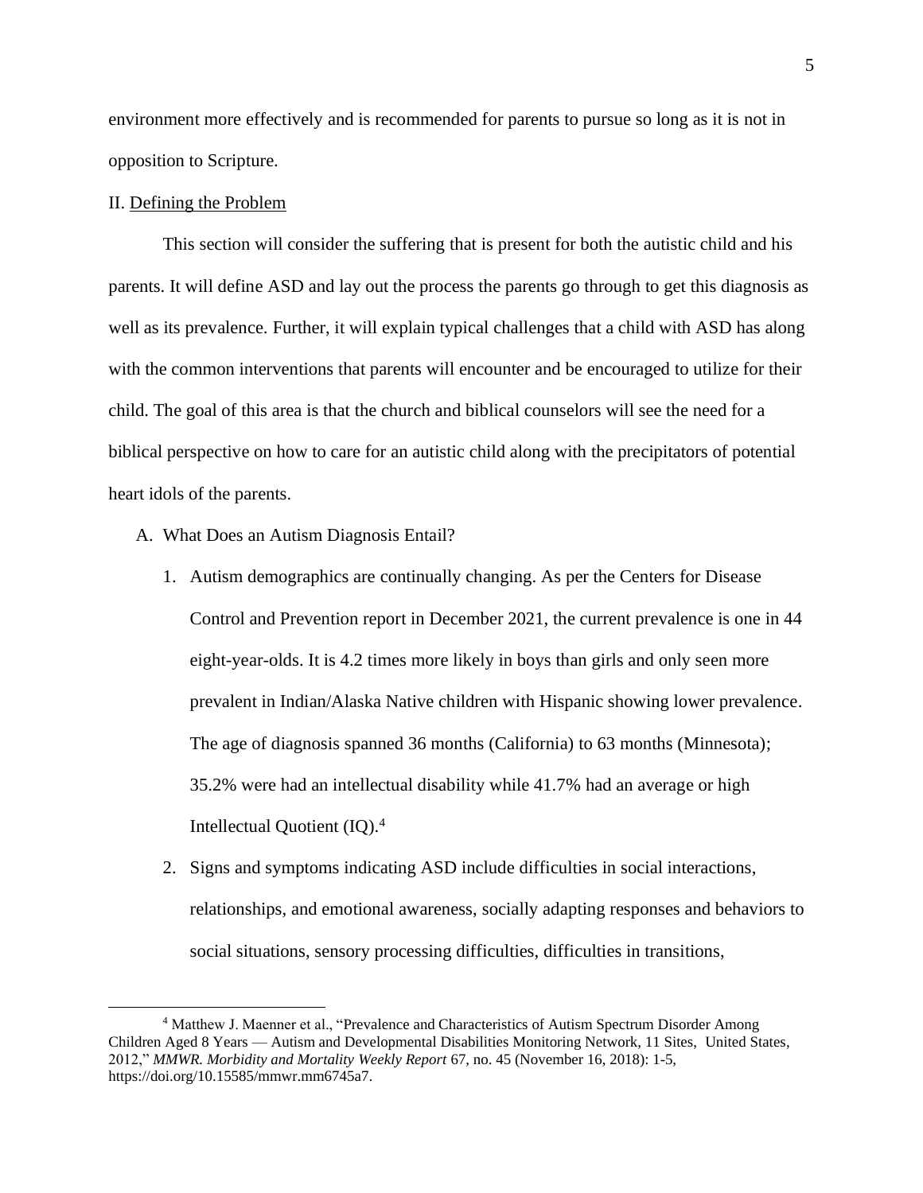environment more effectively and is recommended for parents to pursue so long as it is not in opposition to Scripture.

## II. Defining the Problem

This section will consider the suffering that is present for both the autistic child and his parents. It will define ASD and lay out the process the parents go through to get this diagnosis as well as its prevalence. Further, it will explain typical challenges that a child with ASD has along with the common interventions that parents will encounter and be encouraged to utilize for their child. The goal of this area is that the church and biblical counselors will see the need for a biblical perspective on how to care for an autistic child along with the precipitators of potential heart idols of the parents.

### A. What Does an Autism Diagnosis Entail?

1. Autism demographics are continually changing. As per the Centers for Disease Control and Prevention report in December 2021, the current prevalence is one in 44 eight-year-olds. It is 4.2 times more likely in boys than girls and only seen more prevalent in Indian/Alaska Native children with Hispanic showing lower prevalence. The age of diagnosis spanned 36 months (California) to 63 months (Minnesota); 35.2% were had an intellectual disability while 41.7% had an average or high Intellectual Quotient (IQ).[4]
2. Signs and symptoms indicating ASD include difficulties in social interactions, relationships, and emotional awareness, socially adapting responses and behaviors to social situations, sensory processing difficulties, difficulties in transitions,

---

[4] Matthew J. Maenner et al., "Prevalence and Characteristics of Autism Spectrum Disorder Among Children Aged 8 Years — Autism and Developmental Disabilities Monitoring Network, 11 Sites, United States, 2012," *MMWR. Morbidity and Mortality Weekly Report* 67, no. 45 (November 16, 2018): 1-5, https://doi.org/10.15585/mmwr.mm6745a7.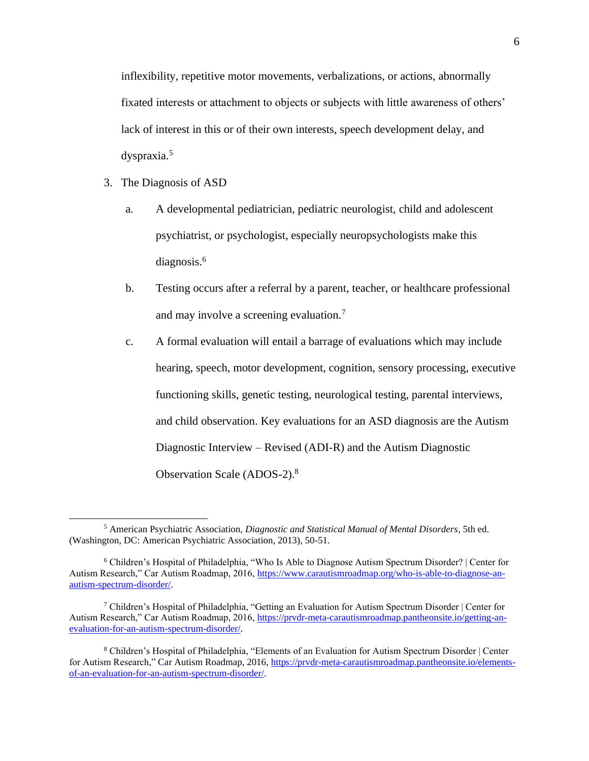inflexibility, repetitive motor movements, verbalizations, or actions, abnormally fixated interests or attachment to objects or subjects with little awareness of others' lack of interest in this or of their own interests, speech development delay, and dyspraxia.[5]

3. The Diagnosis of ASD

   a. A developmental pediatrician, pediatric neurologist, child and adolescent psychiatrist, or psychologist, especially neuropsychologists make this diagnosis.[6]

   b. Testing occurs after a referral by a parent, teacher, or healthcare professional and may involve a screening evaluation.[7]

   c. A formal evaluation will entail a barrage of evaluations which may include hearing, speech, motor development, cognition, sensory processing, executive functioning skills, genetic testing, neurological testing, parental interviews, and child observation. Key evaluations for an ASD diagnosis are the Autism Diagnostic Interview – Revised (ADI-R) and the Autism Diagnostic Observation Scale (ADOS-2).[8]

---

[5] American Psychiatric Association, *Diagnostic and Statistical Manual of Mental Disorders*, 5th ed. (Washington, DC: American Psychiatric Association, 2013), 50-51.

[6] Children's Hospital of Philadelphia, "Who Is Able to Diagnose Autism Spectrum Disorder? | Center for Autism Research," Car Autism Roadmap, 2016, https://www.carautismroadmap.org/who-is-able-to-diagnose-an-autism-spectrum-disorder/.

[7] Children's Hospital of Philadelphia, "Getting an Evaluation for Autism Spectrum Disorder | Center for Autism Research," Car Autism Roadmap, 2016, https://prvdr-meta-carautismroadmap.pantheonsite.io/getting-an-evaluation-for-an-autism-spectrum-disorder/.

[8] Children's Hospital of Philadelphia, "Elements of an Evaluation for Autism Spectrum Disorder | Center for Autism Research," Car Autism Roadmap, 2016, https://prvdr-meta-carautismroadmap.pantheonsite.io/elements-of-an-evaluation-for-an-autism-spectrum-disorder/.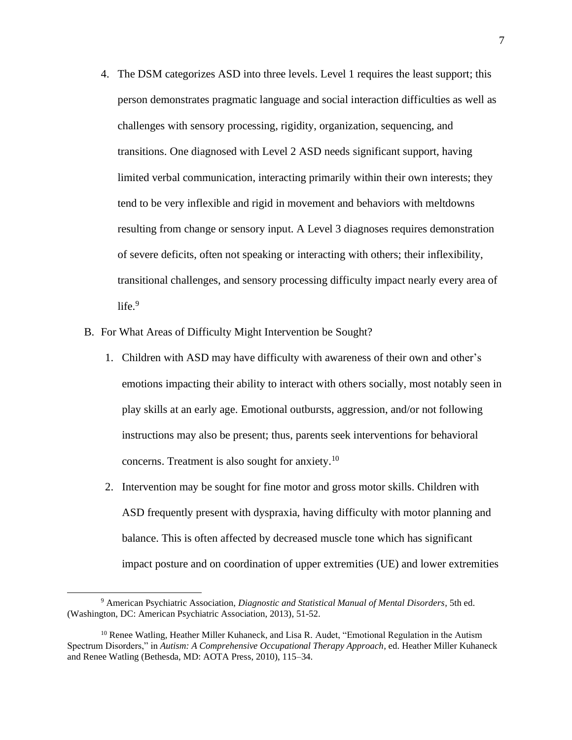4. The DSM categorizes ASD into three levels. Level 1 requires the least support; this person demonstrates pragmatic language and social interaction difficulties as well as challenges with sensory processing, rigidity, organization, sequencing, and transitions. One diagnosed with Level 2 ASD needs significant support, having limited verbal communication, interacting primarily within their own interests; they tend to be very inflexible and rigid in movement and behaviors with meltdowns resulting from change or sensory input. A Level 3 diagnoses requires demonstration of severe deficits, often not speaking or interacting with others; their inflexibility, transitional challenges, and sensory processing difficulty impact nearly every area of life.[9]

B. For What Areas of Difficulty Might Intervention be Sought?

1. Children with ASD may have difficulty with awareness of their own and other's emotions impacting their ability to interact with others socially, most notably seen in play skills at an early age. Emotional outbursts, aggression, and/or not following instructions may also be present; thus, parents seek interventions for behavioral concerns. Treatment is also sought for anxiety.[10]

2. Intervention may be sought for fine motor and gross motor skills. Children with ASD frequently present with dyspraxia, having difficulty with motor planning and balance. This is often affected by decreased muscle tone which has significant impact posture and on coordination of upper extremities (UE) and lower extremities

---

[9] American Psychiatric Association, *Diagnostic and Statistical Manual of Mental Disorders*, 5th ed. (Washington, DC: American Psychiatric Association, 2013), 51-52.

[10] Renee Watling, Heather Miller Kuhaneck, and Lisa R. Audet, "Emotional Regulation in the Autism Spectrum Disorders," in *Autism: A Comprehensive Occupational Therapy Approach*, ed. Heather Miller Kuhaneck and Renee Watling (Bethesda, MD: AOTA Press, 2010), 115–34.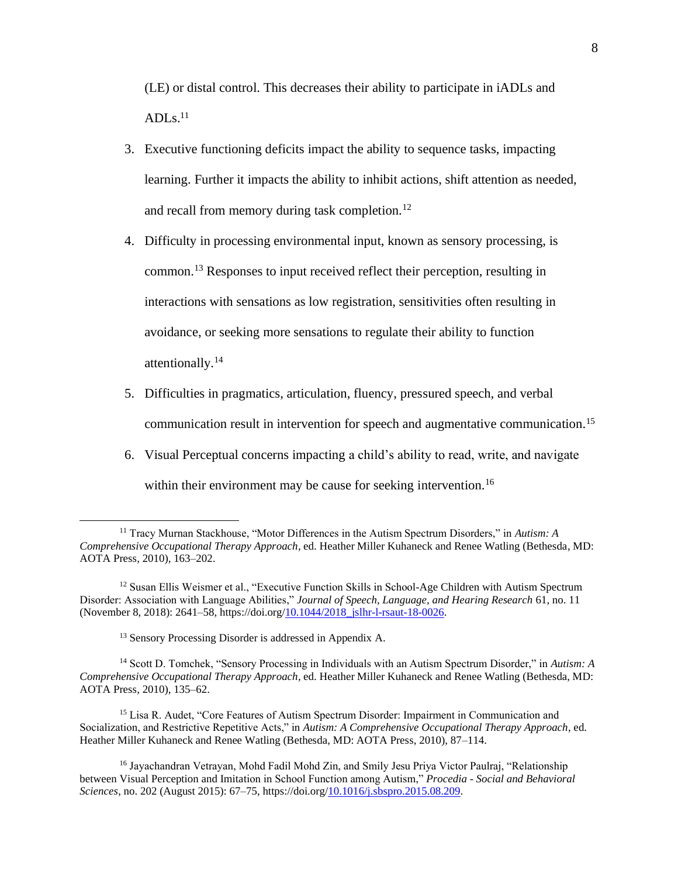(LE) or distal control. This decreases their ability to participate in iADLs and ADLs.[11]

3. Executive functioning deficits impact the ability to sequence tasks, impacting learning. Further it impacts the ability to inhibit actions, shift attention as needed, and recall from memory during task completion.[12]
4. Difficulty in processing environmental input, known as sensory processing, is common.[13] Responses to input received reflect their perception, resulting in interactions with sensations as low registration, sensitivities often resulting in avoidance, or seeking more sensations to regulate their ability to function attentionally.[14]
5. Difficulties in pragmatics, articulation, fluency, pressured speech, and verbal communication result in intervention for speech and augmentative communication.[15]
6. Visual Perceptual concerns impacting a child's ability to read, write, and navigate within their environment may be cause for seeking intervention.[16]

---

[11] Tracy Murnan Stackhouse, "Motor Differences in the Autism Spectrum Disorders," in *Autism: A Comprehensive Occupational Therapy Approach*, ed. Heather Miller Kuhaneck and Renee Watling (Bethesda, MD: AOTA Press, 2010), 163–202.

[12] Susan Ellis Weismer et al., "Executive Function Skills in School-Age Children with Autism Spectrum Disorder: Association with Language Abilities," *Journal of Speech, Language, and Hearing Research* 61, no. 11 (November 8, 2018): 2641–58, https://doi.org/10.1044/2018_jslhr-l-rsaut-18-0026.

[13] Sensory Processing Disorder is addressed in Appendix A.

[14] Scott D. Tomchek, "Sensory Processing in Individuals with an Autism Spectrum Disorder," in *Autism: A Comprehensive Occupational Therapy Approach*, ed. Heather Miller Kuhaneck and Renee Watling (Bethesda, MD: AOTA Press, 2010), 135–62.

[15] Lisa R. Audet, "Core Features of Autism Spectrum Disorder: Impairment in Communication and Socialization, and Restrictive Repetitive Acts," in *Autism: A Comprehensive Occupational Therapy Approach*, ed. Heather Miller Kuhaneck and Renee Watling (Bethesda, MD: AOTA Press, 2010), 87–114.

[16] Jayachandran Vetrayan, Mohd Fadil Mohd Zin, and Smily Jesu Priya Victor Paulraj, "Relationship between Visual Perception and Imitation in School Function among Autism," *Procedia - Social and Behavioral Sciences*, no. 202 (August 2015): 67–75, https://doi.org/10.1016/j.sbspro.2015.08.209.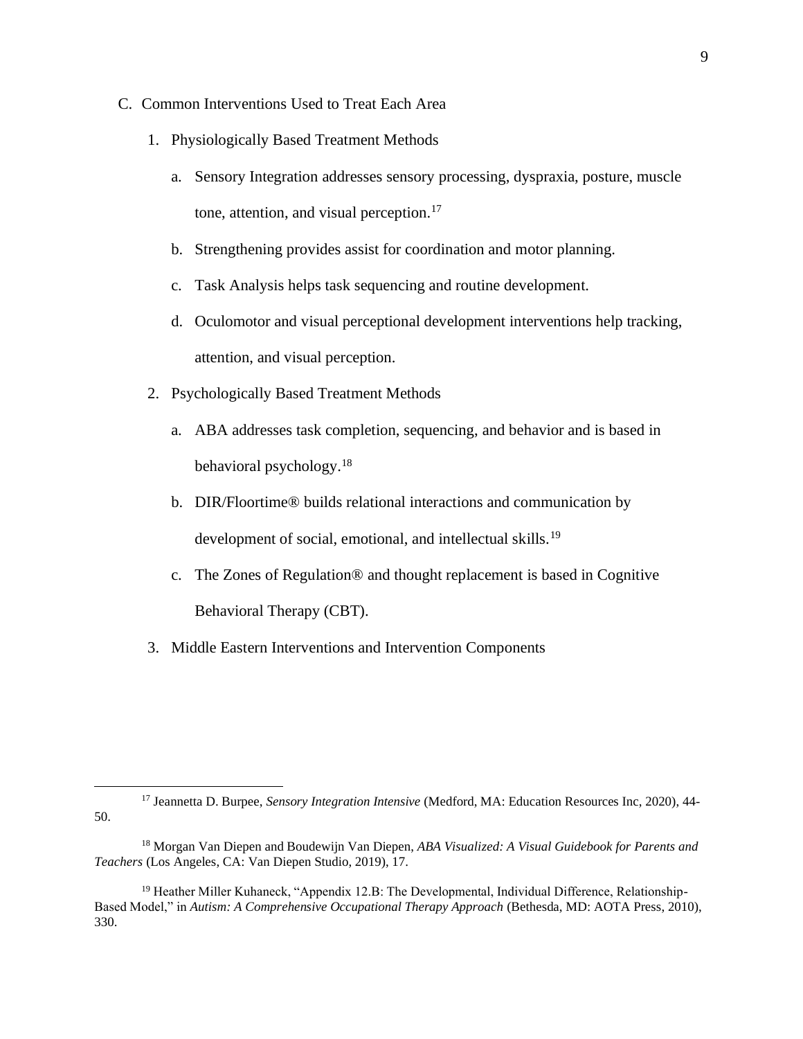C. Common Interventions Used to Treat Each Area

1. Physiologically Based Treatment Methods

    a. Sensory Integration addresses sensory processing, dyspraxia, posture, muscle tone, attention, and visual perception.[17]

    b. Strengthening provides assist for coordination and motor planning.

    c. Task Analysis helps task sequencing and routine development.

    d. Oculomotor and visual perceptional development interventions help tracking, attention, and visual perception.

2. Psychologically Based Treatment Methods

    a. ABA addresses task completion, sequencing, and behavior and is based in behavioral psychology.[18]

    b. DIR/Floortime® builds relational interactions and communication by development of social, emotional, and intellectual skills.[19]

    c. The Zones of Regulation® and thought replacement is based in Cognitive Behavioral Therapy (CBT).

3. Middle Eastern Interventions and Intervention Components

---

[17] Jeannetta D. Burpee, *Sensory Integration Intensive* (Medford, MA: Education Resources Inc, 2020), 44-50.

[18] Morgan Van Diepen and Boudewijn Van Diepen, *ABA Visualized: A Visual Guidebook for Parents and Teachers* (Los Angeles, CA: Van Diepen Studio, 2019), 17.

[19] Heather Miller Kuhaneck, "Appendix 12.B: The Developmental, Individual Difference, Relationship-Based Model," in *Autism: A Comprehensive Occupational Therapy Approach* (Bethesda, MD: AOTA Press, 2010), 330.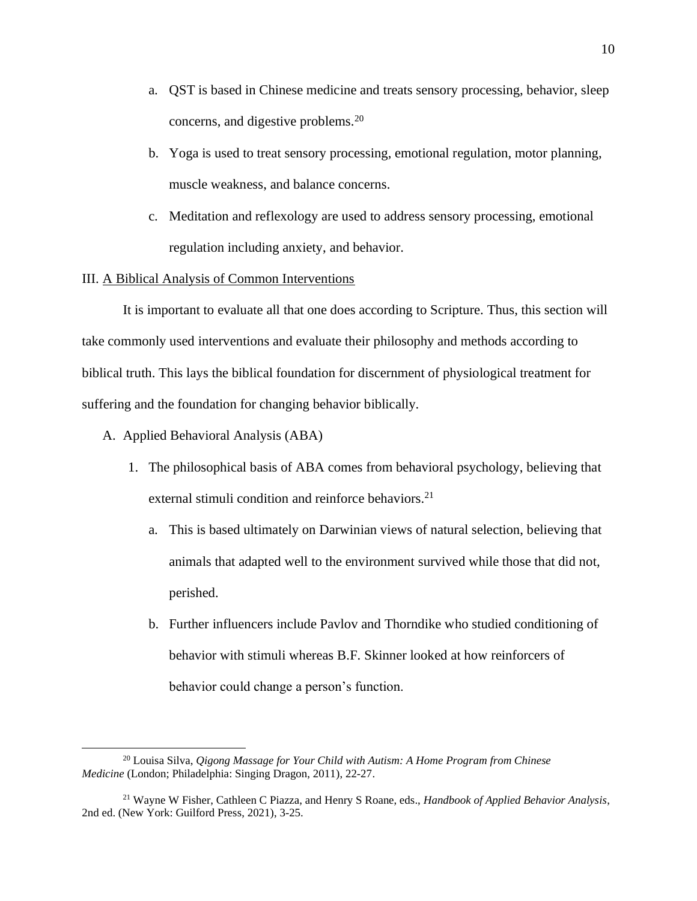a. QST is based in Chinese medicine and treats sensory processing, behavior, sleep concerns, and digestive problems.[20]

b. Yoga is used to treat sensory processing, emotional regulation, motor planning, muscle weakness, and balance concerns.

c. Meditation and reflexology are used to address sensory processing, emotional regulation including anxiety, and behavior.

## III. A Biblical Analysis of Common Interventions

It is important to evaluate all that one does according to Scripture. Thus, this section will take commonly used interventions and evaluate their philosophy and methods according to biblical truth. This lays the biblical foundation for discernment of physiological treatment for suffering and the foundation for changing behavior biblically.

### A. Applied Behavioral Analysis (ABA)

1. The philosophical basis of ABA comes from behavioral psychology, believing that external stimuli condition and reinforce behaviors.[21]

   a. This is based ultimately on Darwinian views of natural selection, believing that animals that adapted well to the environment survived while those that did not, perished.

   b. Further influencers include Pavlov and Thorndike who studied conditioning of behavior with stimuli whereas B.F. Skinner looked at how reinforcers of behavior could change a person's function.

---

[20] Louisa Silva, *Qigong Massage for Your Child with Autism: A Home Program from Chinese Medicine* (London; Philadelphia: Singing Dragon, 2011), 22-27.

[21] Wayne W Fisher, Cathleen C Piazza, and Henry S Roane, eds., *Handbook of Applied Behavior Analysis*, 2nd ed. (New York: Guilford Press, 2021), 3-25.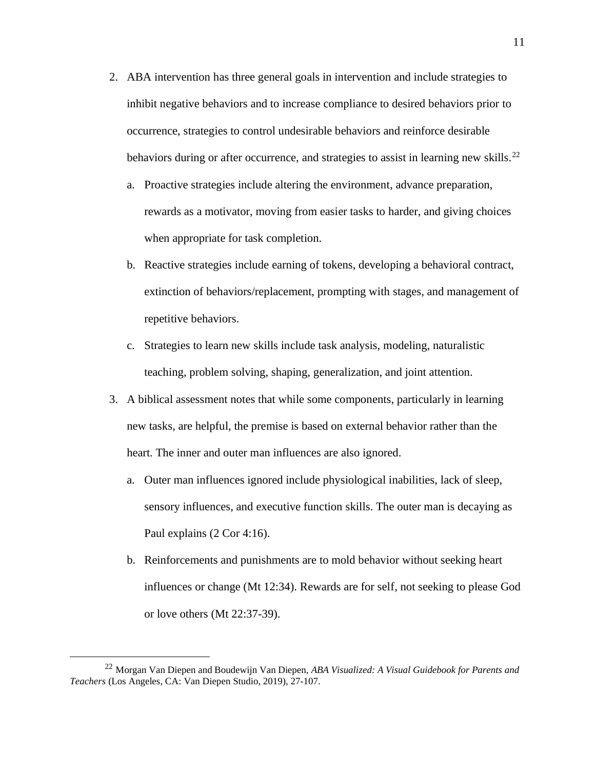2. ABA intervention has three general goals in intervention and include strategies to inhibit negative behaviors and to increase compliance to desired behaviors prior to occurrence, strategies to control undesirable behaviors and reinforce desirable behaviors during or after occurrence, and strategies to assist in learning new skills.[22]
   a. Proactive strategies include altering the environment, advance preparation, rewards as a motivator, moving from easier tasks to harder, and giving choices when appropriate for task completion.
   b. Reactive strategies include earning of tokens, developing a behavioral contract, extinction of behaviors/replacement, prompting with stages, and management of repetitive behaviors.
   c. Strategies to learn new skills include task analysis, modeling, naturalistic teaching, problem solving, shaping, generalization, and joint attention.
3. A biblical assessment notes that while some components, particularly in learning new tasks, are helpful, the premise is based on external behavior rather than the heart. The inner and outer man influences are also ignored.
   a. Outer man influences ignored include physiological inabilities, lack of sleep, sensory influences, and executive function skills. The outer man is decaying as Paul explains (2 Cor 4:16).
   b. Reinforcements and punishments are to mold behavior without seeking heart influences or change (Mt 12:34). Rewards are for self, not seeking to please God or love others (Mt 22:37-39).

---

[22] Morgan Van Diepen and Boudewijn Van Diepen, *ABA Visualized: A Visual Guidebook for Parents and Teachers* (Los Angeles, CA: Van Diepen Studio, 2019), 27-107.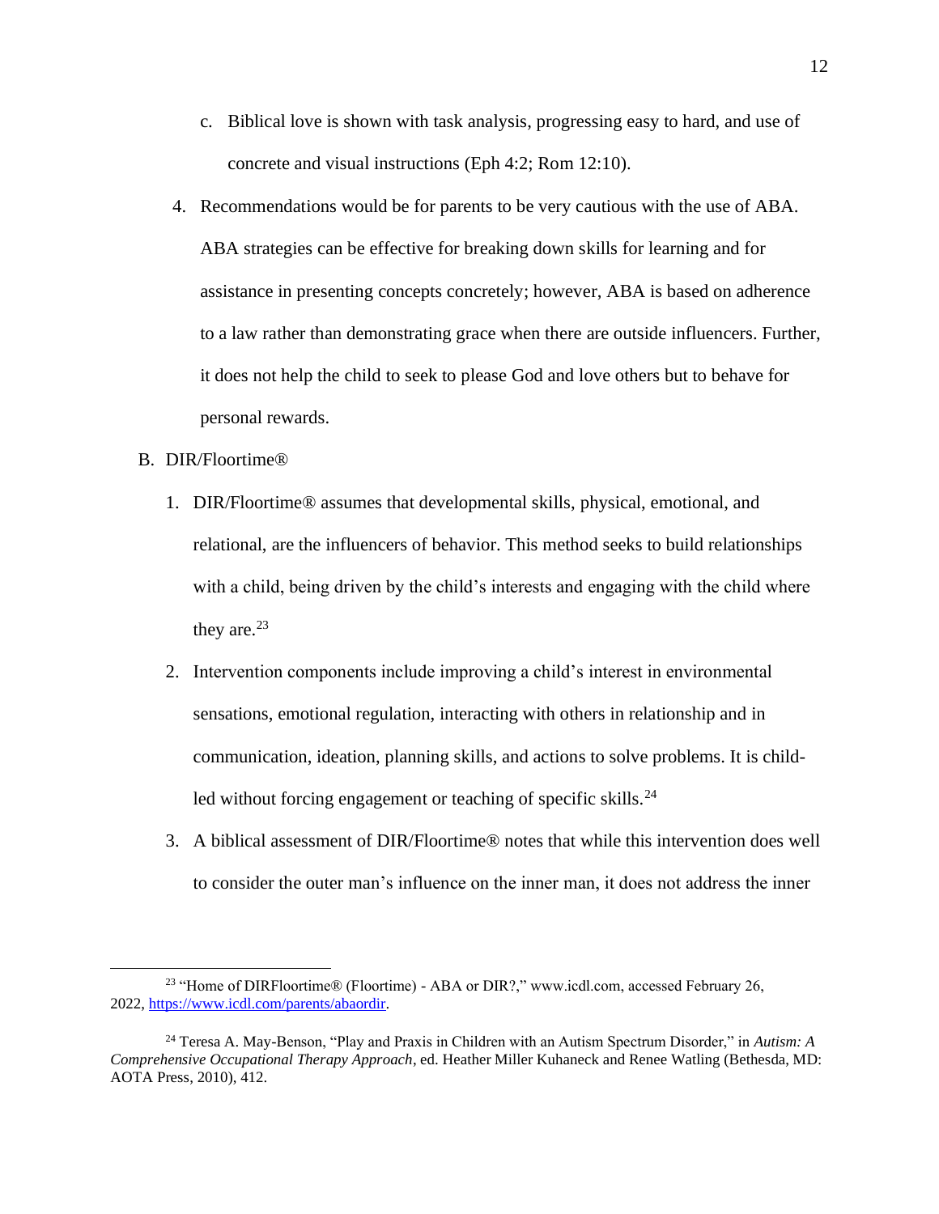c. Biblical love is shown with task analysis, progressing easy to hard, and use of concrete and visual instructions (Eph 4:2; Rom 12:10).

4. Recommendations would be for parents to be very cautious with the use of ABA. ABA strategies can be effective for breaking down skills for learning and for assistance in presenting concepts concretely; however, ABA is based on adherence to a law rather than demonstrating grace when there are outside influencers. Further, it does not help the child to seek to please God and love others but to behave for personal rewards.

B. DIR/Floortime®

1. DIR/Floortime® assumes that developmental skills, physical, emotional, and relational, are the influencers of behavior. This method seeks to build relationships with a child, being driven by the child's interests and engaging with the child where they are.[23]

2. Intervention components include improving a child's interest in environmental sensations, emotional regulation, interacting with others in relationship and in communication, ideation, planning skills, and actions to solve problems. It is child-led without forcing engagement or teaching of specific skills.[24]

3. A biblical assessment of DIR/Floortime® notes that while this intervention does well to consider the outer man's influence on the inner man, it does not address the inner

---

[23] "Home of DIRFloortime® (Floortime) - ABA or DIR?," www.icdl.com, accessed February 26, 2022, https://www.icdl.com/parents/abaordir.

[24] Teresa A. May-Benson, "Play and Praxis in Children with an Autism Spectrum Disorder," in *Autism: A Comprehensive Occupational Therapy Approach*, ed. Heather Miller Kuhaneck and Renee Watling (Bethesda, MD: AOTA Press, 2010), 412.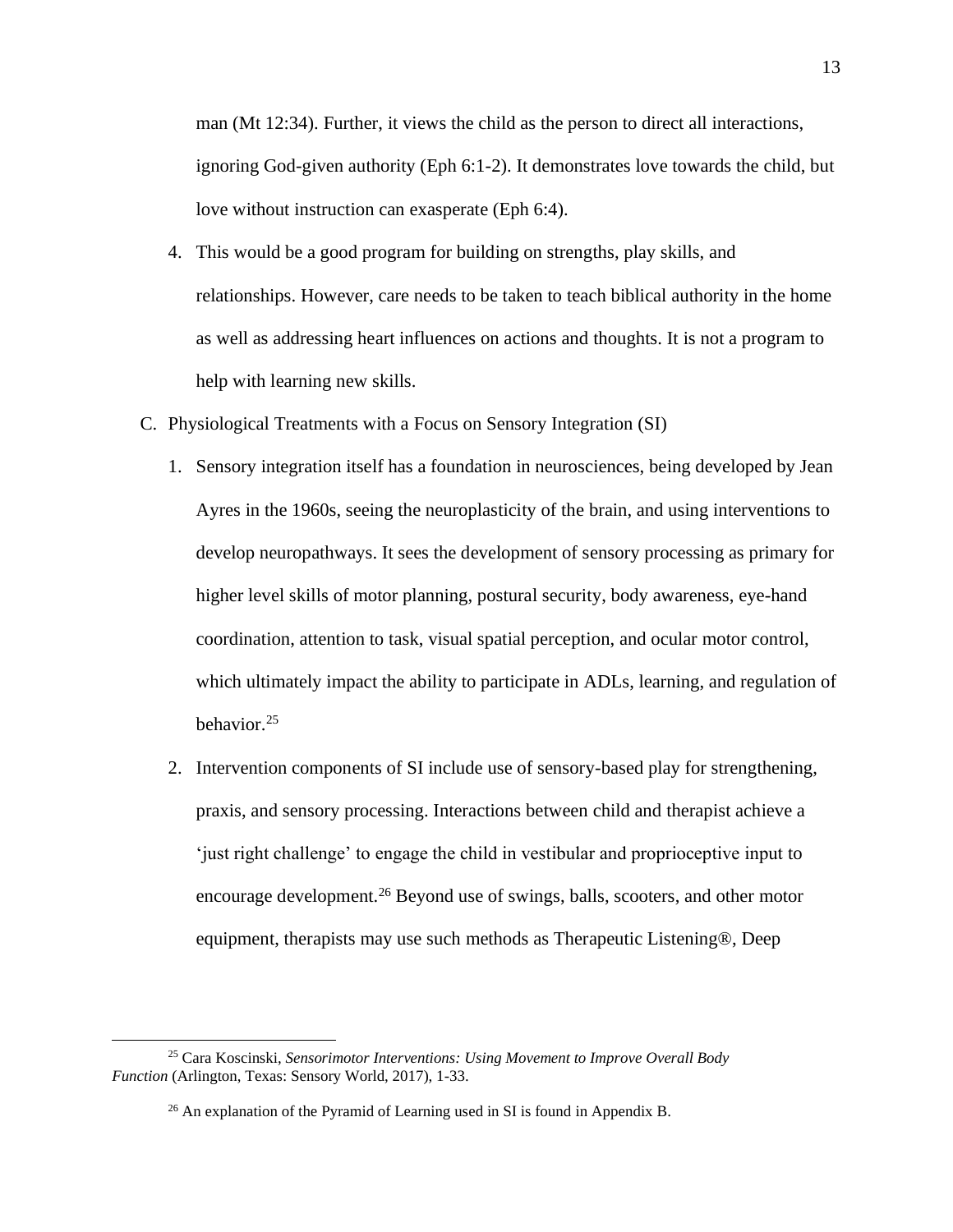man (Mt 12:34). Further, it views the child as the person to direct all interactions, ignoring God-given authority (Eph 6:1-2). It demonstrates love towards the child, but love without instruction can exasperate (Eph 6:4).

4. This would be a good program for building on strengths, play skills, and relationships. However, care needs to be taken to teach biblical authority in the home as well as addressing heart influences on actions and thoughts. It is not a program to help with learning new skills.

C. Physiological Treatments with a Focus on Sensory Integration (SI)

1. Sensory integration itself has a foundation in neurosciences, being developed by Jean Ayres in the 1960s, seeing the neuroplasticity of the brain, and using interventions to develop neuropathways. It sees the development of sensory processing as primary for higher level skills of motor planning, postural security, body awareness, eye-hand coordination, attention to task, visual spatial perception, and ocular motor control, which ultimately impact the ability to participate in ADLs, learning, and regulation of behavior.[25]

2. Intervention components of SI include use of sensory-based play for strengthening, praxis, and sensory processing. Interactions between child and therapist achieve a 'just right challenge' to engage the child in vestibular and proprioceptive input to encourage development.[26] Beyond use of swings, balls, scooters, and other motor equipment, therapists may use such methods as Therapeutic Listening®, Deep

---

[25] Cara Koscinski, *Sensorimotor Interventions: Using Movement to Improve Overall Body Function* (Arlington, Texas: Sensory World, 2017), 1-33.

[26] An explanation of the Pyramid of Learning used in SI is found in Appendix B.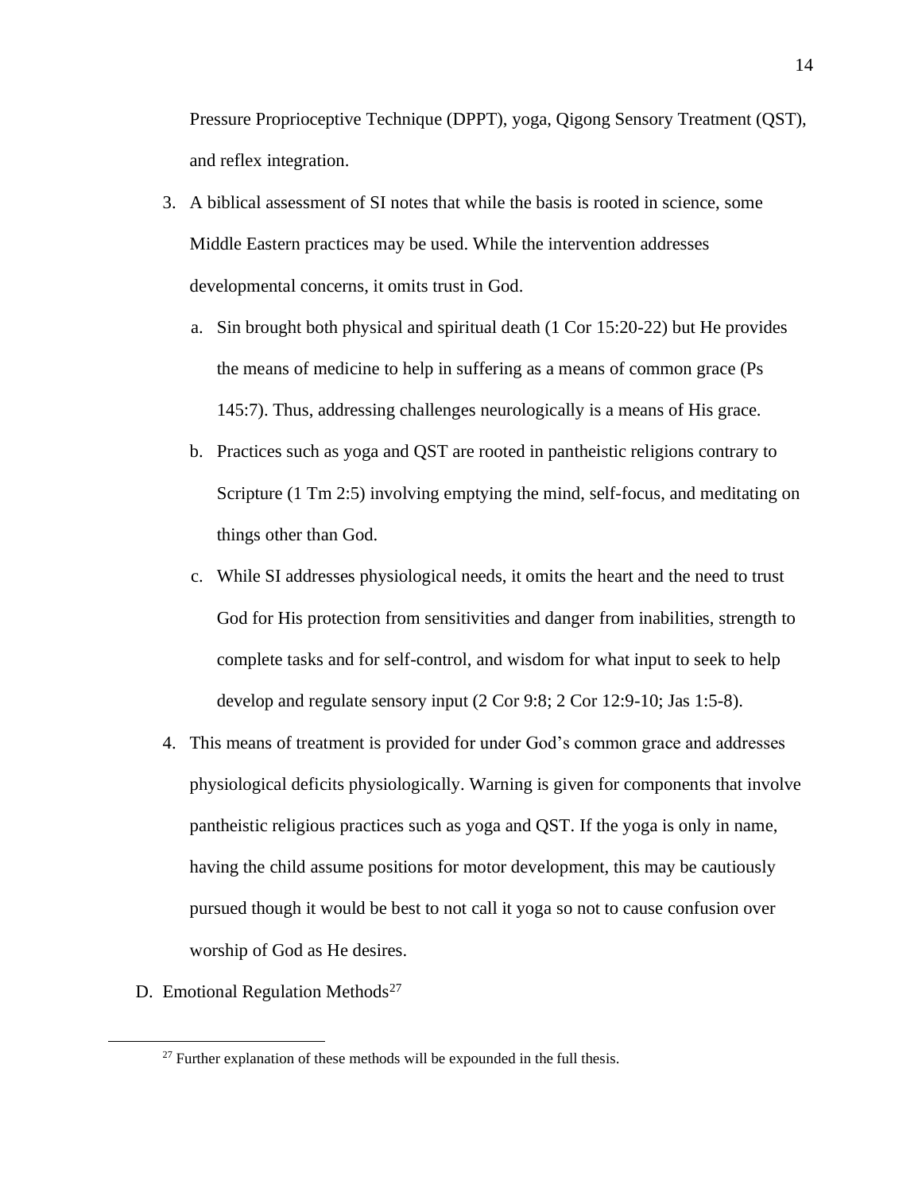Pressure Proprioceptive Technique (DPPT), yoga, Qigong Sensory Treatment (QST), and reflex integration.

3. A biblical assessment of SI notes that while the basis is rooted in science, some Middle Eastern practices may be used. While the intervention addresses developmental concerns, it omits trust in God.
   a. Sin brought both physical and spiritual death (1 Cor 15:20-22) but He provides the means of medicine to help in suffering as a means of common grace (Ps 145:7). Thus, addressing challenges neurologically is a means of His grace.
   b. Practices such as yoga and QST are rooted in pantheistic religions contrary to Scripture (1 Tm 2:5) involving emptying the mind, self-focus, and meditating on things other than God.
   c. While SI addresses physiological needs, it omits the heart and the need to trust God for His protection from sensitivities and danger from inabilities, strength to complete tasks and for self-control, and wisdom for what input to seek to help develop and regulate sensory input (2 Cor 9:8; 2 Cor 12:9-10; Jas 1:5-8).
4. This means of treatment is provided for under God's common grace and addresses physiological deficits physiologically. Warning is given for components that involve pantheistic religious practices such as yoga and QST. If the yoga is only in name, having the child assume positions for motor development, this may be cautiously pursued though it would be best to not call it yoga so not to cause confusion over worship of God as He desires.

D. Emotional Regulation Methods[27]

[27] Further explanation of these methods will be expounded in the full thesis.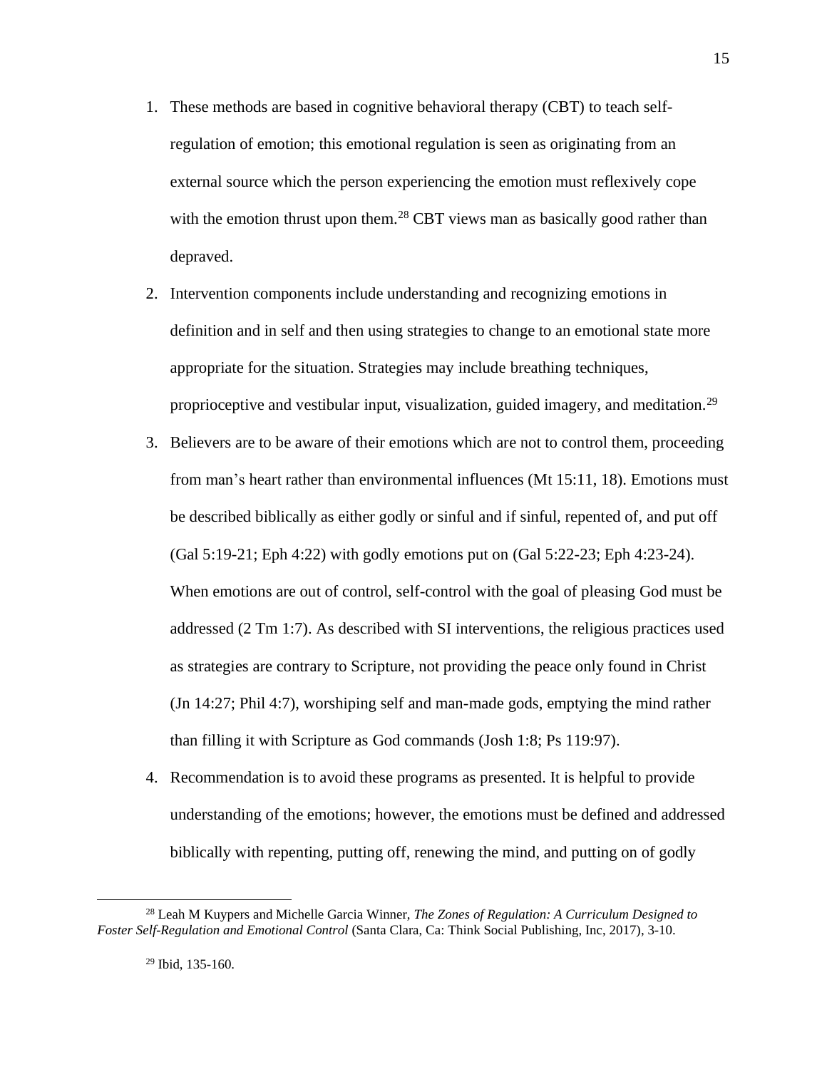1. These methods are based in cognitive behavioral therapy (CBT) to teach self-regulation of emotion; this emotional regulation is seen as originating from an external source which the person experiencing the emotion must reflexively cope with the emotion thrust upon them.[28] CBT views man as basically good rather than depraved.
2. Intervention components include understanding and recognizing emotions in definition and in self and then using strategies to change to an emotional state more appropriate for the situation. Strategies may include breathing techniques, proprioceptive and vestibular input, visualization, guided imagery, and meditation.[29]
3. Believers are to be aware of their emotions which are not to control them, proceeding from man's heart rather than environmental influences (Mt 15:11, 18). Emotions must be described biblically as either godly or sinful and if sinful, repented of, and put off (Gal 5:19-21; Eph 4:22) with godly emotions put on (Gal 5:22-23; Eph 4:23-24). When emotions are out of control, self-control with the goal of pleasing God must be addressed (2 Tm 1:7). As described with SI interventions, the religious practices used as strategies are contrary to Scripture, not providing the peace only found in Christ (Jn 14:27; Phil 4:7), worshiping self and man-made gods, emptying the mind rather than filling it with Scripture as God commands (Josh 1:8; Ps 119:97).
4. Recommendation is to avoid these programs as presented. It is helpful to provide understanding of the emotions; however, the emotions must be defined and addressed biblically with repenting, putting off, renewing the mind, and putting on of godly

[28] Leah M Kuypers and Michelle Garcia Winner, *The Zones of Regulation: A Curriculum Designed to Foster Self-Regulation and Emotional Control* (Santa Clara, Ca: Think Social Publishing, Inc, 2017), 3-10.

[29] Ibid, 135-160.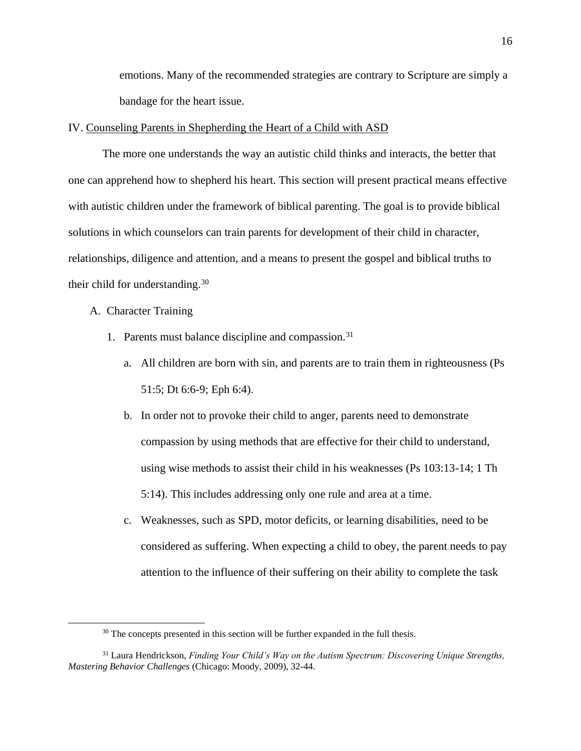emotions. Many of the recommended strategies are contrary to Scripture are simply a bandage for the heart issue.

## IV. Counseling Parents in Shepherding the Heart of a Child with ASD

The more one understands the way an autistic child thinks and interacts, the better that one can apprehend how to shepherd his heart. This section will present practical means effective with autistic children under the framework of biblical parenting. The goal is to provide biblical solutions in which counselors can train parents for development of their child in character, relationships, diligence and attention, and a means to present the gospel and biblical truths to their child for understanding.[30]

A. Character Training

1. Parents must balance discipline and compassion.[31]
   a. All children are born with sin, and parents are to train them in righteousness (Ps 51:5; Dt 6:6-9; Eph 6:4).
   b. In order not to provoke their child to anger, parents need to demonstrate compassion by using methods that are effective for their child to understand, using wise methods to assist their child in his weaknesses (Ps 103:13-14; 1 Th 5:14). This includes addressing only one rule and area at a time.
   c. Weaknesses, such as SPD, motor deficits, or learning disabilities, need to be considered as suffering. When expecting a child to obey, the parent needs to pay attention to the influence of their suffering on their ability to complete the task

---

[30] The concepts presented in this section will be further expanded in the full thesis.

[31] Laura Hendrickson, *Finding Your Child's Way on the Autism Spectrum: Discovering Unique Strengths, Mastering Behavior Challenges* (Chicago: Moody, 2009), 32-44.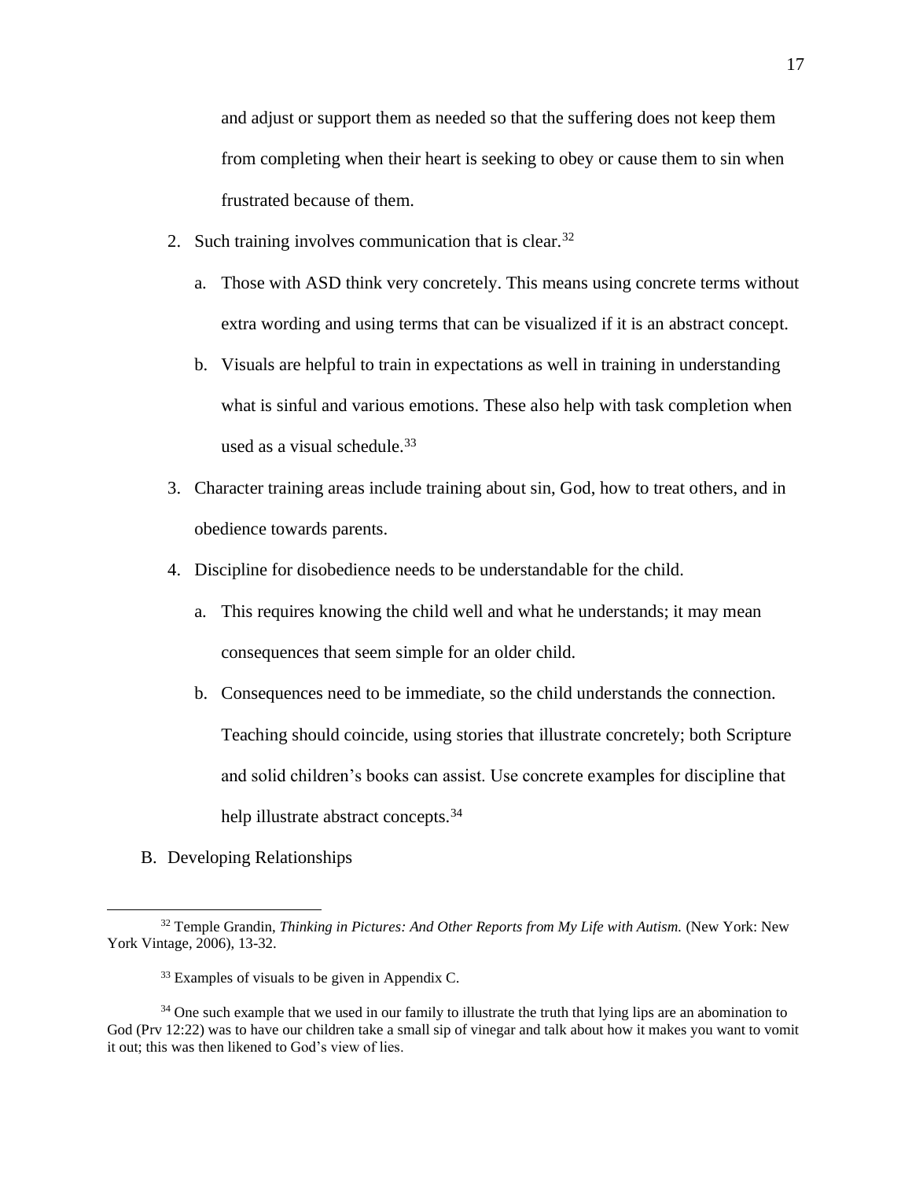and adjust or support them as needed so that the suffering does not keep them from completing when their heart is seeking to obey or cause them to sin when frustrated because of them.

2. Such training involves communication that is clear.[32]
   a. Those with ASD think very concretely. This means using concrete terms without extra wording and using terms that can be visualized if it is an abstract concept.
   b. Visuals are helpful to train in expectations as well in training in understanding what is sinful and various emotions. These also help with task completion when used as a visual schedule.[33]
3. Character training areas include training about sin, God, how to treat others, and in obedience towards parents.
4. Discipline for disobedience needs to be understandable for the child.
   a. This requires knowing the child well and what he understands; it may mean consequences that seem simple for an older child.
   b. Consequences need to be immediate, so the child understands the connection. Teaching should coincide, using stories that illustrate concretely; both Scripture and solid children's books can assist. Use concrete examples for discipline that help illustrate abstract concepts.[34]

B. Developing Relationships

---

[32] Temple Grandin, *Thinking in Pictures: And Other Reports from My Life with Autism.* (New York: New York Vintage, 2006), 13-32.

[33] Examples of visuals to be given in Appendix C.

[34] One such example that we used in our family to illustrate the truth that lying lips are an abomination to God (Prv 12:22) was to have our children take a small sip of vinegar and talk about how it makes you want to vomit it out; this was then likened to God's view of lies.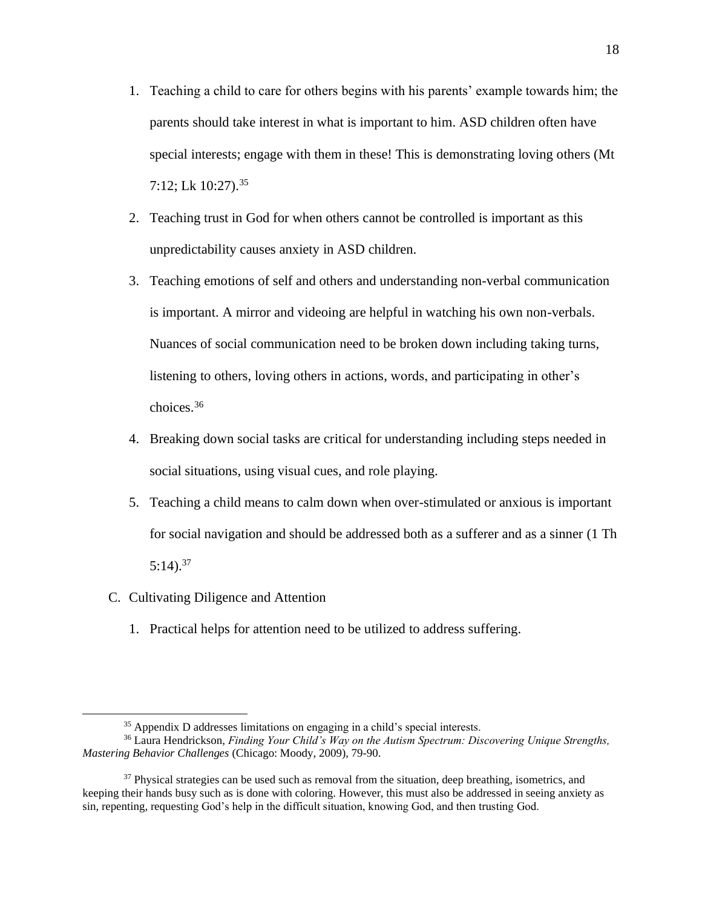1. Teaching a child to care for others begins with his parents' example towards him; the parents should take interest in what is important to him. ASD children often have special interests; engage with them in these! This is demonstrating loving others (Mt 7:12; Lk 10:27).[35]
2. Teaching trust in God for when others cannot be controlled is important as this unpredictability causes anxiety in ASD children.
3. Teaching emotions of self and others and understanding non-verbal communication is important. A mirror and videoing are helpful in watching his own non-verbals. Nuances of social communication need to be broken down including taking turns, listening to others, loving others in actions, words, and participating in other's choices.[36]
4. Breaking down social tasks are critical for understanding including steps needed in social situations, using visual cues, and role playing.
5. Teaching a child means to calm down when over-stimulated or anxious is important for social navigation and should be addressed both as a sufferer and as a sinner (1 Th 5:14).[37]

C. Cultivating Diligence and Attention

1. Practical helps for attention need to be utilized to address suffering.

---

[35] Appendix D addresses limitations on engaging in a child's special interests.

[36] Laura Hendrickson, *Finding Your Child's Way on the Autism Spectrum: Discovering Unique Strengths, Mastering Behavior Challenges* (Chicago: Moody, 2009), 79-90.

[37] Physical strategies can be used such as removal from the situation, deep breathing, isometrics, and keeping their hands busy such as is done with coloring. However, this must also be addressed in seeing anxiety as sin, repenting, requesting God's help in the difficult situation, knowing God, and then trusting God.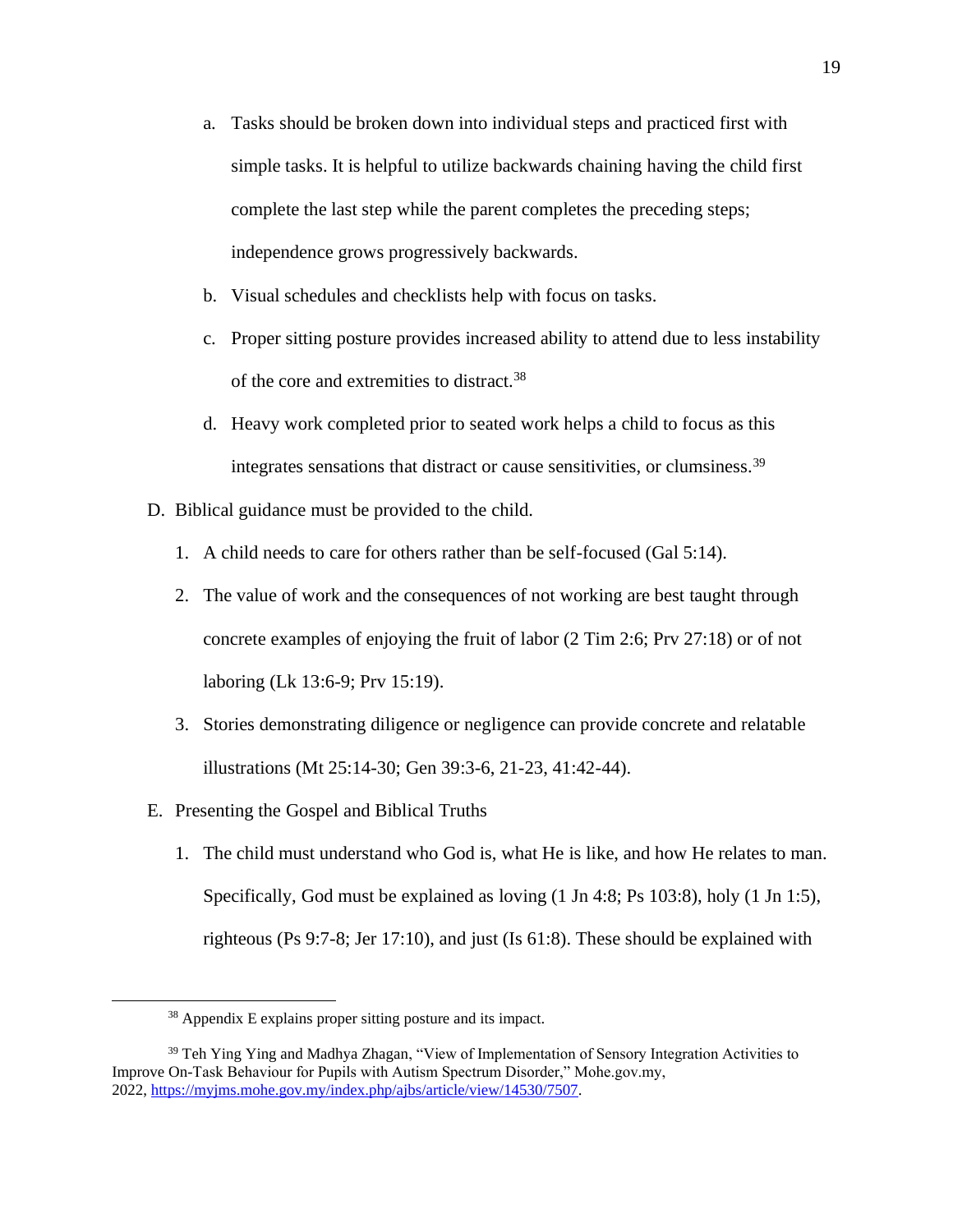a. Tasks should be broken down into individual steps and practiced first with simple tasks. It is helpful to utilize backwards chaining having the child first complete the last step while the parent completes the preceding steps; independence grows progressively backwards.

b. Visual schedules and checklists help with focus on tasks.

c. Proper sitting posture provides increased ability to attend due to less instability of the core and extremities to distract.[38]

d. Heavy work completed prior to seated work helps a child to focus as this integrates sensations that distract or cause sensitivities, or clumsiness.[39]

D. Biblical guidance must be provided to the child.

1. A child needs to care for others rather than be self-focused (Gal 5:14).
2. The value of work and the consequences of not working are best taught through concrete examples of enjoying the fruit of labor (2 Tim 2:6; Prv 27:18) or of not laboring (Lk 13:6-9; Prv 15:19).
3. Stories demonstrating diligence or negligence can provide concrete and relatable illustrations (Mt 25:14-30; Gen 39:3-6, 21-23, 41:42-44).

E. Presenting the Gospel and Biblical Truths

1. The child must understand who God is, what He is like, and how He relates to man. Specifically, God must be explained as loving (1 Jn 4:8; Ps 103:8), holy (1 Jn 1:5), righteous (Ps 9:7-8; Jer 17:10), and just (Is 61:8). These should be explained with

---

[38] Appendix E explains proper sitting posture and its impact.

[39] Teh Ying Ying and Madhya Zhagan, "View of Implementation of Sensory Integration Activities to Improve On-Task Behaviour for Pupils with Autism Spectrum Disorder," Mohe.gov.my, 2022, https://myjms.mohe.gov.my/index.php/ajbs/article/view/14530/7507.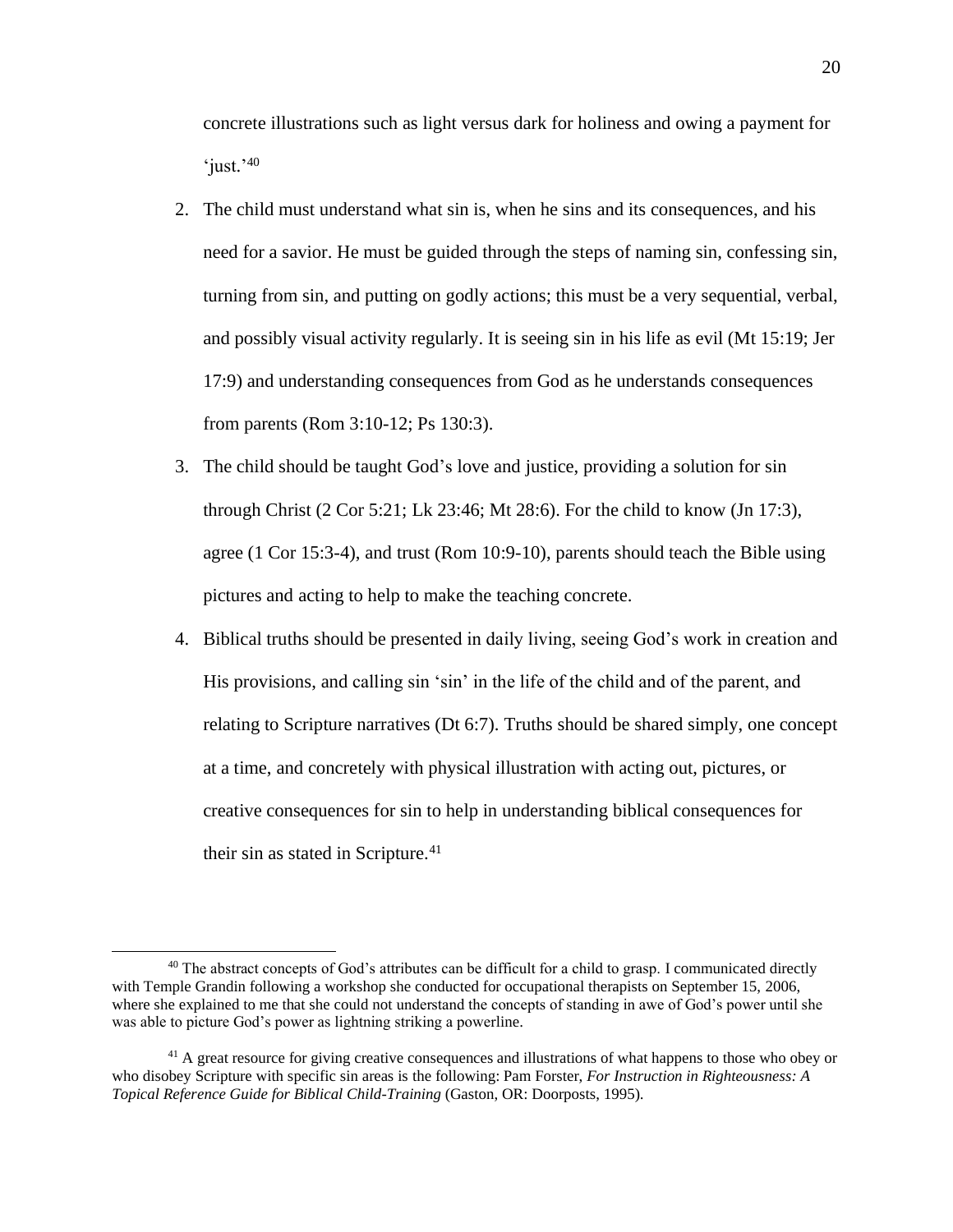concrete illustrations such as light versus dark for holiness and owing a payment for 'just.'[40]

2. The child must understand what sin is, when he sins and its consequences, and his need for a savior. He must be guided through the steps of naming sin, confessing sin, turning from sin, and putting on godly actions; this must be a very sequential, verbal, and possibly visual activity regularly. It is seeing sin in his life as evil (Mt 15:19; Jer 17:9) and understanding consequences from God as he understands consequences from parents (Rom 3:10-12; Ps 130:3).
3. The child should be taught God's love and justice, providing a solution for sin through Christ (2 Cor 5:21; Lk 23:46; Mt 28:6). For the child to know (Jn 17:3), agree (1 Cor 15:3-4), and trust (Rom 10:9-10), parents should teach the Bible using pictures and acting to help to make the teaching concrete.
4. Biblical truths should be presented in daily living, seeing God's work in creation and His provisions, and calling sin 'sin' in the life of the child and of the parent, and relating to Scripture narratives (Dt 6:7). Truths should be shared simply, one concept at a time, and concretely with physical illustration with acting out, pictures, or creative consequences for sin to help in understanding biblical consequences for their sin as stated in Scripture.[41]

---

[40] The abstract concepts of God's attributes can be difficult for a child to grasp. I communicated directly with Temple Grandin following a workshop she conducted for occupational therapists on September 15, 2006, where she explained to me that she could not understand the concepts of standing in awe of God's power until she was able to picture God's power as lightning striking a powerline.

[41] A great resource for giving creative consequences and illustrations of what happens to those who obey or who disobey Scripture with specific sin areas is the following: Pam Forster, *For Instruction in Righteousness: A Topical Reference Guide for Biblical Child-Training* (Gaston, OR: Doorposts, 1995).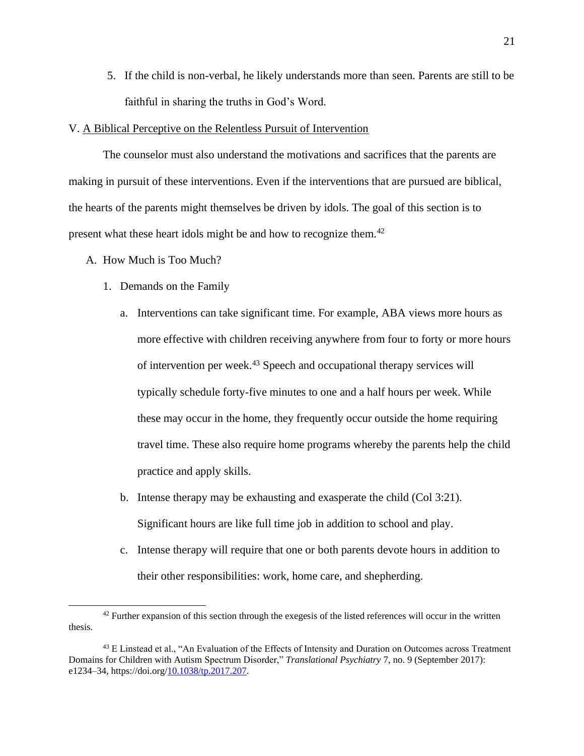5. If the child is non-verbal, he likely understands more than seen. Parents are still to be faithful in sharing the truths in God's Word.

V. A Biblical Perceptive on the Relentless Pursuit of Intervention

The counselor must also understand the motivations and sacrifices that the parents are making in pursuit of these interventions. Even if the interventions that are pursued are biblical, the hearts of the parents might themselves be driven by idols. The goal of this section is to present what these heart idols might be and how to recognize them.[42]

A. How Much is Too Much?

1. Demands on the Family

a. Interventions can take significant time. For example, ABA views more hours as more effective with children receiving anywhere from four to forty or more hours of intervention per week.[43] Speech and occupational therapy services will typically schedule forty-five minutes to one and a half hours per week. While these may occur in the home, they frequently occur outside the home requiring travel time. These also require home programs whereby the parents help the child practice and apply skills.

b. Intense therapy may be exhausting and exasperate the child (Col 3:21). Significant hours are like full time job in addition to school and play.

c. Intense therapy will require that one or both parents devote hours in addition to their other responsibilities: work, home care, and shepherding.

---

[42] Further expansion of this section through the exegesis of the listed references will occur in the written thesis.

[43] E Linstead et al., "An Evaluation of the Effects of Intensity and Duration on Outcomes across Treatment Domains for Children with Autism Spectrum Disorder," *Translational Psychiatry* 7, no. 9 (September 2017): e1234–34, https://doi.org/10.1038/tp.2017.207.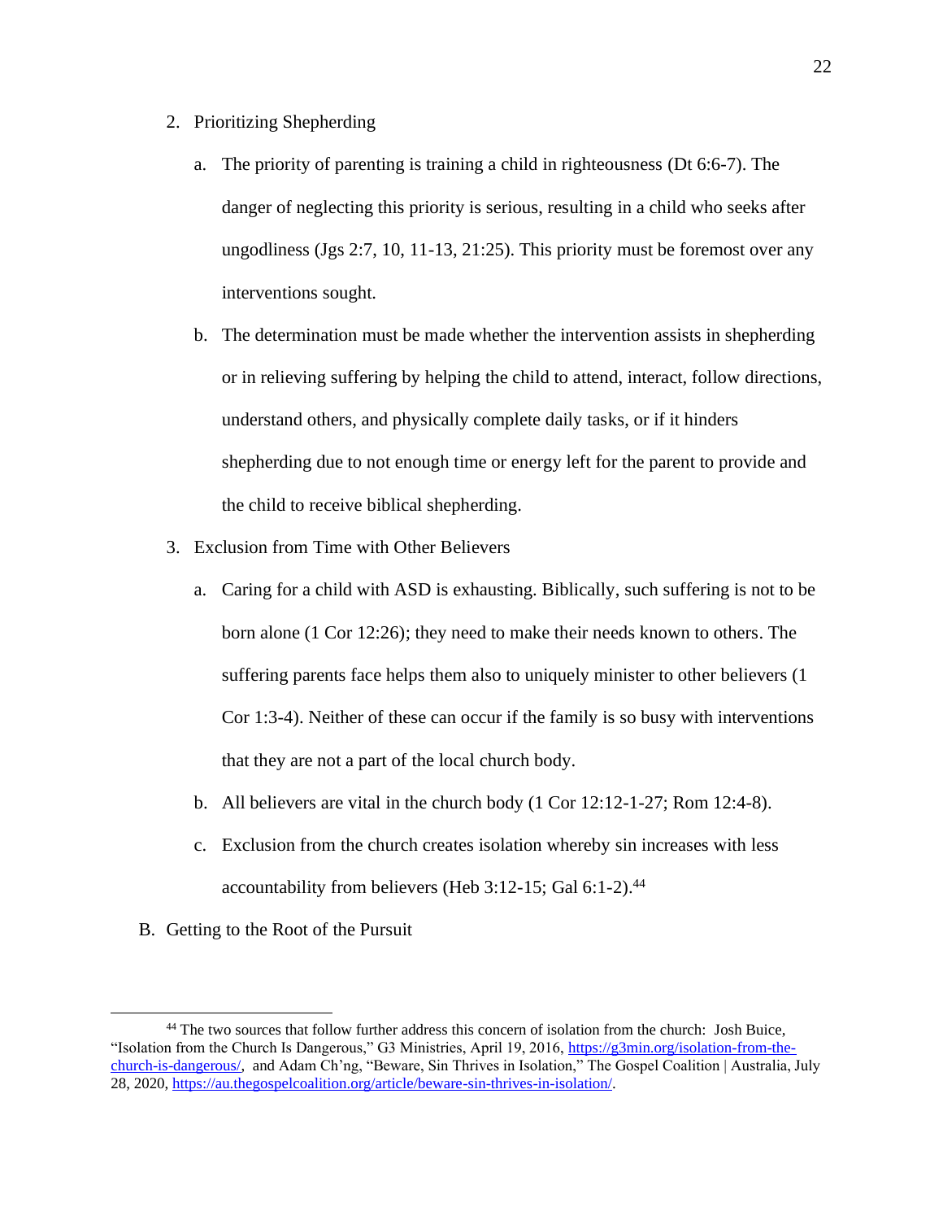2. Prioritizing Shepherding

    a. The priority of parenting is training a child in righteousness (Dt 6:6-7). The danger of neglecting this priority is serious, resulting in a child who seeks after ungodliness (Jgs 2:7, 10, 11-13, 21:25). This priority must be foremost over any interventions sought.

    b. The determination must be made whether the intervention assists in shepherding or in relieving suffering by helping the child to attend, interact, follow directions, understand others, and physically complete daily tasks, or if it hinders shepherding due to not enough time or energy left for the parent to provide and the child to receive biblical shepherding.

3. Exclusion from Time with Other Believers

    a. Caring for a child with ASD is exhausting. Biblically, such suffering is not to be born alone (1 Cor 12:26); they need to make their needs known to others. The suffering parents face helps them also to uniquely minister to other believers (1 Cor 1:3-4). Neither of these can occur if the family is so busy with interventions that they are not a part of the local church body.

    b. All believers are vital in the church body (1 Cor 12:12-1-27; Rom 12:4-8).

    c. Exclusion from the church creates isolation whereby sin increases with less accountability from believers (Heb 3:12-15; Gal 6:1-2).[44]

B. Getting to the Root of the Pursuit

---

[44] The two sources that follow further address this concern of isolation from the church: Josh Buice, "Isolation from the Church Is Dangerous," G3 Ministries, April 19, 2016, https://g3min.org/isolation-from-the-church-is-dangerous/, and Adam Ch'ng, "Beware, Sin Thrives in Isolation," The Gospel Coalition | Australia, July 28, 2020, https://au.thegospelcoalition.org/article/beware-sin-thrives-in-isolation/.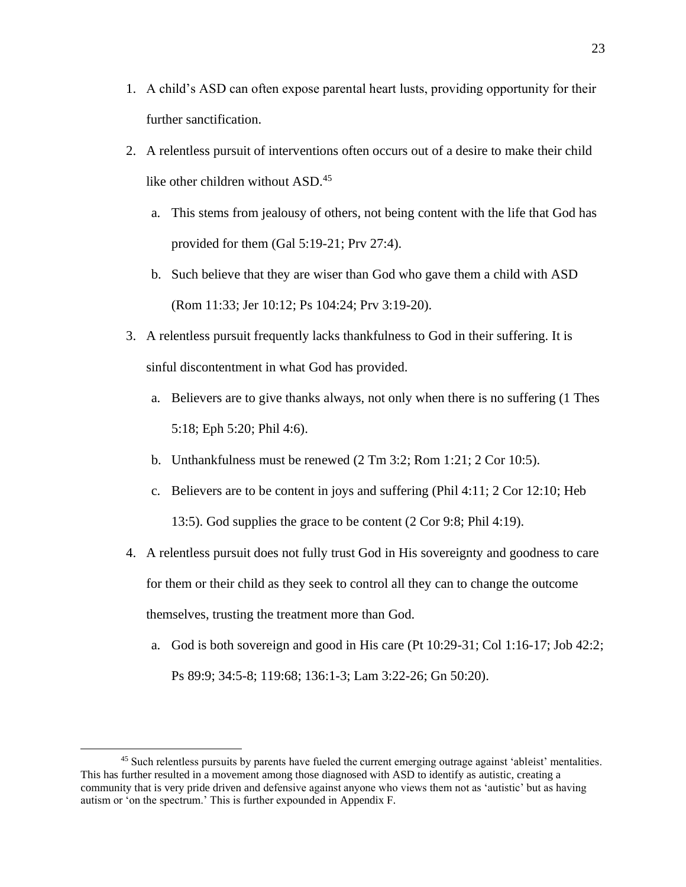1. A child's ASD can often expose parental heart lusts, providing opportunity for their further sanctification.
2. A relentless pursuit of interventions often occurs out of a desire to make their child like other children without ASD.[45]
   a. This stems from jealousy of others, not being content with the life that God has provided for them (Gal 5:19-21; Prv 27:4).
   b. Such believe that they are wiser than God who gave them a child with ASD (Rom 11:33; Jer 10:12; Ps 104:24; Prv 3:19-20).
3. A relentless pursuit frequently lacks thankfulness to God in their suffering. It is sinful discontentment in what God has provided.
   a. Believers are to give thanks always, not only when there is no suffering (1 Thes 5:18; Eph 5:20; Phil 4:6).
   b. Unthankfulness must be renewed (2 Tm 3:2; Rom 1:21; 2 Cor 10:5).
   c. Believers are to be content in joys and suffering (Phil 4:11; 2 Cor 12:10; Heb 13:5). God supplies the grace to be content (2 Cor 9:8; Phil 4:19).
4. A relentless pursuit does not fully trust God in His sovereignty and goodness to care for them or their child as they seek to control all they can to change the outcome themselves, trusting the treatment more than God.
   a. God is both sovereign and good in His care (Pt 10:29-31; Col 1:16-17; Job 42:2; Ps 89:9; 34:5-8; 119:68; 136:1-3; Lam 3:22-26; Gn 50:20).

[45] Such relentless pursuits by parents have fueled the current emerging outrage against 'ableist' mentalities. This has further resulted in a movement among those diagnosed with ASD to identify as autistic, creating a community that is very pride driven and defensive against anyone who views them not as 'autistic' but as having autism or 'on the spectrum.' This is further expounded in Appendix F.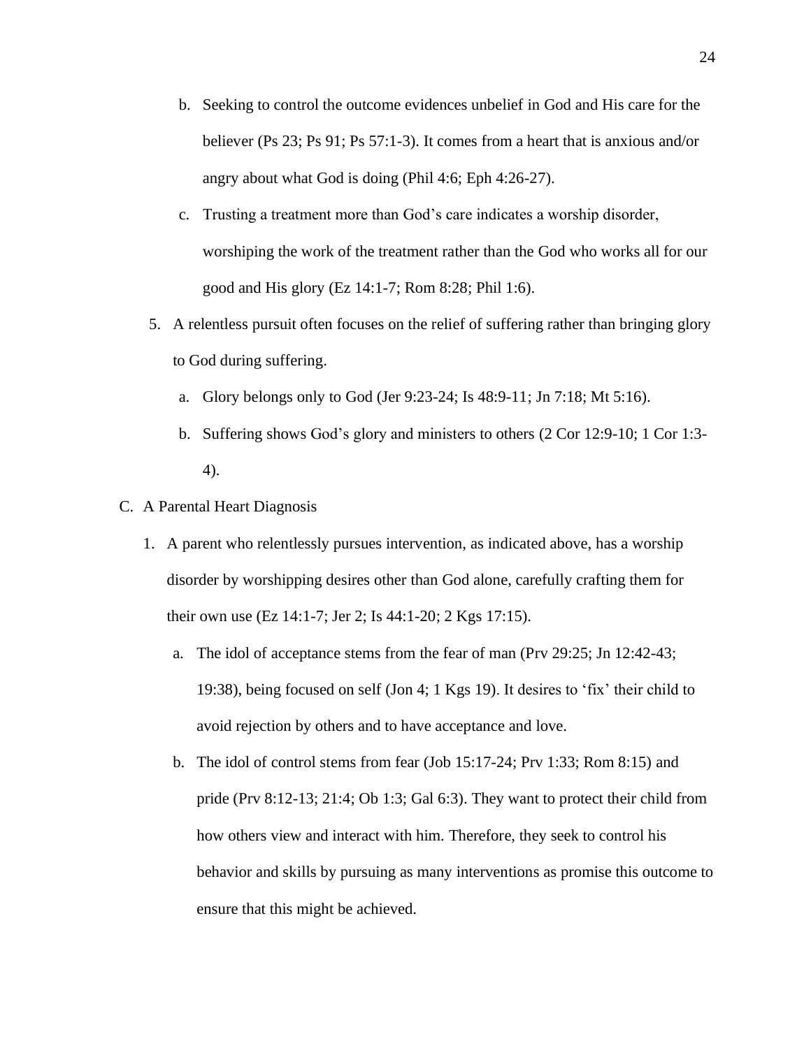b. Seeking to control the outcome evidences unbelief in God and His care for the believer (Ps 23; Ps 91; Ps 57:1-3). It comes from a heart that is anxious and/or angry about what God is doing (Phil 4:6; Eph 4:26-27).

c. Trusting a treatment more than God's care indicates a worship disorder, worshiping the work of the treatment rather than the God who works all for our good and His glory (Ez 14:1-7; Rom 8:28; Phil 1:6).

5. A relentless pursuit often focuses on the relief of suffering rather than bringing glory to God during suffering.

   a. Glory belongs only to God (Jer 9:23-24; Is 48:9-11; Jn 7:18; Mt 5:16).

   b. Suffering shows God's glory and ministers to others (2 Cor 12:9-10; 1 Cor 1:3-4).

C. A Parental Heart Diagnosis

1. A parent who relentlessly pursues intervention, as indicated above, has a worship disorder by worshipping desires other than God alone, carefully crafting them for their own use (Ez 14:1-7; Jer 2; Is 44:1-20; 2 Kgs 17:15).

   a. The idol of acceptance stems from the fear of man (Prv 29:25; Jn 12:42-43; 19:38), being focused on self (Jon 4; 1 Kgs 19). It desires to 'fix' their child to avoid rejection by others and to have acceptance and love.

   b. The idol of control stems from fear (Job 15:17-24; Prv 1:33; Rom 8:15) and pride (Prv 8:12-13; 21:4; Ob 1:3; Gal 6:3). They want to protect their child from how others view and interact with him. Therefore, they seek to control his behavior and skills by pursuing as many interventions as promise this outcome to ensure that this might be achieved.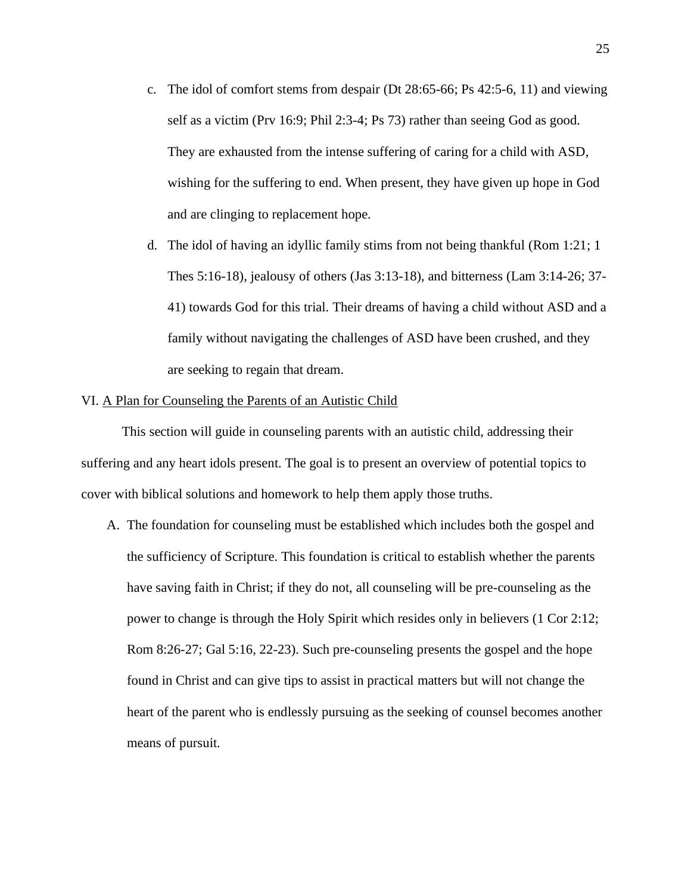c. The idol of comfort stems from despair (Dt 28:65-66; Ps 42:5-6, 11) and viewing self as a victim (Prv 16:9; Phil 2:3-4; Ps 73) rather than seeing God as good. They are exhausted from the intense suffering of caring for a child with ASD, wishing for the suffering to end. When present, they have given up hope in God and are clinging to replacement hope.

d. The idol of having an idyllic family stims from not being thankful (Rom 1:21; 1 Thes 5:16-18), jealousy of others (Jas 3:13-18), and bitterness (Lam 3:14-26; 37-41) towards God for this trial. Their dreams of having a child without ASD and a family without navigating the challenges of ASD have been crushed, and they are seeking to regain that dream.

## VI. A Plan for Counseling the Parents of an Autistic Child

This section will guide in counseling parents with an autistic child, addressing their suffering and any heart idols present. The goal is to present an overview of potential topics to cover with biblical solutions and homework to help them apply those truths.

A. The foundation for counseling must be established which includes both the gospel and the sufficiency of Scripture. This foundation is critical to establish whether the parents have saving faith in Christ; if they do not, all counseling will be pre-counseling as the power to change is through the Holy Spirit which resides only in believers (1 Cor 2:12; Rom 8:26-27; Gal 5:16, 22-23). Such pre-counseling presents the gospel and the hope found in Christ and can give tips to assist in practical matters but will not change the heart of the parent who is endlessly pursuing as the seeking of counsel becomes another means of pursuit.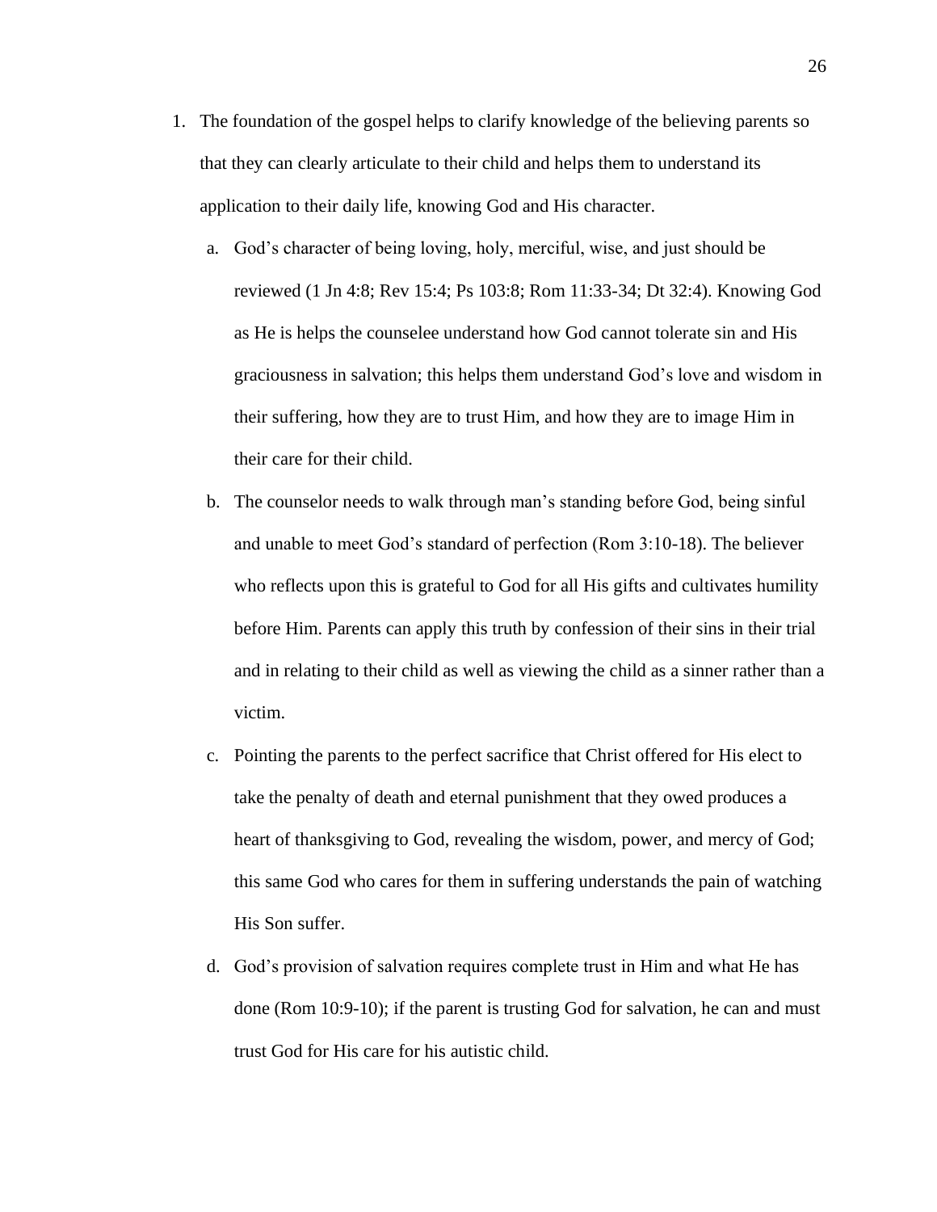1. The foundation of the gospel helps to clarify knowledge of the believing parents so that they can clearly articulate to their child and helps them to understand its application to their daily life, knowing God and His character.

   a. God's character of being loving, holy, merciful, wise, and just should be reviewed (1 Jn 4:8; Rev 15:4; Ps 103:8; Rom 11:33-34; Dt 32:4). Knowing God as He is helps the counselee understand how God cannot tolerate sin and His graciousness in salvation; this helps them understand God's love and wisdom in their suffering, how they are to trust Him, and how they are to image Him in their care for their child.

   b. The counselor needs to walk through man's standing before God, being sinful and unable to meet God's standard of perfection (Rom 3:10-18). The believer who reflects upon this is grateful to God for all His gifts and cultivates humility before Him. Parents can apply this truth by confession of their sins in their trial and in relating to their child as well as viewing the child as a sinner rather than a victim.

   c. Pointing the parents to the perfect sacrifice that Christ offered for His elect to take the penalty of death and eternal punishment that they owed produces a heart of thanksgiving to God, revealing the wisdom, power, and mercy of God; this same God who cares for them in suffering understands the pain of watching His Son suffer.

   d. God's provision of salvation requires complete trust in Him and what He has done (Rom 10:9-10); if the parent is trusting God for salvation, he can and must trust God for His care for his autistic child.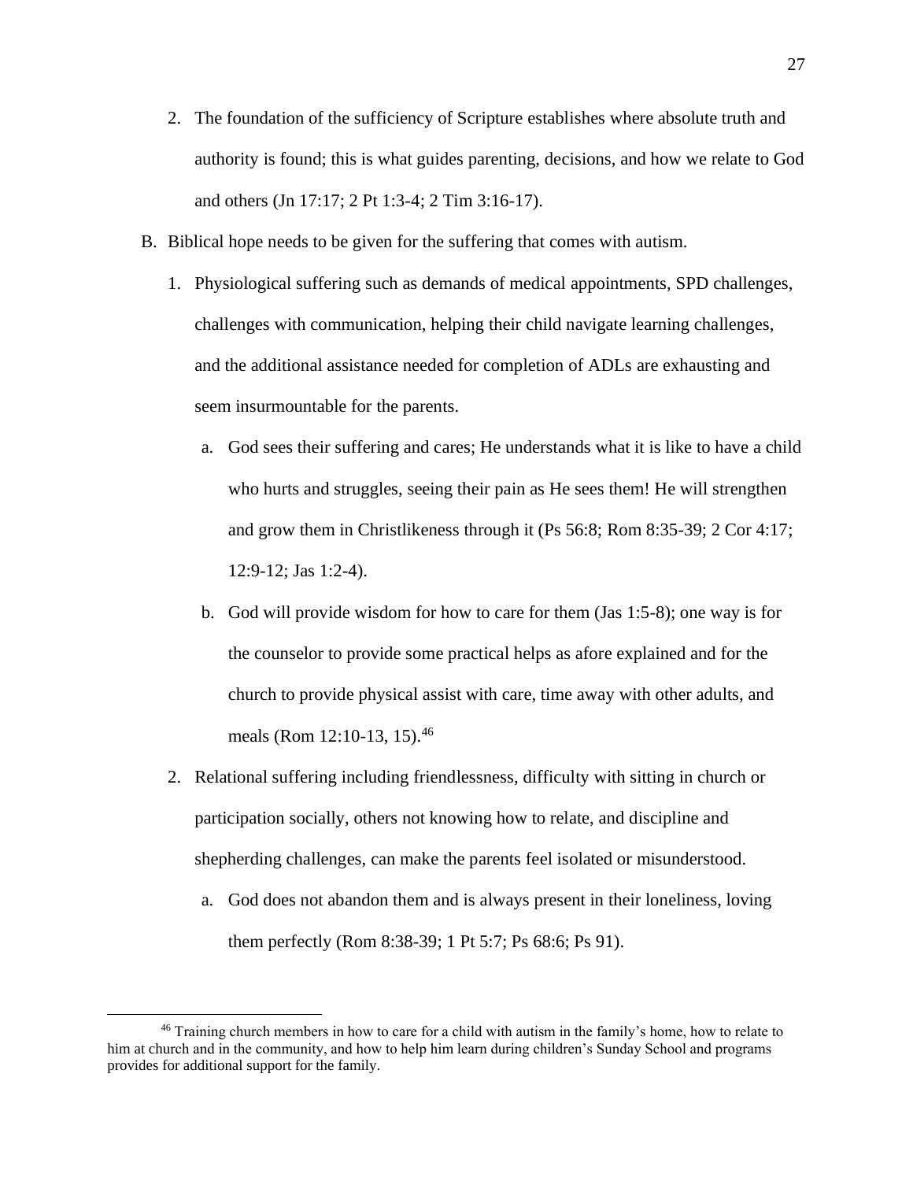2. The foundation of the sufficiency of Scripture establishes where absolute truth and authority is found; this is what guides parenting, decisions, and how we relate to God and others (Jn 17:17; 2 Pt 1:3-4; 2 Tim 3:16-17).

B. Biblical hope needs to be given for the suffering that comes with autism.

1. Physiological suffering such as demands of medical appointments, SPD challenges, challenges with communication, helping their child navigate learning challenges, and the additional assistance needed for completion of ADLs are exhausting and seem insurmountable for the parents.

   a. God sees their suffering and cares; He understands what it is like to have a child who hurts and struggles, seeing their pain as He sees them! He will strengthen and grow them in Christlikeness through it (Ps 56:8; Rom 8:35-39; 2 Cor 4:17; 12:9-12; Jas 1:2-4).

   b. God will provide wisdom for how to care for them (Jas 1:5-8); one way is for the counselor to provide some practical helps as afore explained and for the church to provide physical assist with care, time away with other adults, and meals (Rom 12:10-13, 15).[46]

2. Relational suffering including friendlessness, difficulty with sitting in church or participation socially, others not knowing how to relate, and discipline and shepherding challenges, can make the parents feel isolated or misunderstood.

   a. God does not abandon them and is always present in their loneliness, loving them perfectly (Rom 8:38-39; 1 Pt 5:7; Ps 68:6; Ps 91).

---

[46] Training church members in how to care for a child with autism in the family's home, how to relate to him at church and in the community, and how to help him learn during children's Sunday School and programs provides for additional support for the family.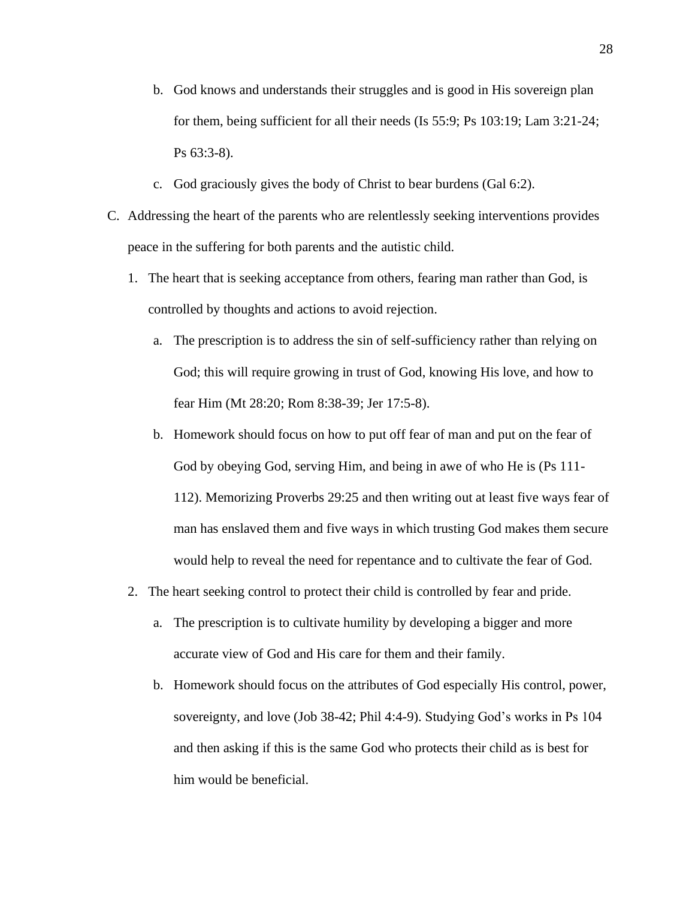b. God knows and understands their struggles and is good in His sovereign plan for them, being sufficient for all their needs (Is 55:9; Ps 103:19; Lam 3:21-24; Ps 63:3-8).

  c. God graciously gives the body of Christ to bear burdens (Gal 6:2).

C. Addressing the heart of the parents who are relentlessly seeking interventions provides peace in the suffering for both parents and the autistic child.

  1. The heart that is seeking acceptance from others, fearing man rather than God, is controlled by thoughts and actions to avoid rejection.

     a. The prescription is to address the sin of self-sufficiency rather than relying on God; this will require growing in trust of God, knowing His love, and how to fear Him (Mt 28:20; Rom 8:38-39; Jer 17:5-8).

     b. Homework should focus on how to put off fear of man and put on the fear of God by obeying God, serving Him, and being in awe of who He is (Ps 111-112). Memorizing Proverbs 29:25 and then writing out at least five ways fear of man has enslaved them and five ways in which trusting God makes them secure would help to reveal the need for repentance and to cultivate the fear of God.

  2. The heart seeking control to protect their child is controlled by fear and pride.

     a. The prescription is to cultivate humility by developing a bigger and more accurate view of God and His care for them and their family.

     b. Homework should focus on the attributes of God especially His control, power, sovereignty, and love (Job 38-42; Phil 4:4-9). Studying God's works in Ps 104 and then asking if this is the same God who protects their child as is best for him would be beneficial.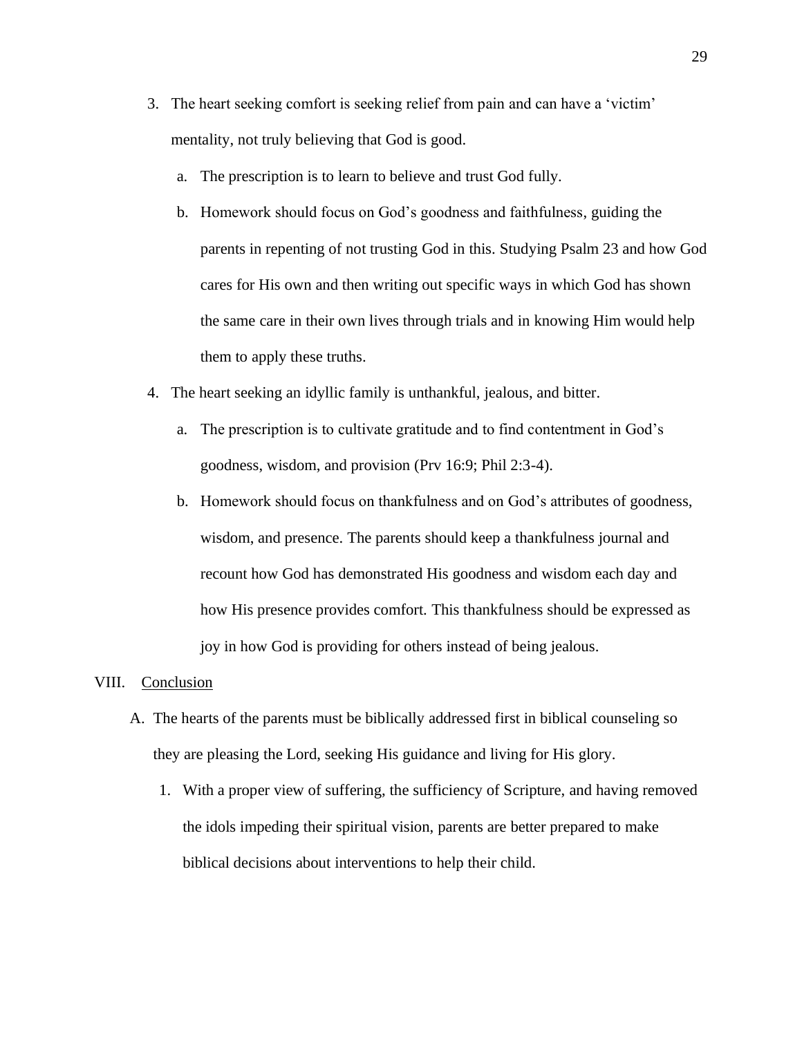3. The heart seeking comfort is seeking relief from pain and can have a 'victim' mentality, not truly believing that God is good.
   a. The prescription is to learn to believe and trust God fully.
   b. Homework should focus on God's goodness and faithfulness, guiding the parents in repenting of not trusting God in this. Studying Psalm 23 and how God cares for His own and then writing out specific ways in which God has shown the same care in their own lives through trials and in knowing Him would help them to apply these truths.
4. The heart seeking an idyllic family is unthankful, jealous, and bitter.
   a. The prescription is to cultivate gratitude and to find contentment in God's goodness, wisdom, and provision (Prv 16:9; Phil 2:3-4).
   b. Homework should focus on thankfulness and on God's attributes of goodness, wisdom, and presence. The parents should keep a thankfulness journal and recount how God has demonstrated His goodness and wisdom each day and how His presence provides comfort. This thankfulness should be expressed as joy in how God is providing for others instead of being jealous.

VIII. <u>Conclusion</u>

A. The hearts of the parents must be biblically addressed first in biblical counseling so they are pleasing the Lord, seeking His guidance and living for His glory.
   1. With a proper view of suffering, the sufficiency of Scripture, and having removed the idols impeding their spiritual vision, parents are better prepared to make biblical decisions about interventions to help their child.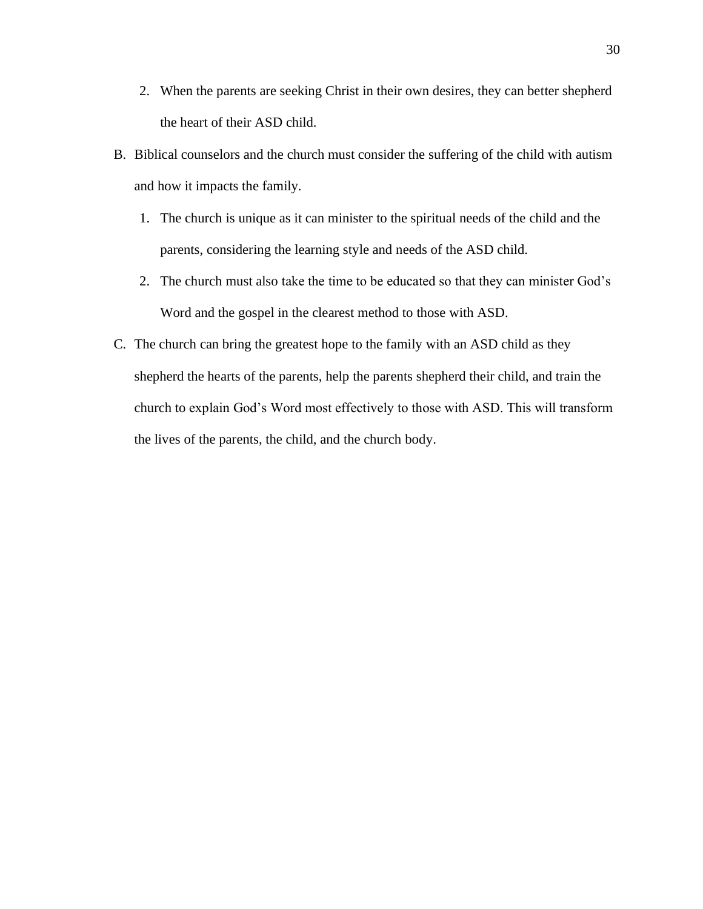2. When the parents are seeking Christ in their own desires, they can better shepherd the heart of their ASD child.

B. Biblical counselors and the church must consider the suffering of the child with autism and how it impacts the family.

   1. The church is unique as it can minister to the spiritual needs of the child and the parents, considering the learning style and needs of the ASD child.
   2. The church must also take the time to be educated so that they can minister God's Word and the gospel in the clearest method to those with ASD.

C. The church can bring the greatest hope to the family with an ASD child as they shepherd the hearts of the parents, help the parents shepherd their child, and train the church to explain God's Word most effectively to those with ASD. This will transform the lives of the parents, the child, and the church body.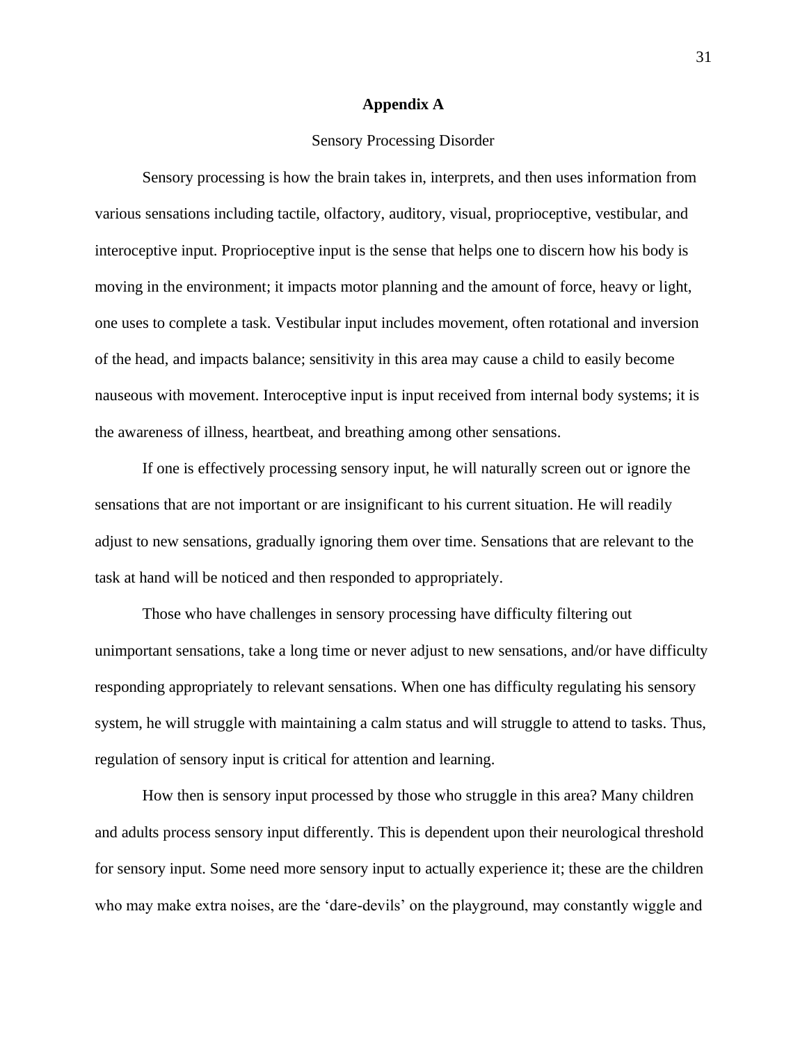# Appendix A

## Sensory Processing Disorder

Sensory processing is how the brain takes in, interprets, and then uses information from various sensations including tactile, olfactory, auditory, visual, proprioceptive, vestibular, and interoceptive input. Proprioceptive input is the sense that helps one to discern how his body is moving in the environment; it impacts motor planning and the amount of force, heavy or light, one uses to complete a task. Vestibular input includes movement, often rotational and inversion of the head, and impacts balance; sensitivity in this area may cause a child to easily become nauseous with movement. Interoceptive input is input received from internal body systems; it is the awareness of illness, heartbeat, and breathing among other sensations.

If one is effectively processing sensory input, he will naturally screen out or ignore the sensations that are not important or are insignificant to his current situation. He will readily adjust to new sensations, gradually ignoring them over time. Sensations that are relevant to the task at hand will be noticed and then responded to appropriately.

Those who have challenges in sensory processing have difficulty filtering out unimportant sensations, take a long time or never adjust to new sensations, and/or have difficulty responding appropriately to relevant sensations. When one has difficulty regulating his sensory system, he will struggle with maintaining a calm status and will struggle to attend to tasks. Thus, regulation of sensory input is critical for attention and learning.

How then is sensory input processed by those who struggle in this area? Many children and adults process sensory input differently. This is dependent upon their neurological threshold for sensory input. Some need more sensory input to actually experience it; these are the children who may make extra noises, are the 'dare-devils' on the playground, may constantly wiggle and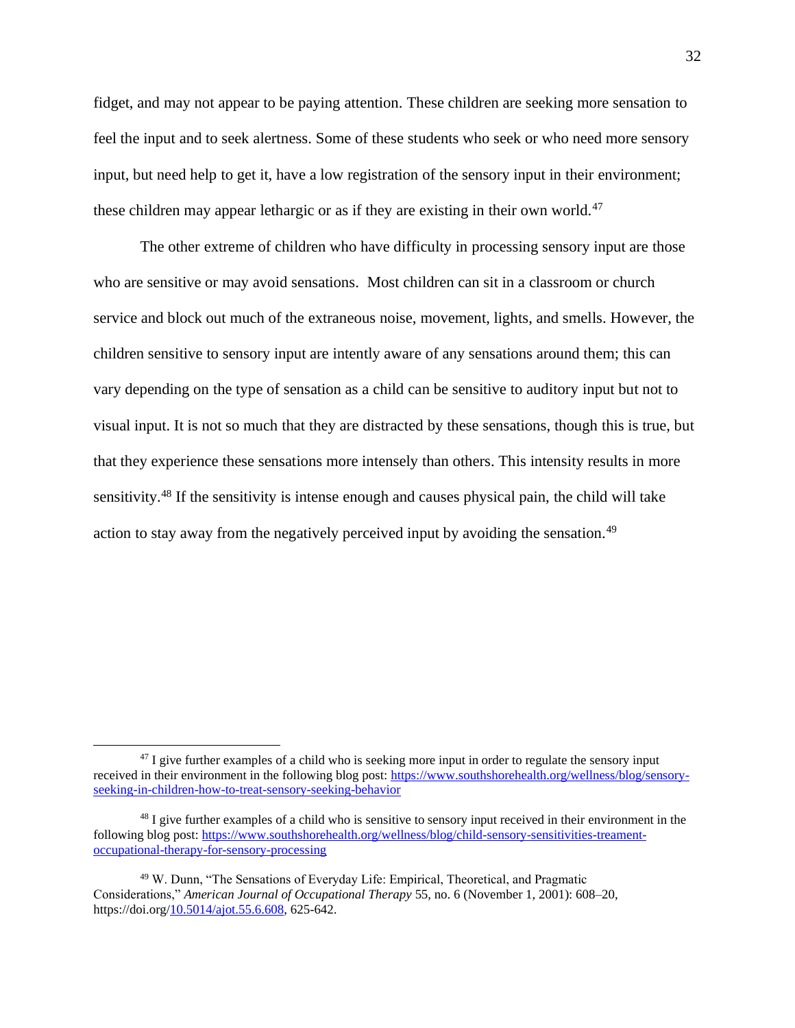fidget, and may not appear to be paying attention. These children are seeking more sensation to feel the input and to seek alertness. Some of these students who seek or who need more sensory input, but need help to get it, have a low registration of the sensory input in their environment; these children may appear lethargic or as if they are existing in their own world.[47]

The other extreme of children who have difficulty in processing sensory input are those who are sensitive or may avoid sensations.  Most children can sit in a classroom or church service and block out much of the extraneous noise, movement, lights, and smells. However, the children sensitive to sensory input are intently aware of any sensations around them; this can vary depending on the type of sensation as a child can be sensitive to auditory input but not to visual input. It is not so much that they are distracted by these sensations, though this is true, but that they experience these sensations more intensely than others. This intensity results in more sensitivity.[48] If the sensitivity is intense enough and causes physical pain, the child will take action to stay away from the negatively perceived input by avoiding the sensation.[49]

---

[47] I give further examples of a child who is seeking more input in order to regulate the sensory input received in their environment in the following blog post: https://www.southshorehealth.org/wellness/blog/sensory-seeking-in-children-how-to-treat-sensory-seeking-behavior

[48] I give further examples of a child who is sensitive to sensory input received in their environment in the following blog post: https://www.southshorehealth.org/wellness/blog/child-sensory-sensitivities-treament-occupational-therapy-for-sensory-processing

[49] W. Dunn, "The Sensations of Everyday Life: Empirical, Theoretical, and Pragmatic Considerations," *American Journal of Occupational Therapy* 55, no. 6 (November 1, 2001): 608–20, https://doi.org/10.5014/ajot.55.6.608, 625-642.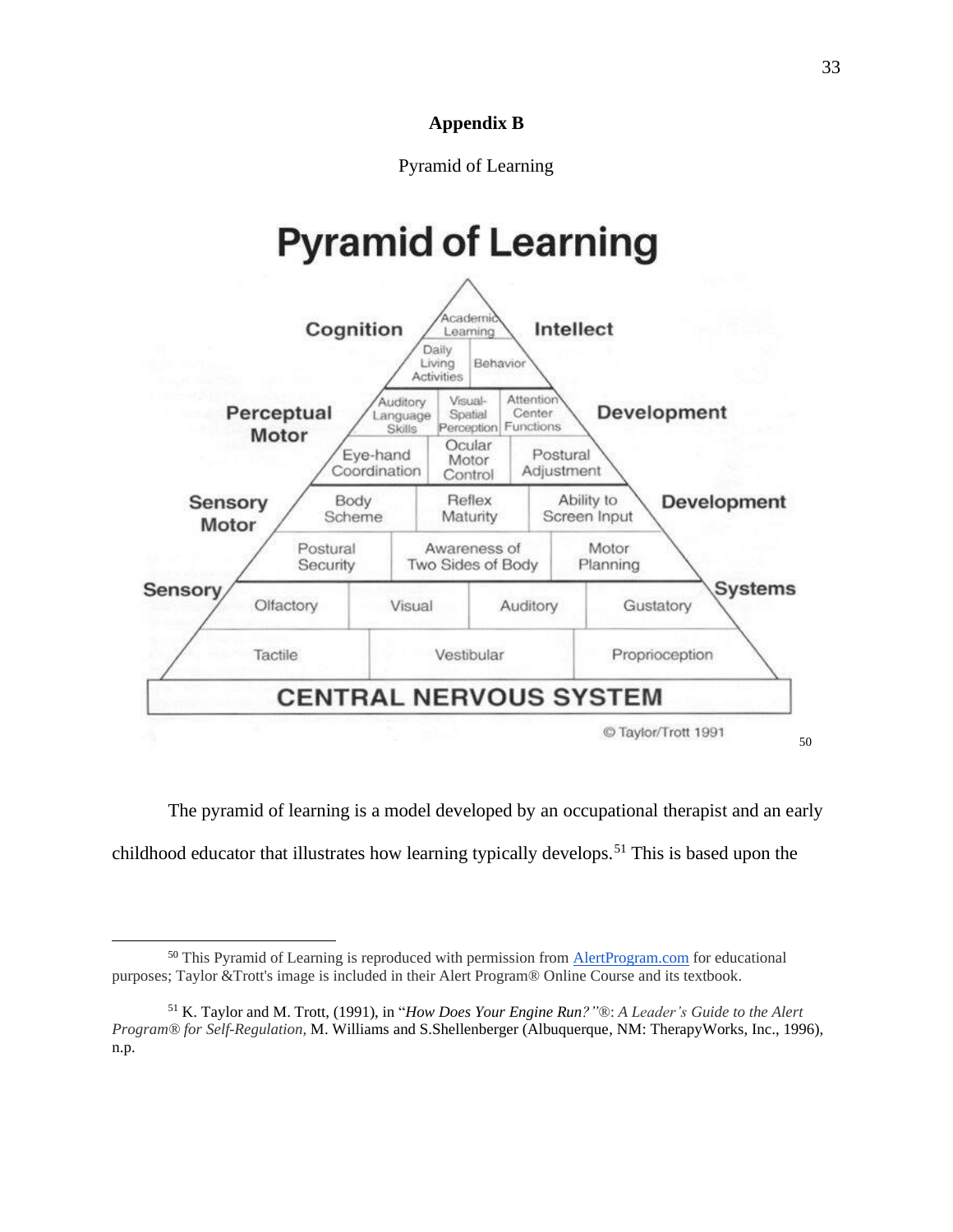**Appendix B**

Pyramid of Learning

# Pyramid of Learning

| Level | Components |
|---|---|
| Cognition / Intellect | Academic Learning |
| | Daily Living Activities; Behavior |
| Perceptual Motor / Development | Auditory Language Skills; Visual-Spatial Perception; Attention Center Functions |
| | Eye-hand Coordination; Ocular Motor Control; Postural Adjustment |
| Sensory Motor / Development | Body Scheme; Reflex Maturity; Ability to Screen Input |
| | Postural Security; Awareness of Two Sides of Body; Motor Planning |
| Sensory / Systems | Olfactory; Visual; Auditory; Gustatory |
| | Tactile; Vestibular; Proprioception |
| CENTRAL NERVOUS SYSTEM | |

© Taylor/Trott 1991 [50]

The pyramid of learning is a model developed by an occupational therapist and an early childhood educator that illustrates how learning typically develops.[51] This is based upon the

---

[50] This Pyramid of Learning is reproduced with permission from AlertProgram.com for educational purposes; Taylor &Trott's image is included in their Alert Program® Online Course and its textbook.

[51] K. Taylor and M. Trott, (1991), in "*How Does Your Engine Run?"*®: *A Leader's Guide to the Alert Program® for Self-Regulation,* M. Williams and S.Shellenberger (Albuquerque, NM: TherapyWorks, Inc., 1996), n.p.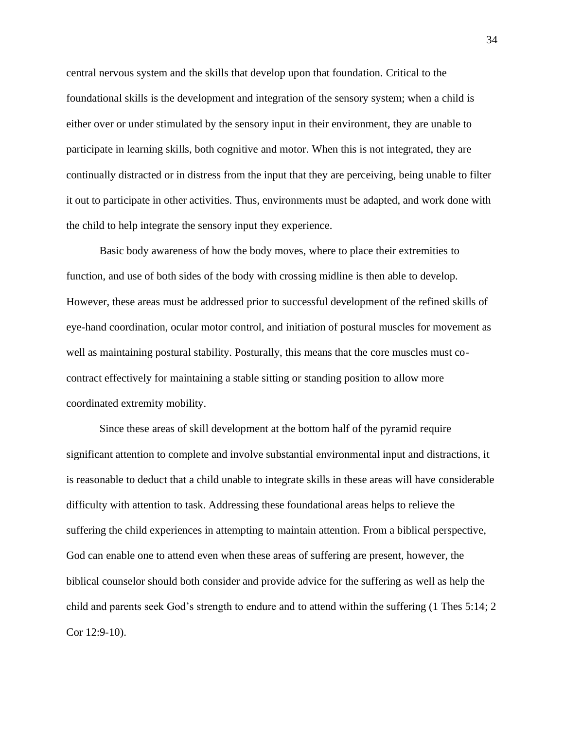central nervous system and the skills that develop upon that foundation. Critical to the foundational skills is the development and integration of the sensory system; when a child is either over or under stimulated by the sensory input in their environment, they are unable to participate in learning skills, both cognitive and motor. When this is not integrated, they are continually distracted or in distress from the input that they are perceiving, being unable to filter it out to participate in other activities. Thus, environments must be adapted, and work done with the child to help integrate the sensory input they experience.

Basic body awareness of how the body moves, where to place their extremities to function, and use of both sides of the body with crossing midline is then able to develop. However, these areas must be addressed prior to successful development of the refined skills of eye-hand coordination, ocular motor control, and initiation of postural muscles for movement as well as maintaining postural stability. Posturally, this means that the core muscles must co-contract effectively for maintaining a stable sitting or standing position to allow more coordinated extremity mobility.

Since these areas of skill development at the bottom half of the pyramid require significant attention to complete and involve substantial environmental input and distractions, it is reasonable to deduct that a child unable to integrate skills in these areas will have considerable difficulty with attention to task. Addressing these foundational areas helps to relieve the suffering the child experiences in attempting to maintain attention. From a biblical perspective, God can enable one to attend even when these areas of suffering are present, however, the biblical counselor should both consider and provide advice for the suffering as well as help the child and parents seek God's strength to endure and to attend within the suffering (1 Thes 5:14; 2 Cor 12:9-10).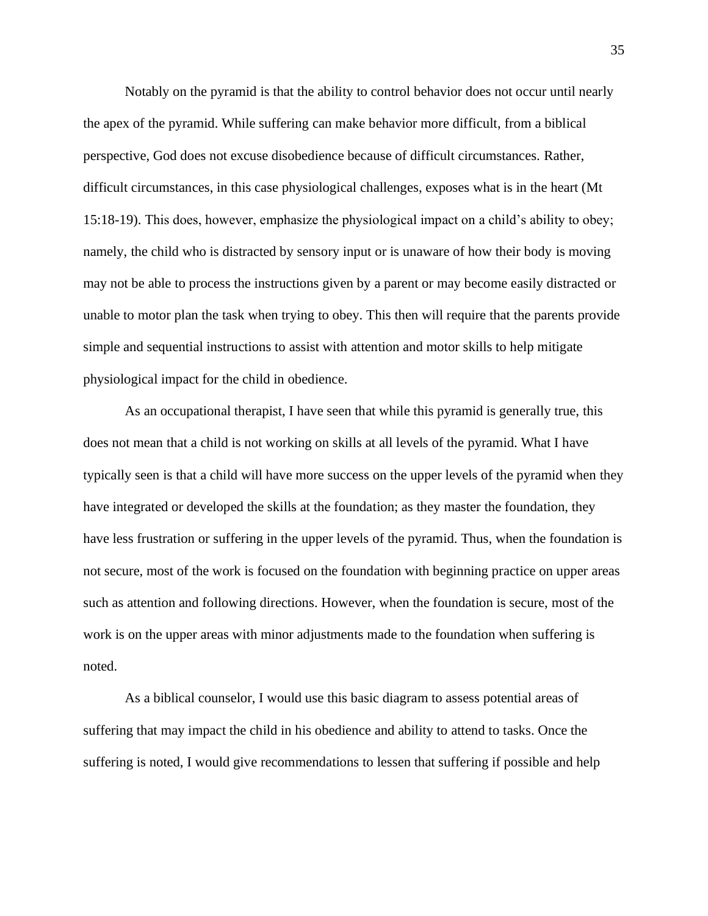Notably on the pyramid is that the ability to control behavior does not occur until nearly the apex of the pyramid. While suffering can make behavior more difficult, from a biblical perspective, God does not excuse disobedience because of difficult circumstances. Rather, difficult circumstances, in this case physiological challenges, exposes what is in the heart (Mt 15:18-19). This does, however, emphasize the physiological impact on a child's ability to obey; namely, the child who is distracted by sensory input or is unaware of how their body is moving may not be able to process the instructions given by a parent or may become easily distracted or unable to motor plan the task when trying to obey. This then will require that the parents provide simple and sequential instructions to assist with attention and motor skills to help mitigate physiological impact for the child in obedience.

As an occupational therapist, I have seen that while this pyramid is generally true, this does not mean that a child is not working on skills at all levels of the pyramid. What I have typically seen is that a child will have more success on the upper levels of the pyramid when they have integrated or developed the skills at the foundation; as they master the foundation, they have less frustration or suffering in the upper levels of the pyramid. Thus, when the foundation is not secure, most of the work is focused on the foundation with beginning practice on upper areas such as attention and following directions. However, when the foundation is secure, most of the work is on the upper areas with minor adjustments made to the foundation when suffering is noted.

As a biblical counselor, I would use this basic diagram to assess potential areas of suffering that may impact the child in his obedience and ability to attend to tasks. Once the suffering is noted, I would give recommendations to lessen that suffering if possible and help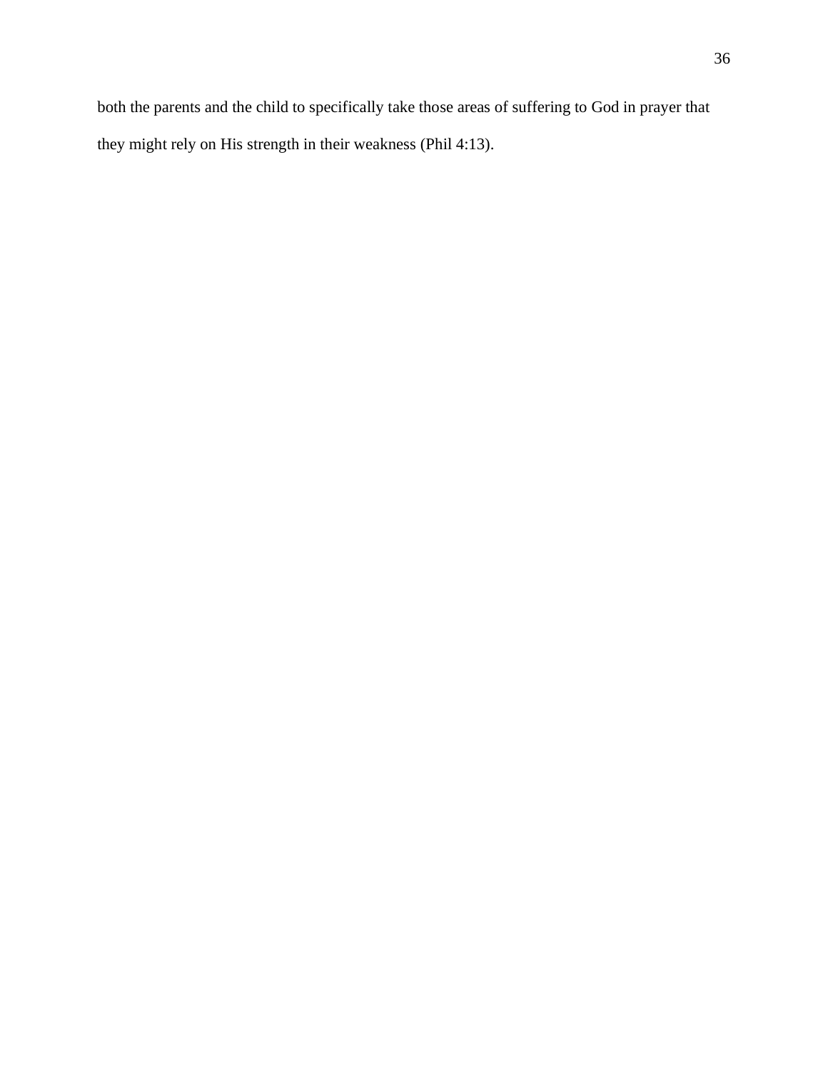both the parents and the child to specifically take those areas of suffering to God in prayer that they might rely on His strength in their weakness (Phil 4:13).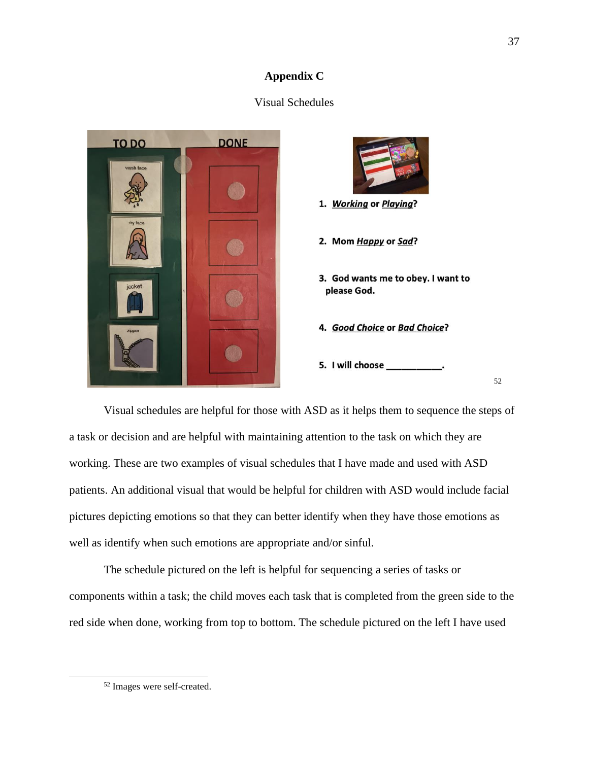# Appendix C

Visual Schedules

TO DO | DONE

wash face

dry face

jacket

zipper

1. ***Working*** **or** ***Playing*****?**

2. **Mom** ***Happy*** **or** ***Sad*****?**

3. **God wants me to obey. I want to please God.**

4. ***Good Choice*** **or** ***Bad Choice*****?**

5. **I will choose \_\_\_\_\_\_\_\_\_\_\_.**

[52]

Visual schedules are helpful for those with ASD as it helps them to sequence the steps of a task or decision and are helpful with maintaining attention to the task on which they are working. These are two examples of visual schedules that I have made and used with ASD patients. An additional visual that would be helpful for children with ASD would include facial pictures depicting emotions so that they can better identify when they have those emotions as well as identify when such emotions are appropriate and/or sinful.

The schedule pictured on the left is helpful for sequencing a series of tasks or components within a task; the child moves each task that is completed from the green side to the red side when done, working from top to bottom. The schedule pictured on the left I have used

---

[52] Images were self-created.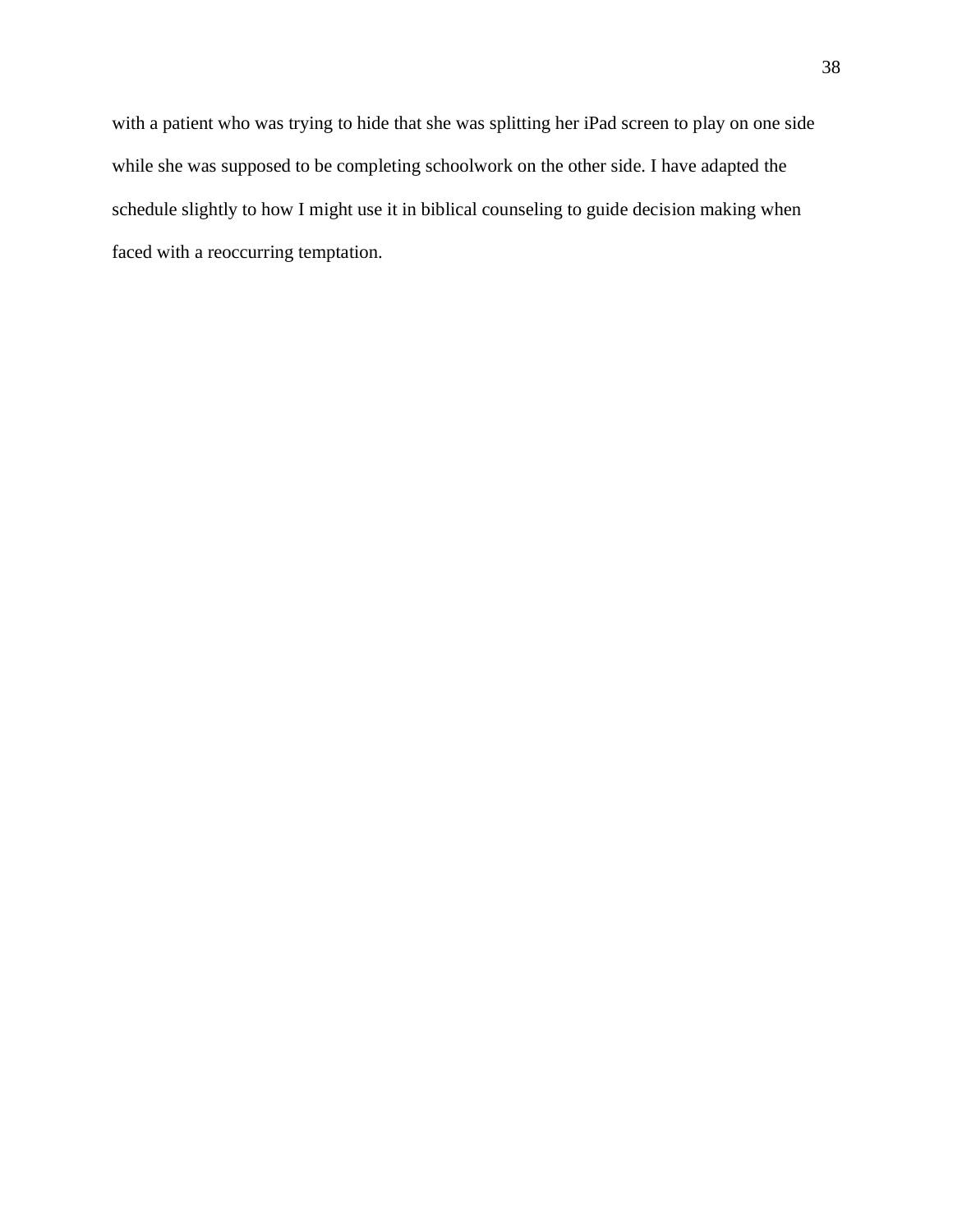with a patient who was trying to hide that she was splitting her iPad screen to play on one side while she was supposed to be completing schoolwork on the other side. I have adapted the schedule slightly to how I might use it in biblical counseling to guide decision making when faced with a reoccurring temptation.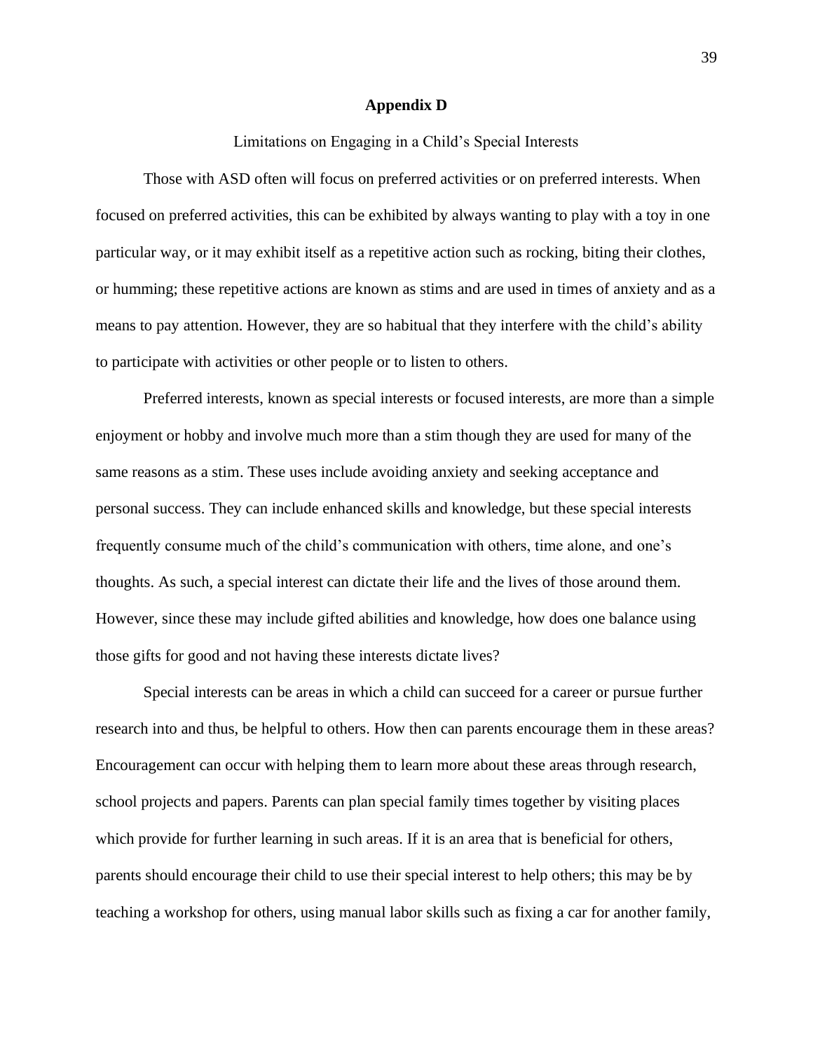# Appendix D

Limitations on Engaging in a Child's Special Interests

Those with ASD often will focus on preferred activities or on preferred interests. When focused on preferred activities, this can be exhibited by always wanting to play with a toy in one particular way, or it may exhibit itself as a repetitive action such as rocking, biting their clothes, or humming; these repetitive actions are known as stims and are used in times of anxiety and as a means to pay attention. However, they are so habitual that they interfere with the child's ability to participate with activities or other people or to listen to others.

Preferred interests, known as special interests or focused interests, are more than a simple enjoyment or hobby and involve much more than a stim though they are used for many of the same reasons as a stim. These uses include avoiding anxiety and seeking acceptance and personal success. They can include enhanced skills and knowledge, but these special interests frequently consume much of the child's communication with others, time alone, and one's thoughts. As such, a special interest can dictate their life and the lives of those around them. However, since these may include gifted abilities and knowledge, how does one balance using those gifts for good and not having these interests dictate lives?

Special interests can be areas in which a child can succeed for a career or pursue further research into and thus, be helpful to others. How then can parents encourage them in these areas? Encouragement can occur with helping them to learn more about these areas through research, school projects and papers. Parents can plan special family times together by visiting places which provide for further learning in such areas. If it is an area that is beneficial for others, parents should encourage their child to use their special interest to help others; this may be by teaching a workshop for others, using manual labor skills such as fixing a car for another family,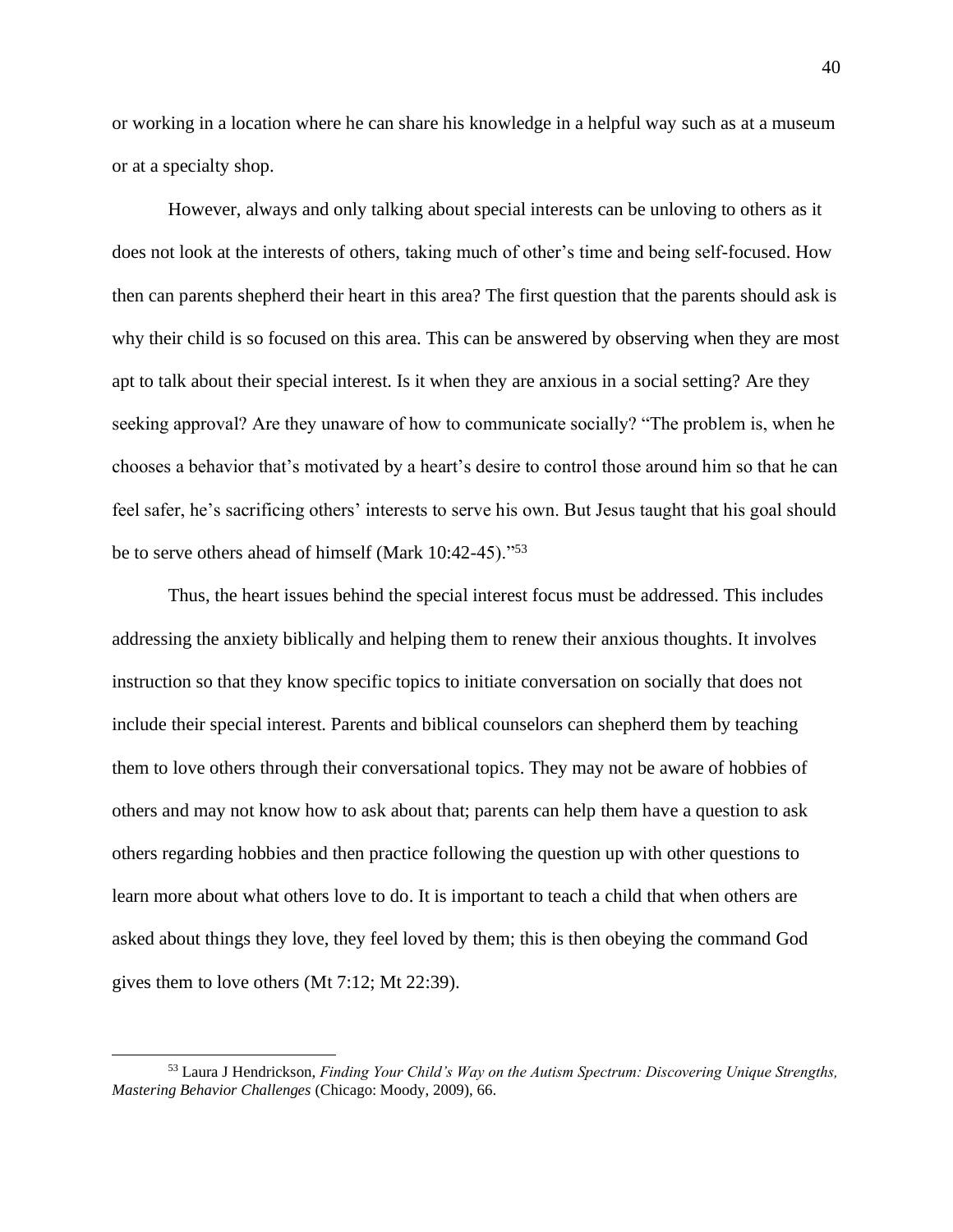or working in a location where he can share his knowledge in a helpful way such as at a museum or at a specialty shop.

However, always and only talking about special interests can be unloving to others as it does not look at the interests of others, taking much of other's time and being self-focused. How then can parents shepherd their heart in this area? The first question that the parents should ask is why their child is so focused on this area. This can be answered by observing when they are most apt to talk about their special interest. Is it when they are anxious in a social setting? Are they seeking approval? Are they unaware of how to communicate socially? "The problem is, when he chooses a behavior that's motivated by a heart's desire to control those around him so that he can feel safer, he's sacrificing others' interests to serve his own. But Jesus taught that his goal should be to serve others ahead of himself (Mark 10:42-45)."[53]

Thus, the heart issues behind the special interest focus must be addressed. This includes addressing the anxiety biblically and helping them to renew their anxious thoughts. It involves instruction so that they know specific topics to initiate conversation on socially that does not include their special interest. Parents and biblical counselors can shepherd them by teaching them to love others through their conversational topics. They may not be aware of hobbies of others and may not know how to ask about that; parents can help them have a question to ask others regarding hobbies and then practice following the question up with other questions to learn more about what others love to do. It is important to teach a child that when others are asked about things they love, they feel loved by them; this is then obeying the command God gives them to love others (Mt 7:12; Mt 22:39).

---

[53] Laura J Hendrickson, *Finding Your Child's Way on the Autism Spectrum: Discovering Unique Strengths, Mastering Behavior Challenges* (Chicago: Moody, 2009), 66.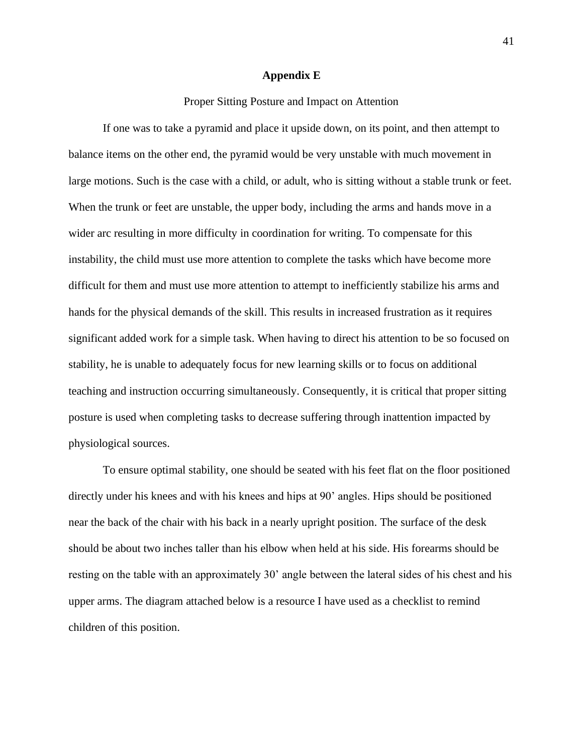# Appendix E

Proper Sitting Posture and Impact on Attention

If one was to take a pyramid and place it upside down, on its point, and then attempt to balance items on the other end, the pyramid would be very unstable with much movement in large motions. Such is the case with a child, or adult, who is sitting without a stable trunk or feet. When the trunk or feet are unstable, the upper body, including the arms and hands move in a wider arc resulting in more difficulty in coordination for writing. To compensate for this instability, the child must use more attention to complete the tasks which have become more difficult for them and must use more attention to attempt to inefficiently stabilize his arms and hands for the physical demands of the skill. This results in increased frustration as it requires significant added work for a simple task. When having to direct his attention to be so focused on stability, he is unable to adequately focus for new learning skills or to focus on additional teaching and instruction occurring simultaneously. Consequently, it is critical that proper sitting posture is used when completing tasks to decrease suffering through inattention impacted by physiological sources.

To ensure optimal stability, one should be seated with his feet flat on the floor positioned directly under his knees and with his knees and hips at 90' angles. Hips should be positioned near the back of the chair with his back in a nearly upright position. The surface of the desk should be about two inches taller than his elbow when held at his side. His forearms should be resting on the table with an approximately 30' angle between the lateral sides of his chest and his upper arms. The diagram attached below is a resource I have used as a checklist to remind children of this position.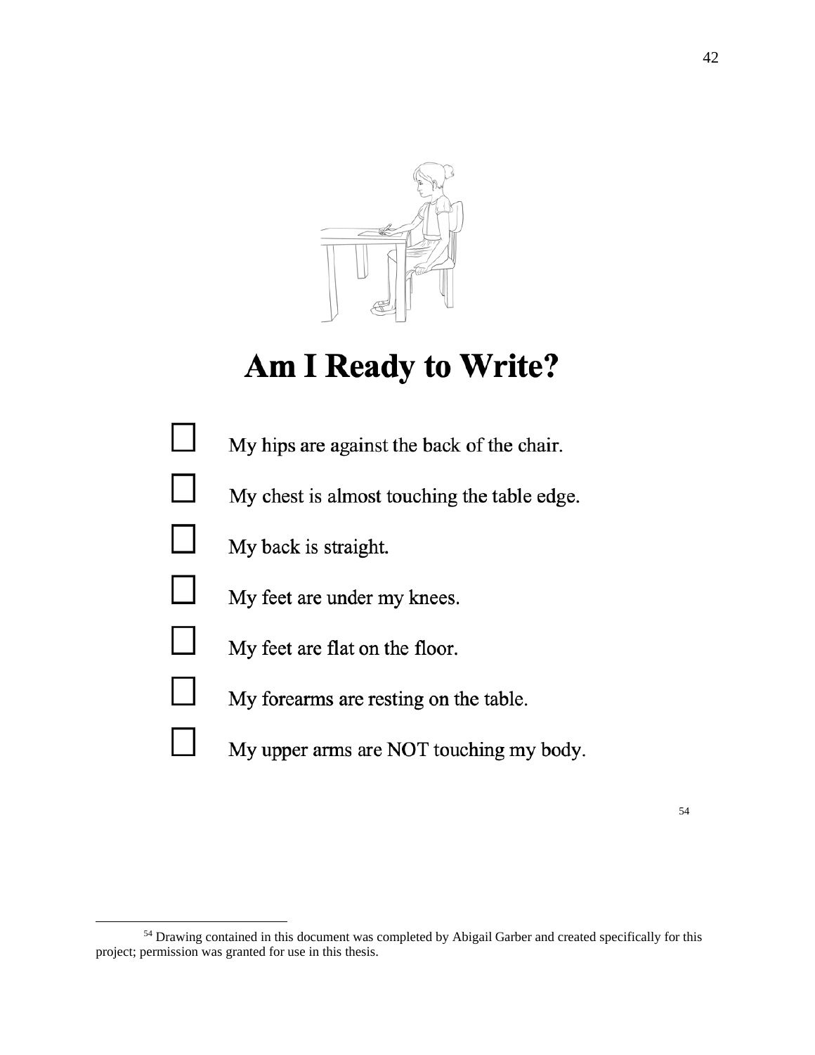# Am I Ready to Write?

- ☐ My hips are against the back of the chair.
- ☐ My chest is almost touching the table edge.
- ☐ My back is straight.
- ☐ My feet are under my knees.
- ☐ My feet are flat on the floor.
- ☐ My forearms are resting on the table.
- ☐ My upper arms are NOT touching my body.

[54]

---

[54] Drawing contained in this document was completed by Abigail Garber and created specifically for this project; permission was granted for use in this thesis.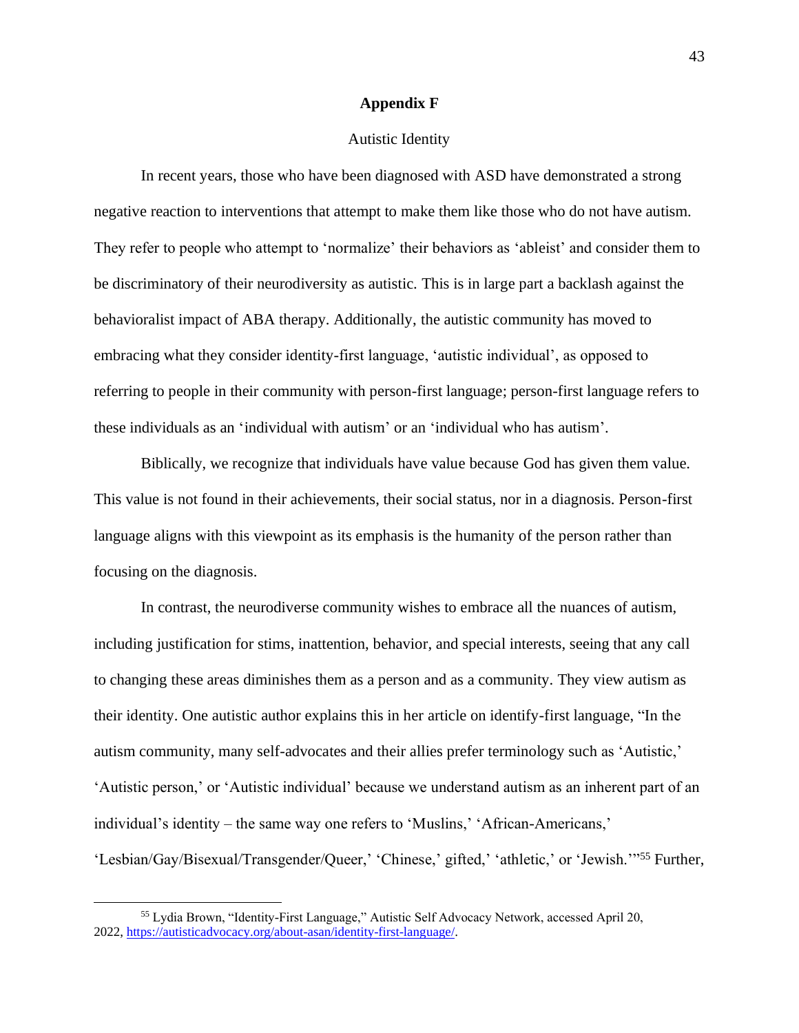# Appendix F

## Autistic Identity

In recent years, those who have been diagnosed with ASD have demonstrated a strong negative reaction to interventions that attempt to make them like those who do not have autism. They refer to people who attempt to 'normalize' their behaviors as 'ableist' and consider them to be discriminatory of their neurodiversity as autistic. This is in large part a backlash against the behavioralist impact of ABA therapy. Additionally, the autistic community has moved to embracing what they consider identity-first language, 'autistic individual', as opposed to referring to people in their community with person-first language; person-first language refers to these individuals as an 'individual with autism' or an 'individual who has autism'.

Biblically, we recognize that individuals have value because God has given them value. This value is not found in their achievements, their social status, nor in a diagnosis. Person-first language aligns with this viewpoint as its emphasis is the humanity of the person rather than focusing on the diagnosis.

In contrast, the neurodiverse community wishes to embrace all the nuances of autism, including justification for stims, inattention, behavior, and special interests, seeing that any call to changing these areas diminishes them as a person and as a community. They view autism as their identity. One autistic author explains this in her article on identify-first language, "In the autism community, many self-advocates and their allies prefer terminology such as 'Autistic,' 'Autistic person,' or 'Autistic individual' because we understand autism as an inherent part of an individual's identity – the same way one refers to 'Muslins,' 'African-Americans,' 'Lesbian/Gay/Bisexual/Transgender/Queer,' 'Chinese,' gifted,' 'athletic,' or 'Jewish.'"[55] Further,

---

[55] Lydia Brown, "Identity-First Language," Autistic Self Advocacy Network, accessed April 20, 2022, https://autisticadvocacy.org/about-asan/identity-first-language/.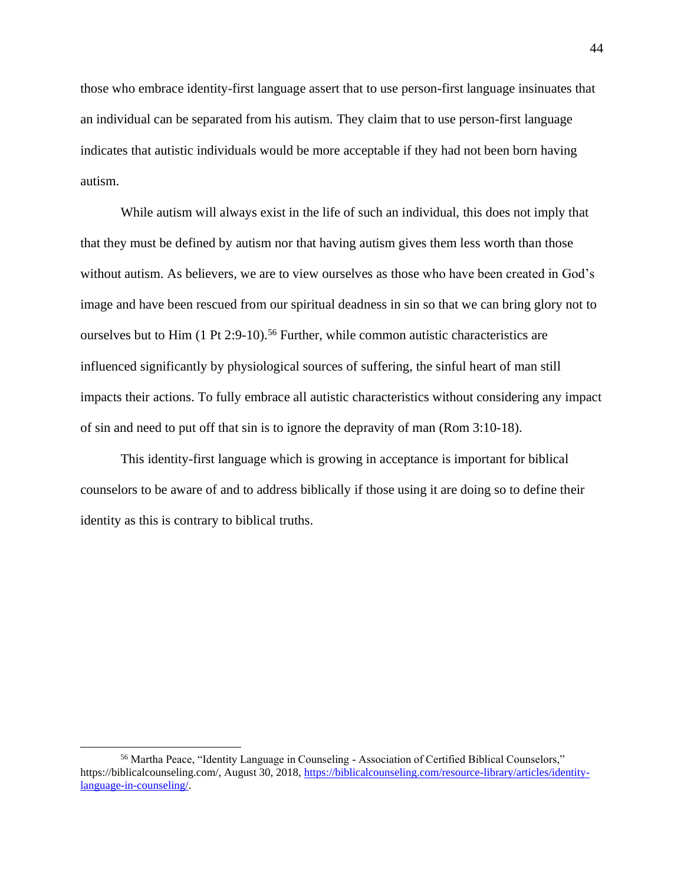those who embrace identity-first language assert that to use person-first language insinuates that an individual can be separated from his autism. They claim that to use person-first language indicates that autistic individuals would be more acceptable if they had not been born having autism.

While autism will always exist in the life of such an individual, this does not imply that that they must be defined by autism nor that having autism gives them less worth than those without autism. As believers, we are to view ourselves as those who have been created in God's image and have been rescued from our spiritual deadness in sin so that we can bring glory not to ourselves but to Him (1 Pt 2:9-10).[56] Further, while common autistic characteristics are influenced significantly by physiological sources of suffering, the sinful heart of man still impacts their actions. To fully embrace all autistic characteristics without considering any impact of sin and need to put off that sin is to ignore the depravity of man (Rom 3:10-18).

This identity-first language which is growing in acceptance is important for biblical counselors to be aware of and to address biblically if those using it are doing so to define their identity as this is contrary to biblical truths.

---

[56] Martha Peace, "Identity Language in Counseling - Association of Certified Biblical Counselors," https://biblicalcounseling.com/, August 30, 2018, https://biblicalcounseling.com/resource-library/articles/identity-language-in-counseling/.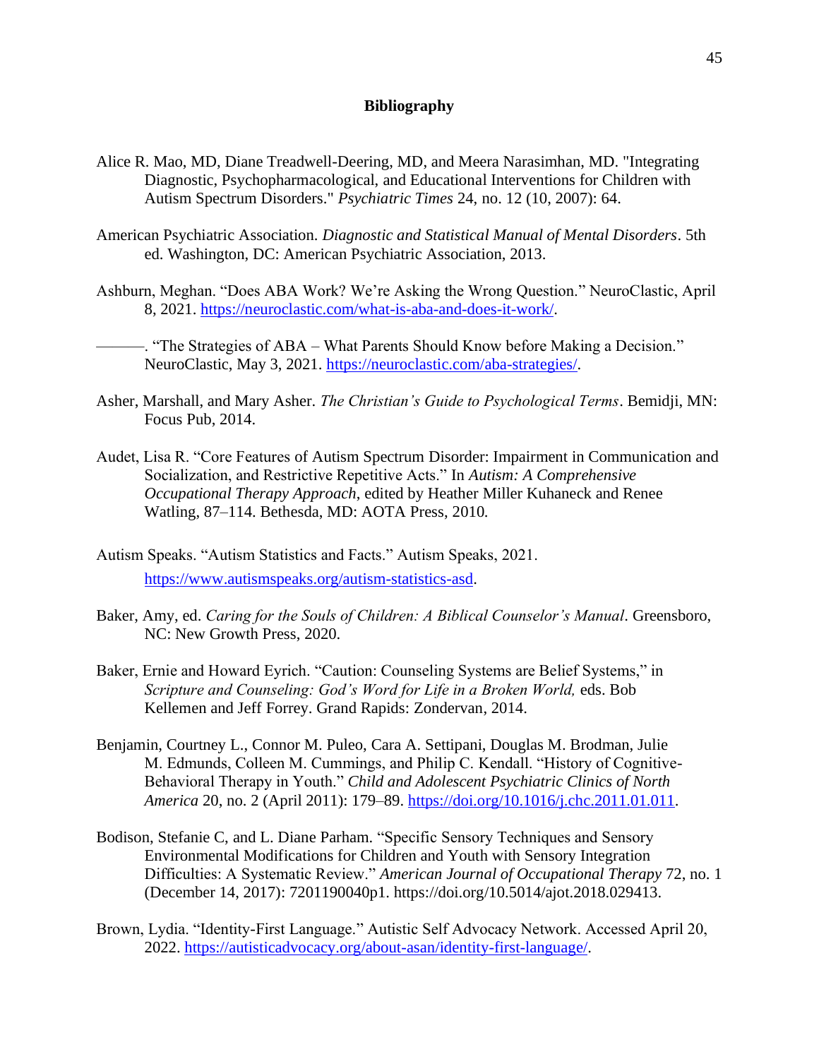## Bibliography

Alice R. Mao, MD, Diane Treadwell-Deering, MD, and Meera Narasimhan, MD. "Integrating Diagnostic, Psychopharmacological, and Educational Interventions for Children with Autism Spectrum Disorders." *Psychiatric Times* 24, no. 12 (10, 2007): 64.

American Psychiatric Association. *Diagnostic and Statistical Manual of Mental Disorders*. 5th ed. Washington, DC: American Psychiatric Association, 2013.

Ashburn, Meghan. "Does ABA Work? We're Asking the Wrong Question." NeuroClastic, April 8, 2021. https://neuroclastic.com/what-is-aba-and-does-it-work/.

———. "The Strategies of ABA – What Parents Should Know before Making a Decision." NeuroClastic, May 3, 2021. https://neuroclastic.com/aba-strategies/.

Asher, Marshall, and Mary Asher. *The Christian's Guide to Psychological Terms*. Bemidji, MN: Focus Pub, 2014.

Audet, Lisa R. "Core Features of Autism Spectrum Disorder: Impairment in Communication and Socialization, and Restrictive Repetitive Acts." In *Autism: A Comprehensive Occupational Therapy Approach*, edited by Heather Miller Kuhaneck and Renee Watling, 87–114. Bethesda, MD: AOTA Press, 2010.

Autism Speaks. "Autism Statistics and Facts." Autism Speaks, 2021. https://www.autismspeaks.org/autism-statistics-asd.

Baker, Amy, ed. *Caring for the Souls of Children: A Biblical Counselor's Manual*. Greensboro, NC: New Growth Press, 2020.

Baker, Ernie and Howard Eyrich. "Caution: Counseling Systems are Belief Systems," in *Scripture and Counseling: God's Word for Life in a Broken World,* eds. Bob Kellemen and Jeff Forrey. Grand Rapids: Zondervan, 2014.

Benjamin, Courtney L., Connor M. Puleo, Cara A. Settipani, Douglas M. Brodman, Julie M. Edmunds, Colleen M. Cummings, and Philip C. Kendall. "History of Cognitive-Behavioral Therapy in Youth." *Child and Adolescent Psychiatric Clinics of North America* 20, no. 2 (April 2011): 179–89. https://doi.org/10.1016/j.chc.2011.01.011.

Bodison, Stefanie C, and L. Diane Parham. "Specific Sensory Techniques and Sensory Environmental Modifications for Children and Youth with Sensory Integration Difficulties: A Systematic Review." *American Journal of Occupational Therapy* 72, no. 1 (December 14, 2017): 7201190040p1. https://doi.org/10.5014/ajot.2018.029413.

Brown, Lydia. "Identity-First Language." Autistic Self Advocacy Network. Accessed April 20, 2022. https://autisticadvocacy.org/about-asan/identity-first-language/.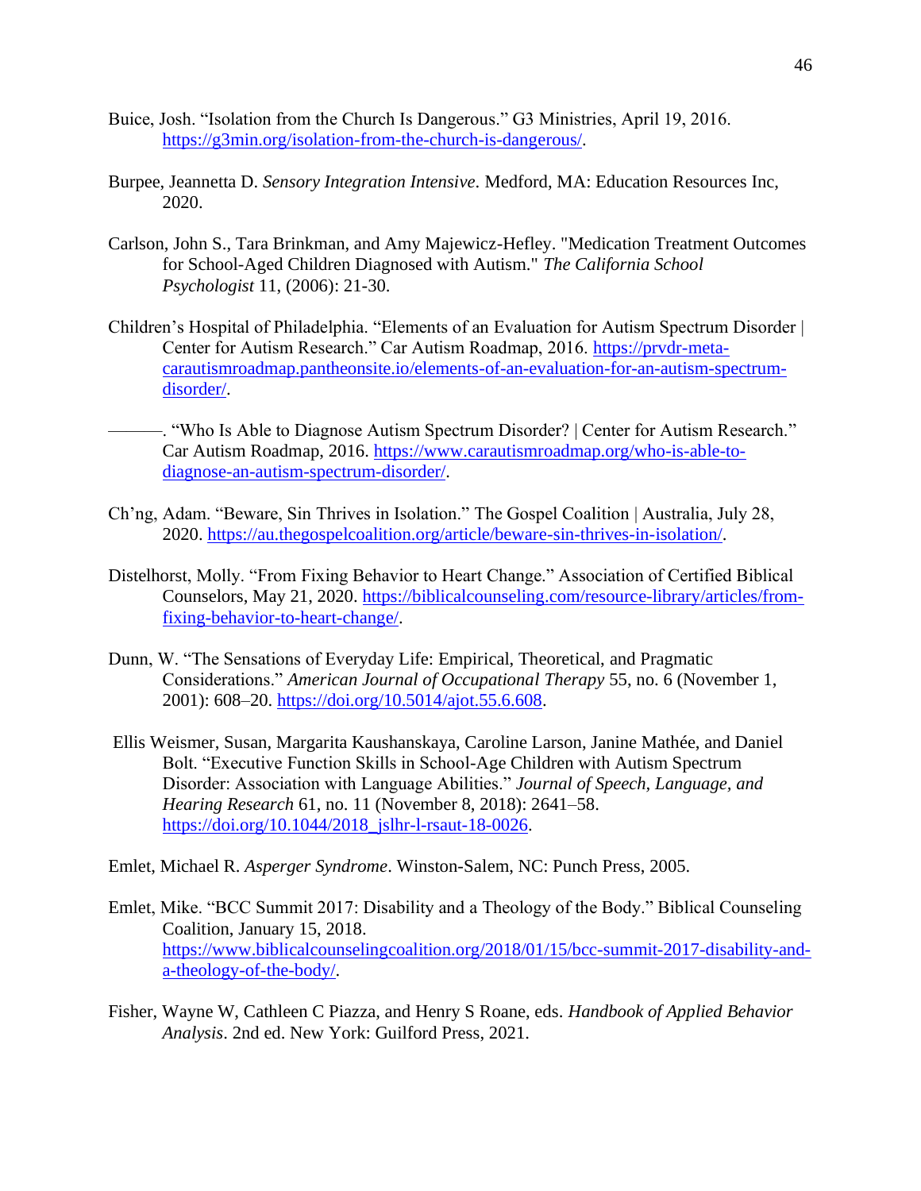Buice, Josh. “Isolation from the Church Is Dangerous.” G3 Ministries, April 19, 2016. https://g3min.org/isolation-from-the-church-is-dangerous/.

Burpee, Jeannetta D. *Sensory Integration Intensive*. Medford, MA: Education Resources Inc, 2020.

Carlson, John S., Tara Brinkman, and Amy Majewicz-Hefley. "Medication Treatment Outcomes for School-Aged Children Diagnosed with Autism." *The California School Psychologist* 11, (2006): 21-30.

Children’s Hospital of Philadelphia. “Elements of an Evaluation for Autism Spectrum Disorder | Center for Autism Research.” Car Autism Roadmap, 2016. https://prvdr-meta-carautismroadmap.pantheonsite.io/elements-of-an-evaluation-for-an-autism-spectrum-disorder/.

———. “Who Is Able to Diagnose Autism Spectrum Disorder? | Center for Autism Research.” Car Autism Roadmap, 2016. https://www.carautismroadmap.org/who-is-able-to-diagnose-an-autism-spectrum-disorder/.

Ch’ng, Adam. “Beware, Sin Thrives in Isolation.” The Gospel Coalition | Australia, July 28, 2020. https://au.thegospelcoalition.org/article/beware-sin-thrives-in-isolation/.

Distelhorst, Molly. “From Fixing Behavior to Heart Change.” Association of Certified Biblical Counselors, May 21, 2020. https://biblicalcounseling.com/resource-library/articles/from-fixing-behavior-to-heart-change/.

Dunn, W. “The Sensations of Everyday Life: Empirical, Theoretical, and Pragmatic Considerations.” *American Journal of Occupational Therapy* 55, no. 6 (November 1, 2001): 608–20. https://doi.org/10.5014/ajot.55.6.608.

Ellis Weismer, Susan, Margarita Kaushanskaya, Caroline Larson, Janine Mathée, and Daniel Bolt. “Executive Function Skills in School-Age Children with Autism Spectrum Disorder: Association with Language Abilities.” *Journal of Speech, Language, and Hearing Research* 61, no. 11 (November 8, 2018): 2641–58. https://doi.org/10.1044/2018_jslhr-l-rsaut-18-0026.

Emlet, Michael R. *Asperger Syndrome*. Winston-Salem, NC: Punch Press, 2005.

Emlet, Mike. “BCC Summit 2017: Disability and a Theology of the Body.” Biblical Counseling Coalition, January 15, 2018. https://www.biblicalcounselingcoalition.org/2018/01/15/bcc-summit-2017-disability-and-a-theology-of-the-body/.

Fisher, Wayne W, Cathleen C Piazza, and Henry S Roane, eds. *Handbook of Applied Behavior Analysis*. 2nd ed. New York: Guilford Press, 2021.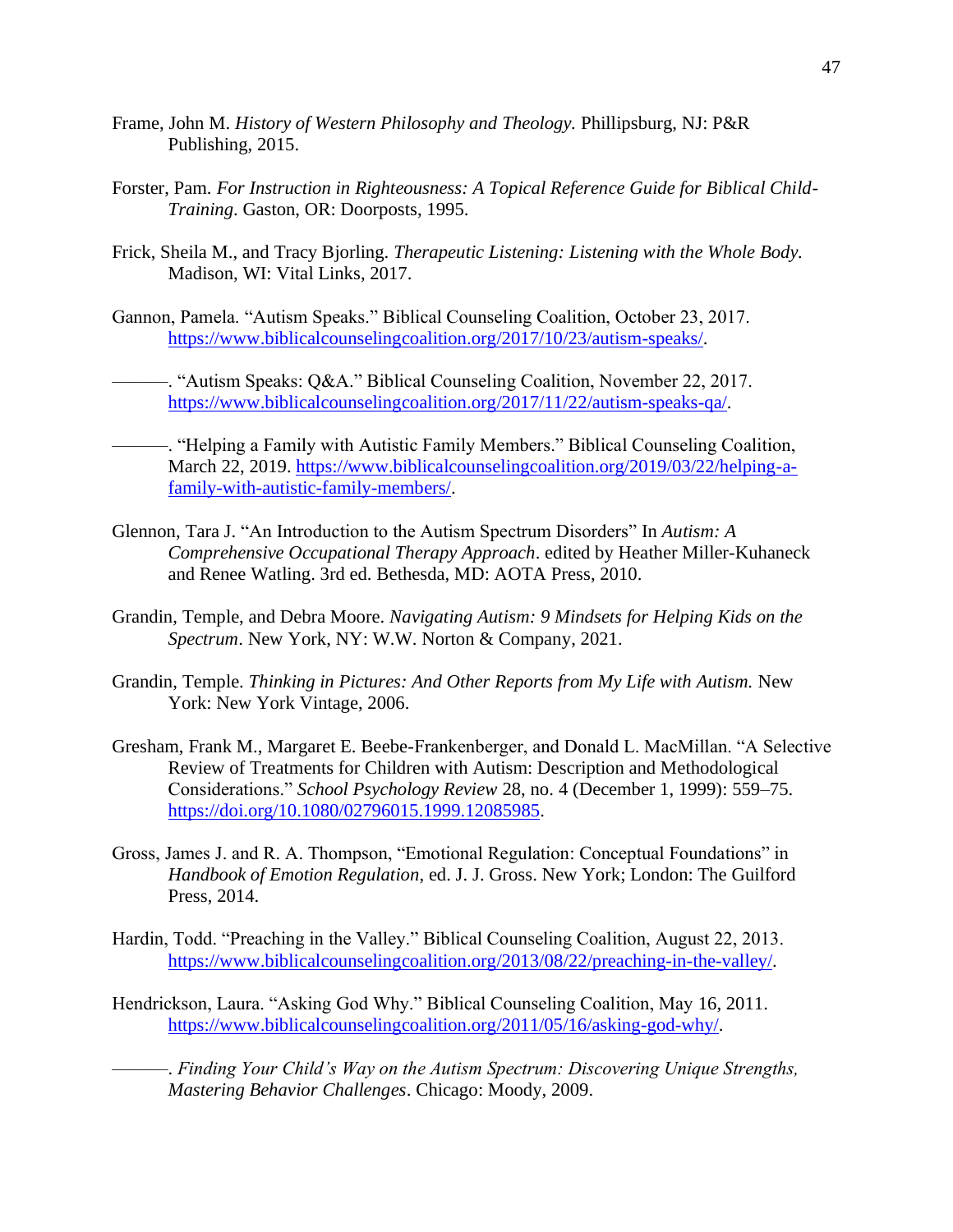Frame, John M. *History of Western Philosophy and Theology.* Phillipsburg, NJ: P&R Publishing, 2015.

Forster, Pam. *For Instruction in Righteousness: A Topical Reference Guide for Biblical Child-Training*. Gaston, OR: Doorposts, 1995.

Frick, Sheila M., and Tracy Bjorling. *Therapeutic Listening: Listening with the Whole Body.* Madison, WI: Vital Links, 2017.

Gannon, Pamela. "Autism Speaks." Biblical Counseling Coalition, October 23, 2017. https://www.biblicalcounselingcoalition.org/2017/10/23/autism-speaks/.

———. "Autism Speaks: Q&A." Biblical Counseling Coalition, November 22, 2017. https://www.biblicalcounselingcoalition.org/2017/11/22/autism-speaks-qa/.

———. "Helping a Family with Autistic Family Members." Biblical Counseling Coalition, March 22, 2019. https://www.biblicalcounselingcoalition.org/2019/03/22/helping-a-family-with-autistic-family-members/.

Glennon, Tara J. "An Introduction to the Autism Spectrum Disorders" In *Autism: A Comprehensive Occupational Therapy Approach*. edited by Heather Miller-Kuhaneck and Renee Watling. 3rd ed. Bethesda, MD: AOTA Press, 2010.

Grandin, Temple, and Debra Moore. *Navigating Autism: 9 Mindsets for Helping Kids on the Spectrum*. New York, NY: W.W. Norton & Company, 2021.

Grandin, Temple. *Thinking in Pictures: And Other Reports from My Life with Autism.* New York: New York Vintage, 2006.

Gresham, Frank M., Margaret E. Beebe-Frankenberger, and Donald L. MacMillan. "A Selective Review of Treatments for Children with Autism: Description and Methodological Considerations." *School Psychology Review* 28, no. 4 (December 1, 1999): 559–75. https://doi.org/10.1080/02796015.1999.12085985.

Gross, James J. and R. A. Thompson, "Emotional Regulation: Conceptual Foundations" in *Handbook of Emotion Regulation*, ed. J. J. Gross. New York; London: The Guilford Press, 2014.

Hardin, Todd. "Preaching in the Valley." Biblical Counseling Coalition, August 22, 2013. https://www.biblicalcounselingcoalition.org/2013/08/22/preaching-in-the-valley/.

Hendrickson, Laura. "Asking God Why." Biblical Counseling Coalition, May 16, 2011. https://www.biblicalcounselingcoalition.org/2011/05/16/asking-god-why/.

———. *Finding Your Child's Way on the Autism Spectrum: Discovering Unique Strengths, Mastering Behavior Challenges*. Chicago: Moody, 2009.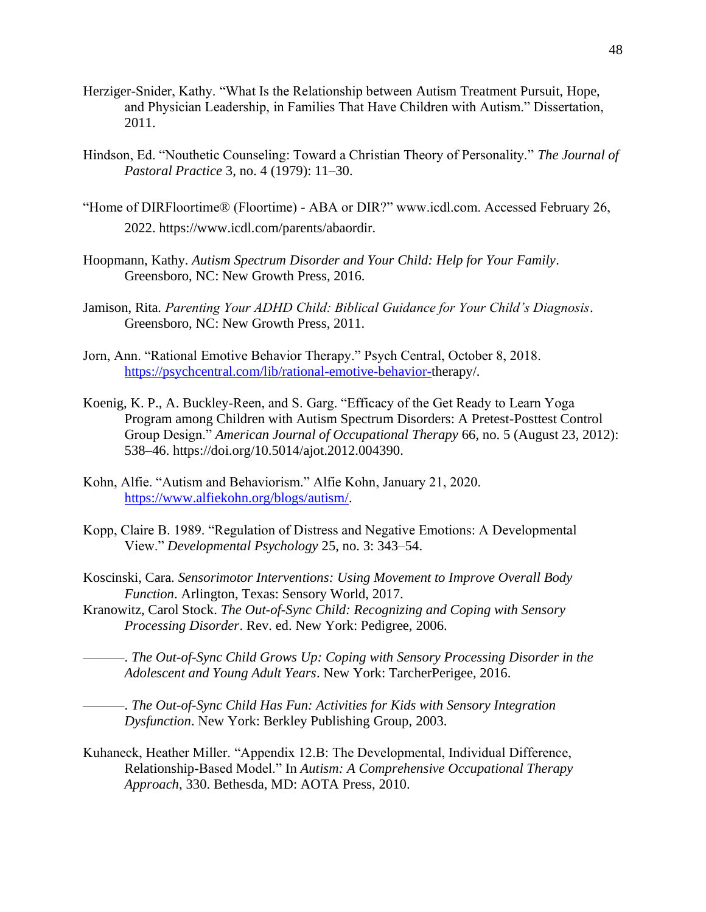Herziger-Snider, Kathy. "What Is the Relationship between Autism Treatment Pursuit, Hope, and Physician Leadership, in Families That Have Children with Autism." Dissertation, 2011.

Hindson, Ed. "Nouthetic Counseling: Toward a Christian Theory of Personality." *The Journal of Pastoral Practice* 3, no. 4 (1979): 11–30.

"Home of DIRFloortime® (Floortime) - ABA or DIR?" www.icdl.com. Accessed February 26, 2022. https://www.icdl.com/parents/abaordir.

Hoopmann, Kathy. *Autism Spectrum Disorder and Your Child: Help for Your Family*. Greensboro, NC: New Growth Press, 2016.

Jamison, Rita. *Parenting Your ADHD Child: Biblical Guidance for Your Child's Diagnosis*. Greensboro, NC: New Growth Press, 2011.

Jorn, Ann. "Rational Emotive Behavior Therapy." Psych Central, October 8, 2018. https://psychcentral.com/lib/rational-emotive-behavior-therapy/.

Koenig, K. P., A. Buckley-Reen, and S. Garg. "Efficacy of the Get Ready to Learn Yoga Program among Children with Autism Spectrum Disorders: A Pretest-Posttest Control Group Design." *American Journal of Occupational Therapy* 66, no. 5 (August 23, 2012): 538–46. https://doi.org/10.5014/ajot.2012.004390.

Kohn, Alfie. "Autism and Behaviorism." Alfie Kohn, January 21, 2020. https://www.alfiekohn.org/blogs/autism/.

Kopp, Claire B. 1989. "Regulation of Distress and Negative Emotions: A Developmental View." *Developmental Psychology* 25, no. 3: 343–54.

Koscinski, Cara. *Sensorimotor Interventions: Using Movement to Improve Overall Body Function*. Arlington, Texas: Sensory World, 2017.

Kranowitz, Carol Stock. *The Out-of-Sync Child: Recognizing and Coping with Sensory Processing Disorder*. Rev. ed. New York: Pedigree, 2006.

———. *The Out-of-Sync Child Grows Up: Coping with Sensory Processing Disorder in the Adolescent and Young Adult Years*. New York: TarcherPerigee, 2016.

———. *The Out-of-Sync Child Has Fun: Activities for Kids with Sensory Integration Dysfunction*. New York: Berkley Publishing Group, 2003.

Kuhaneck, Heather Miller. "Appendix 12.B: The Developmental, Individual Difference, Relationship-Based Model." In *Autism: A Comprehensive Occupational Therapy Approach*, 330. Bethesda, MD: AOTA Press, 2010.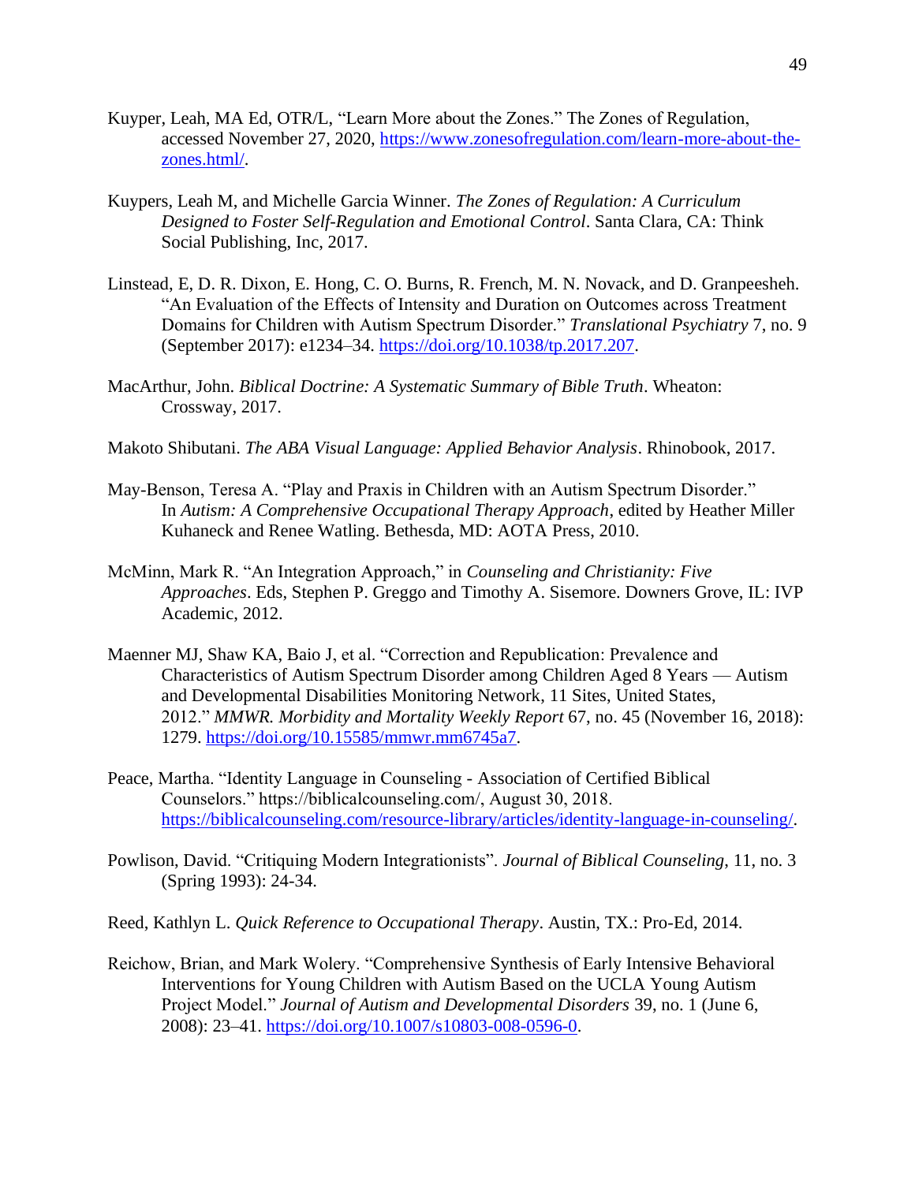Kuyper, Leah, MA Ed, OTR/L, "Learn More about the Zones." The Zones of Regulation, accessed November 27, 2020, https://www.zonesofregulation.com/learn-more-about-the-zones.html/.

Kuypers, Leah M, and Michelle Garcia Winner. *The Zones of Regulation: A Curriculum Designed to Foster Self-Regulation and Emotional Control*. Santa Clara, CA: Think Social Publishing, Inc, 2017.

Linstead, E, D. R. Dixon, E. Hong, C. O. Burns, R. French, M. N. Novack, and D. Granpeesheh. "An Evaluation of the Effects of Intensity and Duration on Outcomes across Treatment Domains for Children with Autism Spectrum Disorder." *Translational Psychiatry* 7, no. 9 (September 2017): e1234–34. https://doi.org/10.1038/tp.2017.207.

MacArthur, John. *Biblical Doctrine: A Systematic Summary of Bible Truth*. Wheaton: Crossway, 2017.

Makoto Shibutani. *The ABA Visual Language: Applied Behavior Analysis*. Rhinobook, 2017.

May-Benson, Teresa A. "Play and Praxis in Children with an Autism Spectrum Disorder." In *Autism: A Comprehensive Occupational Therapy Approach*, edited by Heather Miller Kuhaneck and Renee Watling. Bethesda, MD: AOTA Press, 2010.

McMinn, Mark R. "An Integration Approach," in *Counseling and Christianity: Five Approaches*. Eds, Stephen P. Greggo and Timothy A. Sisemore. Downers Grove, IL: IVP Academic, 2012.

Maenner MJ, Shaw KA, Baio J, et al. "Correction and Republication: Prevalence and Characteristics of Autism Spectrum Disorder among Children Aged 8 Years — Autism and Developmental Disabilities Monitoring Network, 11 Sites, United States, 2012." *MMWR. Morbidity and Mortality Weekly Report* 67, no. 45 (November 16, 2018): 1279. https://doi.org/10.15585/mmwr.mm6745a7.

Peace, Martha. "Identity Language in Counseling - Association of Certified Biblical Counselors." https://biblicalcounseling.com/, August 30, 2018. https://biblicalcounseling.com/resource-library/articles/identity-language-in-counseling/.

Powlison, David. "Critiquing Modern Integrationists". *Journal of Biblical Counseling*, 11, no. 3 (Spring 1993): 24-34.

Reed, Kathlyn L. *Quick Reference to Occupational Therapy*. Austin, TX.: Pro-Ed, 2014.

Reichow, Brian, and Mark Wolery. "Comprehensive Synthesis of Early Intensive Behavioral Interventions for Young Children with Autism Based on the UCLA Young Autism Project Model." *Journal of Autism and Developmental Disorders* 39, no. 1 (June 6, 2008): 23–41. https://doi.org/10.1007/s10803-008-0596-0.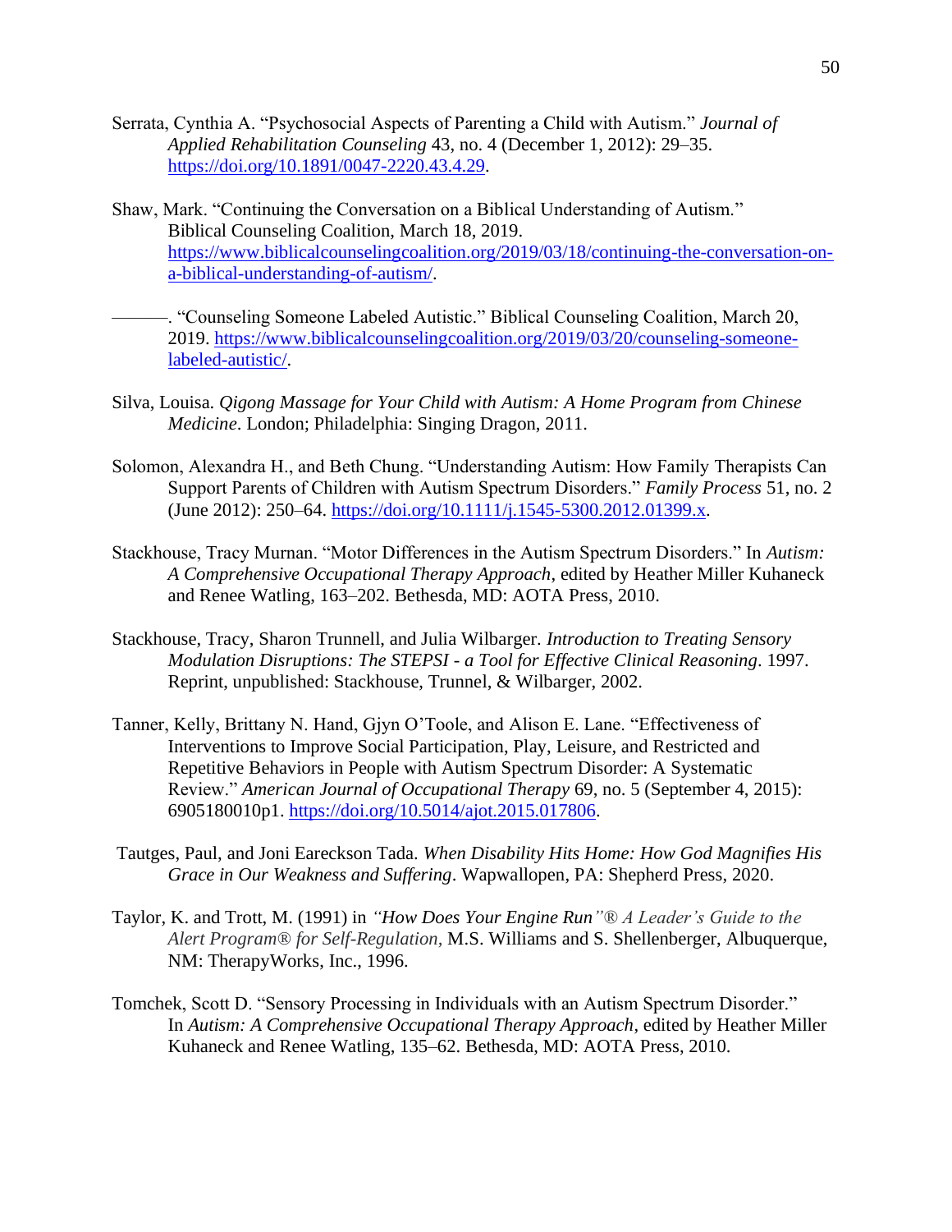Serrata, Cynthia A. "Psychosocial Aspects of Parenting a Child with Autism." *Journal of Applied Rehabilitation Counseling* 43, no. 4 (December 1, 2012): 29–35. https://doi.org/10.1891/0047-2220.43.4.29.

Shaw, Mark. "Continuing the Conversation on a Biblical Understanding of Autism." Biblical Counseling Coalition, March 18, 2019. https://www.biblicalcounselingcoalition.org/2019/03/18/continuing-the-conversation-on-a-biblical-understanding-of-autism/.

———. "Counseling Someone Labeled Autistic." Biblical Counseling Coalition, March 20, 2019. https://www.biblicalcounselingcoalition.org/2019/03/20/counseling-someone-labeled-autistic/.

Silva, Louisa. *Qigong Massage for Your Child with Autism: A Home Program from Chinese Medicine*. London; Philadelphia: Singing Dragon, 2011.

Solomon, Alexandra H., and Beth Chung. "Understanding Autism: How Family Therapists Can Support Parents of Children with Autism Spectrum Disorders." *Family Process* 51, no. 2 (June 2012): 250–64. https://doi.org/10.1111/j.1545-5300.2012.01399.x.

Stackhouse, Tracy Murnan. "Motor Differences in the Autism Spectrum Disorders." In *Autism: A Comprehensive Occupational Therapy Approach*, edited by Heather Miller Kuhaneck and Renee Watling, 163–202. Bethesda, MD: AOTA Press, 2010.

Stackhouse, Tracy, Sharon Trunnell, and Julia Wilbarger. *Introduction to Treating Sensory Modulation Disruptions: The STEPSI - a Tool for Effective Clinical Reasoning*. 1997. Reprint, unpublished: Stackhouse, Trunnel, & Wilbarger, 2002.

Tanner, Kelly, Brittany N. Hand, Gjyn O'Toole, and Alison E. Lane. "Effectiveness of Interventions to Improve Social Participation, Play, Leisure, and Restricted and Repetitive Behaviors in People with Autism Spectrum Disorder: A Systematic Review." *American Journal of Occupational Therapy* 69, no. 5 (September 4, 2015): 6905180010p1. https://doi.org/10.5014/ajot.2015.017806.

Tautges, Paul, and Joni Eareckson Tada. *When Disability Hits Home: How God Magnifies His Grace in Our Weakness and Suffering*. Wapwallopen, PA: Shepherd Press, 2020.

Taylor, K. and Trott, M. (1991) in *"How Does Your Engine Run"® A Leader's Guide to the Alert Program® for Self-Regulation,* M.S. Williams and S. Shellenberger, Albuquerque, NM: TherapyWorks, Inc., 1996.

Tomchek, Scott D. "Sensory Processing in Individuals with an Autism Spectrum Disorder." In *Autism: A Comprehensive Occupational Therapy Approach*, edited by Heather Miller Kuhaneck and Renee Watling, 135–62. Bethesda, MD: AOTA Press, 2010.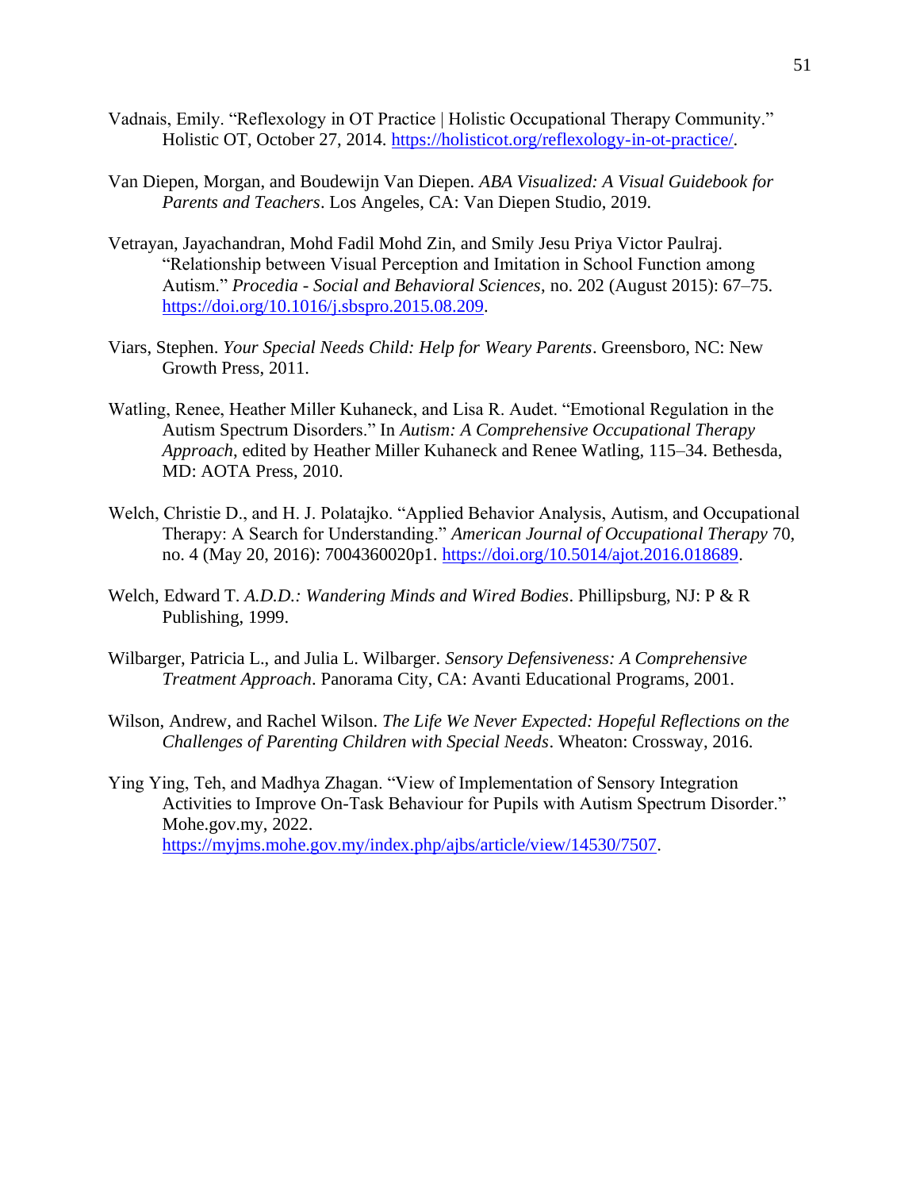Vadnais, Emily. “Reflexology in OT Practice | Holistic Occupational Therapy Community.” Holistic OT, October 27, 2014. https://holisticot.org/reflexology-in-ot-practice/.

Van Diepen, Morgan, and Boudewijn Van Diepen. *ABA Visualized: A Visual Guidebook for Parents and Teachers*. Los Angeles, CA: Van Diepen Studio, 2019.

Vetrayan, Jayachandran, Mohd Fadil Mohd Zin, and Smily Jesu Priya Victor Paulraj. “Relationship between Visual Perception and Imitation in School Function among Autism.” *Procedia - Social and Behavioral Sciences*, no. 202 (August 2015): 67–75. https://doi.org/10.1016/j.sbspro.2015.08.209.

Viars, Stephen. *Your Special Needs Child: Help for Weary Parents*. Greensboro, NC: New Growth Press, 2011.

Watling, Renee, Heather Miller Kuhaneck, and Lisa R. Audet. “Emotional Regulation in the Autism Spectrum Disorders.” In *Autism: A Comprehensive Occupational Therapy Approach*, edited by Heather Miller Kuhaneck and Renee Watling, 115–34. Bethesda, MD: AOTA Press, 2010.

Welch, Christie D., and H. J. Polatajko. “Applied Behavior Analysis, Autism, and Occupational Therapy: A Search for Understanding.” *American Journal of Occupational Therapy* 70, no. 4 (May 20, 2016): 7004360020p1. https://doi.org/10.5014/ajot.2016.018689.

Welch, Edward T. *A.D.D.: Wandering Minds and Wired Bodies*. Phillipsburg, NJ: P & R Publishing, 1999.

Wilbarger, Patricia L., and Julia L. Wilbarger. *Sensory Defensiveness: A Comprehensive Treatment Approach*. Panorama City, CA: Avanti Educational Programs, 2001.

Wilson, Andrew, and Rachel Wilson. *The Life We Never Expected: Hopeful Reflections on the Challenges of Parenting Children with Special Needs*. Wheaton: Crossway, 2016.

Ying Ying, Teh, and Madhya Zhagan. “View of Implementation of Sensory Integration Activities to Improve On-Task Behaviour for Pupils with Autism Spectrum Disorder.” Mohe.gov.my, 2022. https://myjms.mohe.gov.my/index.php/ajbs/article/view/14530/7507.